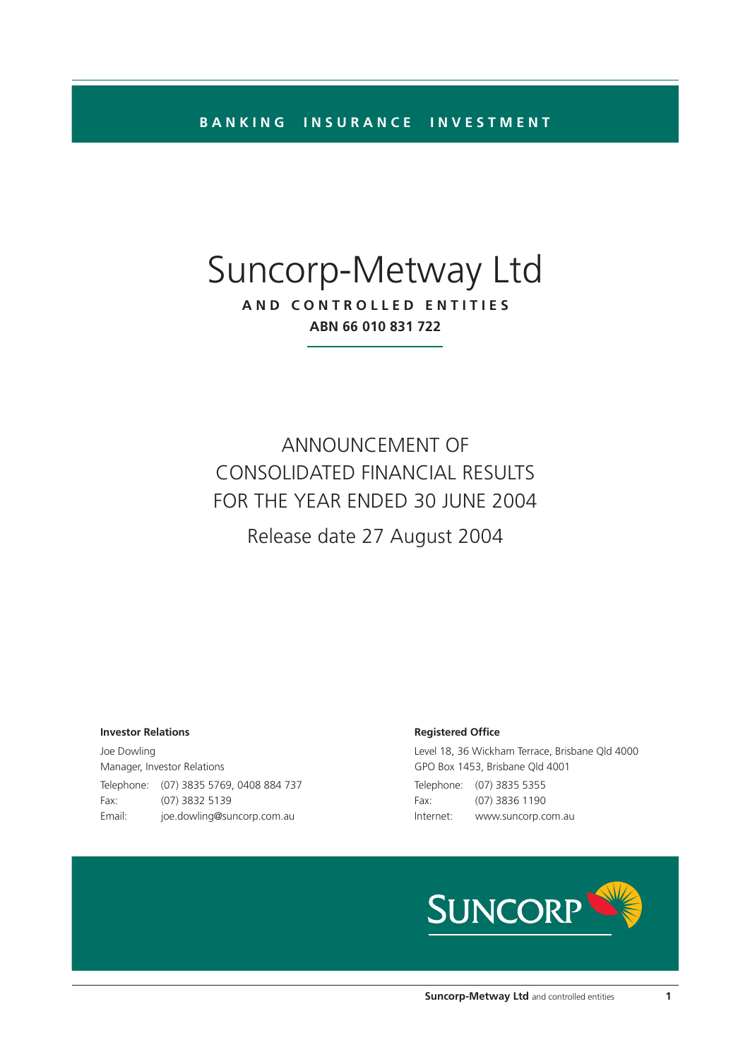BANKING INSURANCE INVESTMENT

# Suncorp-Metway Ltd

**AND CONTROLLED ENTITIES**

**ABN 66 010 831 722**

## ANNOUNCEMENT OF CONSOLIDATED FINANCIAL RESULTS FOR THE YEAR ENDED 30 JUNE 2004

Release date 27 August 2004

**Investor Relations**

Joe Dowling
Manager, Investor Relations

Telephone: (07) 3835 5769, 0408 884 737
Fax: (07) 3832 5139
Email: joe.dowling@suncorp.com.au

**Registered Office**

Level 18, 36 Wickham Terrace, Brisbane Qld 4000
GPO Box 1453, Brisbane Qld 4001

Telephone: (07) 3835 5355
Fax: (07) 3836 1190
Internet: www.suncorp.com.au

SUNCORP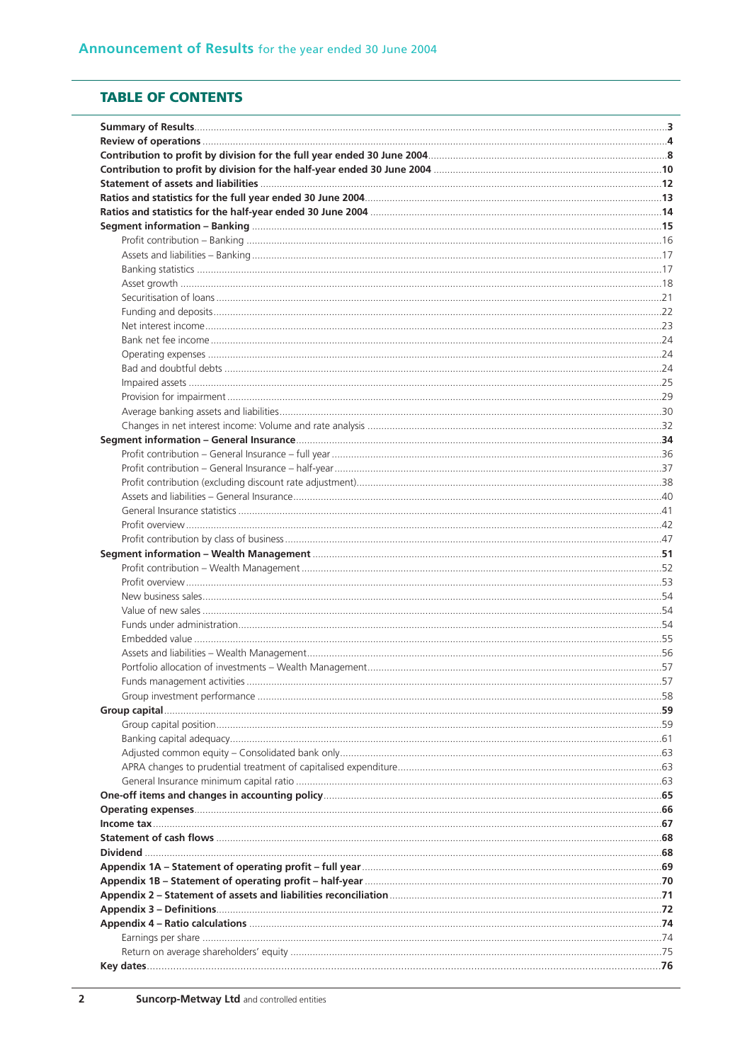## TABLE OF CONTENTS

| | |
|---|---|
| **Summary of Results** | **3** |
| **Review of operations** | **4** |
| **Contribution to profit by division for the full year ended 30 June 2004** | **8** |
| **Contribution to profit by division for the half-year ended 30 June 2004** | **10** |
| **Statement of assets and liabilities** | **12** |
| **Ratios and statistics for the full year ended 30 June 2004** | **13** |
| **Ratios and statistics for the half-year ended 30 June 2004** | **14** |
| **Segment information – Banking** | **15** |
| Profit contribution – Banking | 16 |
| Assets and liabilities – Banking | 17 |
| Banking statistics | 17 |
| Asset growth | 18 |
| Securitisation of loans | 21 |
| Funding and deposits | 22 |
| Net interest income | 23 |
| Bank net fee income | 24 |
| Operating expenses | 24 |
| Bad and doubtful debts | 24 |
| Impaired assets | 25 |
| Provision for impairment | 29 |
| Average banking assets and liabilities | 30 |
| Changes in net interest income: Volume and rate analysis | 32 |
| **Segment information – General Insurance** | **34** |
| Profit contribution – General Insurance – full year | 36 |
| Profit contribution – General Insurance – half-year | 37 |
| Profit contribution (excluding discount rate adjustment) | 38 |
| Assets and liabilities – General Insurance | 40 |
| General Insurance statistics | 41 |
| Profit overview | 42 |
| Profit contribution by class of business | 47 |
| **Segment information – Wealth Management** | **51** |
| Profit contribution – Wealth Management | 52 |
| Profit overview | 53 |
| New business sales | 54 |
| Value of new sales | 54 |
| Funds under administration | 54 |
| Embedded value | 55 |
| Assets and liabilities – Wealth Management | 56 |
| Portfolio allocation of investments – Wealth Management | 57 |
| Funds management activities | 57 |
| Group investment performance | 58 |
| **Group capital** | **59** |
| Group capital position | 59 |
| Banking capital adequacy | 61 |
| Adjusted common equity – Consolidated bank only | 63 |
| APRA changes to prudential treatment of capitalised expenditure | 63 |
| General Insurance minimum capital ratio | 63 |
| **One-off items and changes in accounting policy** | **65** |
| **Operating expenses** | **66** |
| **Income tax** | **67** |
| **Statement of cash flows** | **68** |
| **Dividend** | **68** |
| **Appendix 1A – Statement of operating profit – full year** | **69** |
| **Appendix 1B – Statement of operating profit – half-year** | **70** |
| **Appendix 2 – Statement of assets and liabilities reconciliation** | **71** |
| **Appendix 3 – Definitions** | **72** |
| **Appendix 4 – Ratio calculations** | **74** |
| Earnings per share | 74 |
| Return on average shareholders' equity | 75 |
| **Key dates** | **76** |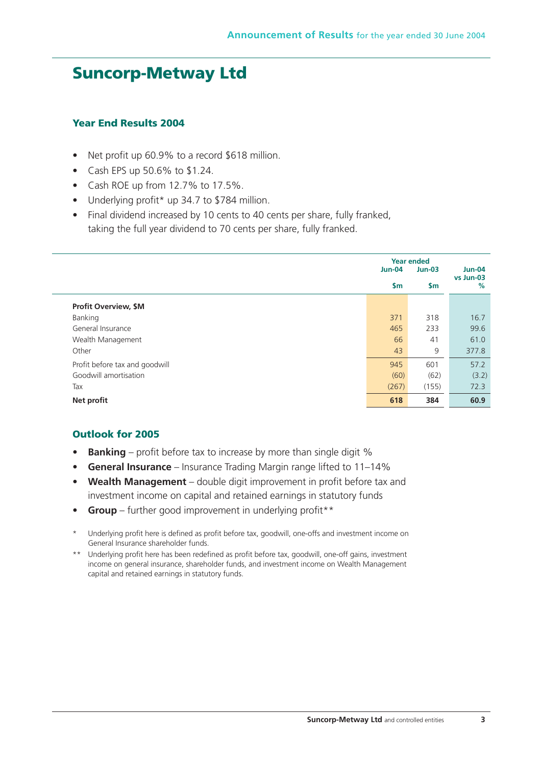# Suncorp-Metway Ltd

## Year End Results 2004

- Net profit up 60.9% to a record $618 million.
- Cash EPS up 50.6% to $1.24.
- Cash ROE up from 12.7% to 17.5%.
- Underlying profit* up 34.7 to $784 million.
- Final dividend increased by 10 cents to 40 cents per share, fully franked, taking the full year dividend to 70 cents per share, fully franked.

| | Year ended Jun-04 $m | Jun-03 $m | Jun-04 vs Jun-03 % |
|---|---|---|---|
| **Profit Overview, $M** | | | |
| Banking | 371 | 318 | 16.7 |
| General Insurance | 465 | 233 | 99.6 |
| Wealth Management | 66 | 41 | 61.0 |
| Other | 43 | 9 | 377.8 |
| Profit before tax and goodwill | 945 | 601 | 57.2 |
| Goodwill amortisation | (60) | (62) | (3.2) |
| Tax | (267) | (155) | 72.3 |
| **Net profit** | **618** | **384** | **60.9** |

## Outlook for 2005

- **Banking** – profit before tax to increase by more than single digit %
- **General Insurance** – Insurance Trading Margin range lifted to 11–14%
- **Wealth Management** – double digit improvement in profit before tax and investment income on capital and retained earnings in statutory funds
- **Group** – further good improvement in underlying profit**

\* Underlying profit here is defined as profit before tax, goodwill, one-offs and investment income on General Insurance shareholder funds.

\*\* Underlying profit here has been redefined as profit before tax, goodwill, one-off gains, investment income on general insurance, shareholder funds, and investment income on Wealth Management capital and retained earnings in statutory funds.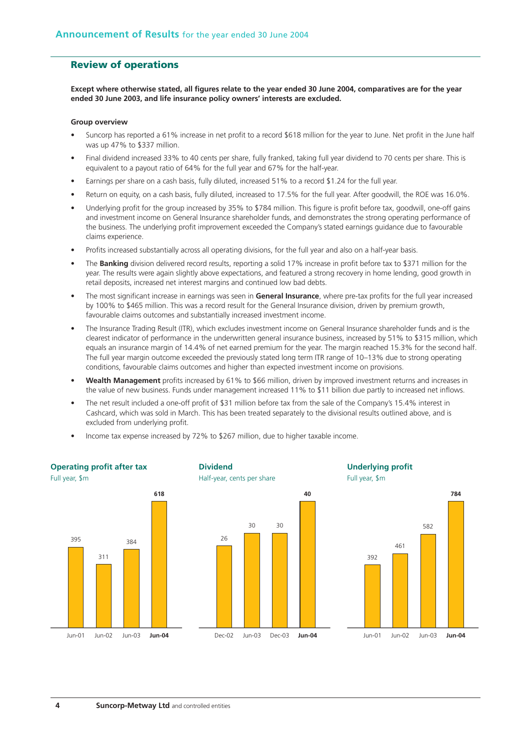## Announcement of Results for the year ended 30 June 2004

## Review of operations

**Except where otherwise stated, all figures relate to the year ended 30 June 2004, comparatives are for the year ended 30 June 2003, and life insurance policy owners' interests are excluded.**

### Group overview

- Suncorp has reported a 61% increase in net profit to a record $618 million for the year to June. Net profit in the June half was up 47% to $337 million.
- Final dividend increased 33% to 40 cents per share, fully franked, taking full year dividend to 70 cents per share. This is equivalent to a payout ratio of 64% for the full year and 67% for the half-year.
- Earnings per share on a cash basis, fully diluted, increased 51% to a record $1.24 for the full year.
- Return on equity, on a cash basis, fully diluted, increased to 17.5% for the full year. After goodwill, the ROE was 16.0%.
- Underlying profit for the group increased by 35% to $784 million. This figure is profit before tax, goodwill, one-off gains and investment income on General Insurance shareholder funds, and demonstrates the strong operating performance of the business. The underlying profit improvement exceeded the Company's stated earnings guidance due to favourable claims experience.
- Profits increased substantially across all operating divisions, for the full year and also on a half-year basis.
- The **Banking** division delivered record results, reporting a solid 17% increase in profit before tax to $371 million for the year. The results were again slightly above expectations, and featured a strong recovery in home lending, good growth in retail deposits, increased net interest margins and continued low bad debts.
- The most significant increase in earnings was seen in **General Insurance**, where pre-tax profits for the full year increased by 100% to $465 million. This was a record result for the General Insurance division, driven by premium growth, favourable claims outcomes and substantially increased investment income.
- The Insurance Trading Result (ITR), which excludes investment income on General Insurance shareholder funds and is the clearest indicator of performance in the underwritten general insurance business, increased by 51% to $315 million, which equals an insurance margin of 14.4% of net earned premium for the year. The margin reached 15.3% for the second half. The full year margin outcome exceeded the previously stated long term ITR range of 10–13% due to strong operating conditions, favourable claims outcomes and higher than expected investment income on provisions.
- **Wealth Management** profits increased by 61% to $66 million, driven by improved investment returns and increases in the value of new business. Funds under management increased 11% to $11 billion due partly to increased net inflows.
- The net result included a one-off profit of $31 million before tax from the sale of the Company's 15.4% interest in Cashcard, which was sold in March. This has been treated separately to the divisional results outlined above, and is excluded from underlying profit.
- Income tax expense increased by 72% to $267 million, due to higher taxable income.

**Operating profit after tax**
Full year, $m

| Jun-01 | Jun-02 | Jun-03 | **Jun-04** |
|---|---|---|---|
| 395 | 311 | 384 | **618** |

**Dividend**
Half-year, cents per share

| Dec-02 | Jun-03 | Dec-03 | **Jun-04** |
|---|---|---|---|
| 26 | 30 | 30 | **40** |

**Underlying profit**
Full year, $m

| Jun-01 | Jun-02 | Jun-03 | **Jun-04** |
|---|---|---|---|
| 392 | 461 | 582 | **784** |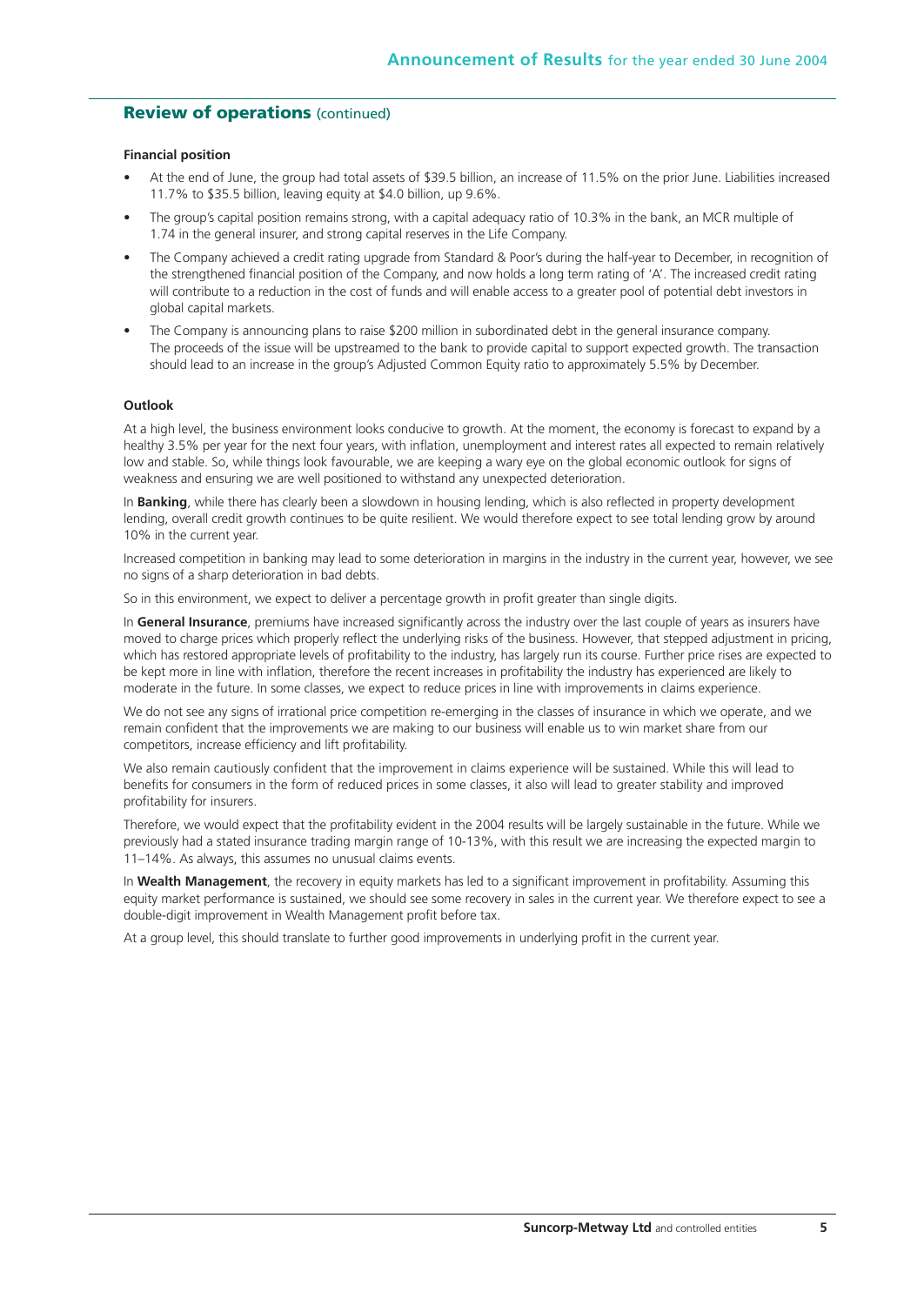## Review of operations (continued)

#### Financial position

- At the end of June, the group had total assets of $39.5 billion, an increase of 11.5% on the prior June. Liabilities increased 11.7% to $35.5 billion, leaving equity at $4.0 billion, up 9.6%.
- The group's capital position remains strong, with a capital adequacy ratio of 10.3% in the bank, an MCR multiple of 1.74 in the general insurer, and strong capital reserves in the Life Company.
- The Company achieved a credit rating upgrade from Standard & Poor's during the half-year to December, in recognition of the strengthened financial position of the Company, and now holds a long term rating of 'A'. The increased credit rating will contribute to a reduction in the cost of funds and will enable access to a greater pool of potential debt investors in global capital markets.
- The Company is announcing plans to raise $200 million in subordinated debt in the general insurance company. The proceeds of the issue will be upstreamed to the bank to provide capital to support expected growth. The transaction should lead to an increase in the group's Adjusted Common Equity ratio to approximately 5.5% by December.

#### Outlook

At a high level, the business environment looks conducive to growth. At the moment, the economy is forecast to expand by a healthy 3.5% per year for the next four years, with inflation, unemployment and interest rates all expected to remain relatively low and stable. So, while things look favourable, we are keeping a wary eye on the global economic outlook for signs of weakness and ensuring we are well positioned to withstand any unexpected deterioration.

In **Banking**, while there has clearly been a slowdown in housing lending, which is also reflected in property development lending, overall credit growth continues to be quite resilient. We would therefore expect to see total lending grow by around 10% in the current year.

Increased competition in banking may lead to some deterioration in margins in the industry in the current year, however, we see no signs of a sharp deterioration in bad debts.

So in this environment, we expect to deliver a percentage growth in profit greater than single digits.

In **General Insurance**, premiums have increased significantly across the industry over the last couple of years as insurers have moved to charge prices which properly reflect the underlying risks of the business. However, that stepped adjustment in pricing, which has restored appropriate levels of profitability to the industry, has largely run its course. Further price rises are expected to be kept more in line with inflation, therefore the recent increases in profitability the industry has experienced are likely to moderate in the future. In some classes, we expect to reduce prices in line with improvements in claims experience.

We do not see any signs of irrational price competition re-emerging in the classes of insurance in which we operate, and we remain confident that the improvements we are making to our business will enable us to win market share from our competitors, increase efficiency and lift profitability.

We also remain cautiously confident that the improvement in claims experience will be sustained. While this will lead to benefits for consumers in the form of reduced prices in some classes, it also will lead to greater stability and improved profitability for insurers.

Therefore, we would expect that the profitability evident in the 2004 results will be largely sustainable in the future. While we previously had a stated insurance trading margin range of 10-13%, with this result we are increasing the expected margin to 11–14%. As always, this assumes no unusual claims events.

In **Wealth Management**, the recovery in equity markets has led to a significant improvement in profitability. Assuming this equity market performance is sustained, we should see some recovery in sales in the current year. We therefore expect to see a double-digit improvement in Wealth Management profit before tax.

At a group level, this should translate to further good improvements in underlying profit in the current year.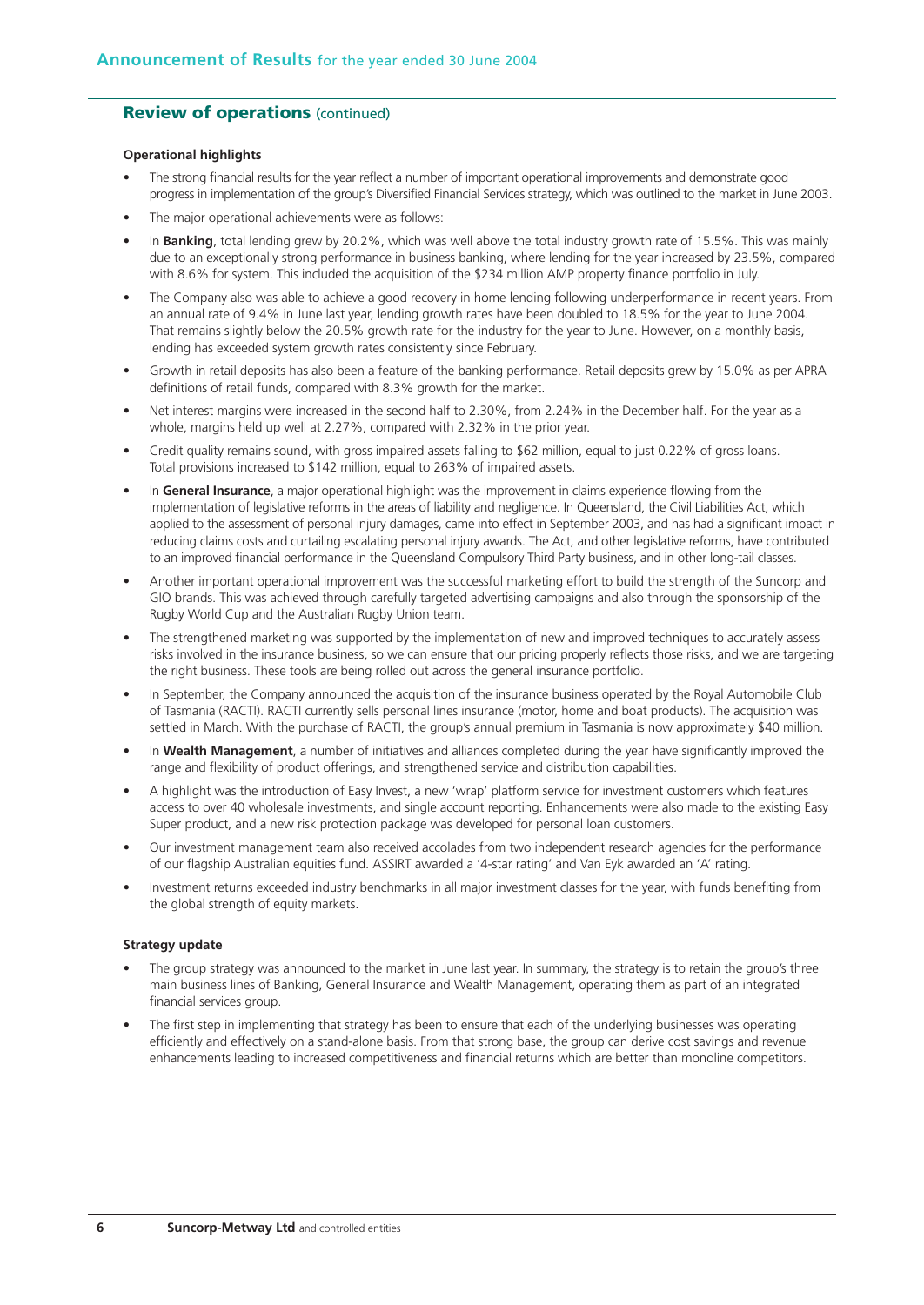## Review of operations (continued)

### Operational highlights

- The strong financial results for the year reflect a number of important operational improvements and demonstrate good progress in implementation of the group's Diversified Financial Services strategy, which was outlined to the market in June 2003.
- The major operational achievements were as follows:
- In **Banking**, total lending grew by 20.2%, which was well above the total industry growth rate of 15.5%. This was mainly due to an exceptionally strong performance in business banking, where lending for the year increased by 23.5%, compared with 8.6% for system. This included the acquisition of the $234 million AMP property finance portfolio in July.
- The Company also was able to achieve a good recovery in home lending following underperformance in recent years. From an annual rate of 9.4% in June last year, lending growth rates have been doubled to 18.5% for the year to June 2004. That remains slightly below the 20.5% growth rate for the industry for the year to June. However, on a monthly basis, lending has exceeded system growth rates consistently since February.
- Growth in retail deposits has also been a feature of the banking performance. Retail deposits grew by 15.0% as per APRA definitions of retail funds, compared with 8.3% growth for the market.
- Net interest margins were increased in the second half to 2.30%, from 2.24% in the December half. For the year as a whole, margins held up well at 2.27%, compared with 2.32% in the prior year.
- Credit quality remains sound, with gross impaired assets falling to $62 million, equal to just 0.22% of gross loans. Total provisions increased to $142 million, equal to 263% of impaired assets.
- In **General Insurance**, a major operational highlight was the improvement in claims experience flowing from the implementation of legislative reforms in the areas of liability and negligence. In Queensland, the Civil Liabilities Act, which applied to the assessment of personal injury damages, came into effect in September 2003, and has had a significant impact in reducing claims costs and curtailing escalating personal injury awards. The Act, and other legislative reforms, have contributed to an improved financial performance in the Queensland Compulsory Third Party business, and in other long-tail classes.
- Another important operational improvement was the successful marketing effort to build the strength of the Suncorp and GIO brands. This was achieved through carefully targeted advertising campaigns and also through the sponsorship of the Rugby World Cup and the Australian Rugby Union team.
- The strengthened marketing was supported by the implementation of new and improved techniques to accurately assess risks involved in the insurance business, so we can ensure that our pricing properly reflects those risks, and we are targeting the right business. These tools are being rolled out across the general insurance portfolio.
- In September, the Company announced the acquisition of the insurance business operated by the Royal Automobile Club of Tasmania (RACTI). RACTI currently sells personal lines insurance (motor, home and boat products). The acquisition was settled in March. With the purchase of RACTI, the group's annual premium in Tasmania is now approximately $40 million.
- In **Wealth Management**, a number of initiatives and alliances completed during the year have significantly improved the range and flexibility of product offerings, and strengthened service and distribution capabilities.
- A highlight was the introduction of Easy Invest, a new 'wrap' platform service for investment customers which features access to over 40 wholesale investments, and single account reporting. Enhancements were also made to the existing Easy Super product, and a new risk protection package was developed for personal loan customers.
- Our investment management team also received accolades from two independent research agencies for the performance of our flagship Australian equities fund. ASSIRT awarded a '4-star rating' and Van Eyk awarded an 'A' rating.
- Investment returns exceeded industry benchmarks in all major investment classes for the year, with funds benefiting from the global strength of equity markets.

### Strategy update

- The group strategy was announced to the market in June last year. In summary, the strategy is to retain the group's three main business lines of Banking, General Insurance and Wealth Management, operating them as part of an integrated financial services group.
- The first step in implementing that strategy has been to ensure that each of the underlying businesses was operating efficiently and effectively on a stand-alone basis. From that strong base, the group can derive cost savings and revenue enhancements leading to increased competitiveness and financial returns which are better than monoline competitors.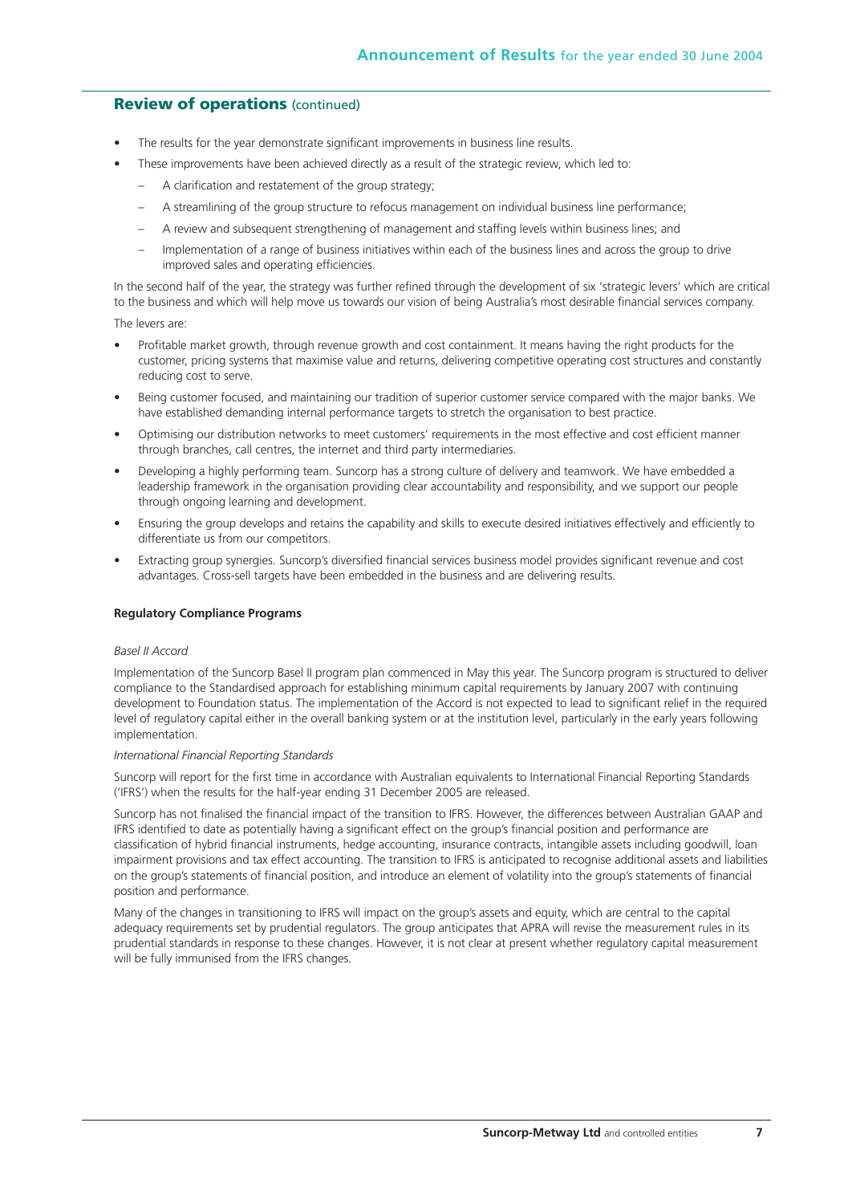## Review of operations (continued)

- The results for the year demonstrate significant improvements in business line results.
- These improvements have been achieved directly as a result of the strategic review, which led to:
  - A clarification and restatement of the group strategy;
  - A streamlining of the group structure to refocus management on individual business line performance;
  - A review and subsequent strengthening of management and staffing levels within business lines; and
  - Implementation of a range of business initiatives within each of the business lines and across the group to drive improved sales and operating efficiencies.

In the second half of the year, the strategy was further refined through the development of six 'strategic levers' which are critical to the business and which will help move us towards our vision of being Australia's most desirable financial services company.

The levers are:

- Profitable market growth, through revenue growth and cost containment. It means having the right products for the customer, pricing systems that maximise value and returns, delivering competitive operating cost structures and constantly reducing cost to serve.
- Being customer focused, and maintaining our tradition of superior customer service compared with the major banks. We have established demanding internal performance targets to stretch the organisation to best practice.
- Optimising our distribution networks to meet customers' requirements in the most effective and cost efficient manner through branches, call centres, the internet and third party intermediaries.
- Developing a highly performing team. Suncorp has a strong culture of delivery and teamwork. We have embedded a leadership framework in the organisation providing clear accountability and responsibility, and we support our people through ongoing learning and development.
- Ensuring the group develops and retains the capability and skills to execute desired initiatives effectively and efficiently to differentiate us from our competitors.
- Extracting group synergies. Suncorp's diversified financial services business model provides significant revenue and cost advantages. Cross-sell targets have been embedded in the business and are delivering results.

**Regulatory Compliance Programs**

*Basel II Accord*

Implementation of the Suncorp Basel II program plan commenced in May this year. The Suncorp program is structured to deliver compliance to the Standardised approach for establishing minimum capital requirements by January 2007 with continuing development to Foundation status. The implementation of the Accord is not expected to lead to significant relief in the required level of regulatory capital either in the overall banking system or at the institution level, particularly in the early years following implementation.

*International Financial Reporting Standards*

Suncorp will report for the first time in accordance with Australian equivalents to International Financial Reporting Standards ('IFRS') when the results for the half-year ending 31 December 2005 are released.

Suncorp has not finalised the financial impact of the transition to IFRS. However, the differences between Australian GAAP and IFRS identified to date as potentially having a significant effect on the group's financial position and performance are classification of hybrid financial instruments, hedge accounting, insurance contracts, intangible assets including goodwill, loan impairment provisions and tax effect accounting. The transition to IFRS is anticipated to recognise additional assets and liabilities on the group's statements of financial position, and introduce an element of volatility into the group's statements of financial position and performance.

Many of the changes in transitioning to IFRS will impact on the group's assets and equity, which are central to the capital adequacy requirements set by prudential regulators. The group anticipates that APRA will revise the measurement rules in its prudential standards in response to these changes. However, it is not clear at present whether regulatory capital measurement will be fully immunised from the IFRS changes.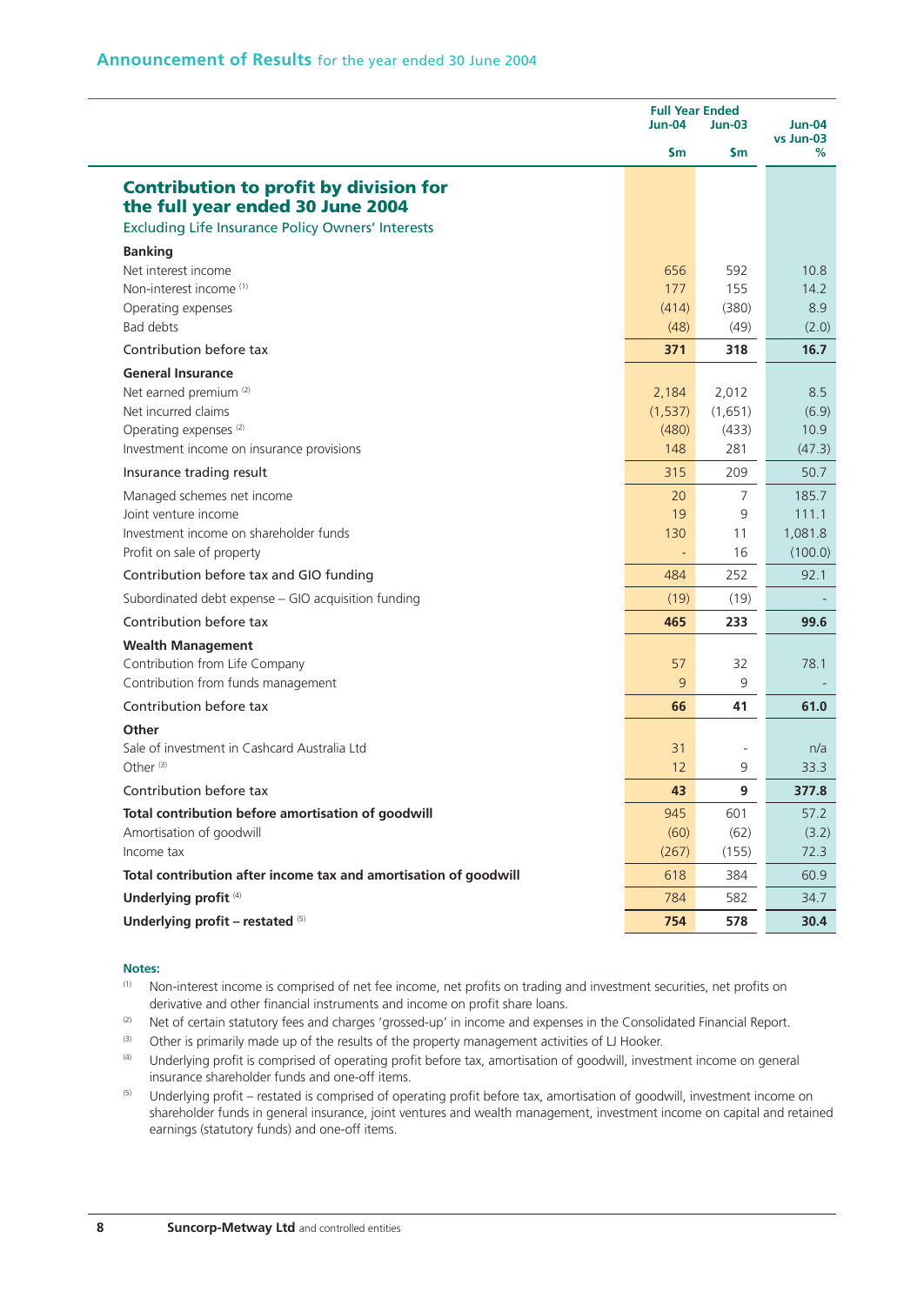# Announcement of Results for the year ended 30 June 2004

| | Full Year Ended | | Jun-04 vs Jun-03 |
|---|---|---|---|
| | Jun-04 | Jun-03 | |
| | $m | $m | % |
| **Contribution to profit by division for the full year ended 30 June 2004** | | | |
| Excluding Life Insurance Policy Owners' Interests | | | |
| **Banking** | | | |
| Net interest income | 656 | 592 | 10.8 |
| Non-interest income [1] | 177 | 155 | 14.2 |
| Operating expenses | (414) | (380) | 8.9 |
| Bad debts | (48) | (49) | (2.0) |
| Contribution before tax | **371** | **318** | **16.7** |
| **General Insurance** | | | |
| Net earned premium [2] | 2,184 | 2,012 | 8.5 |
| Net incurred claims | (1,537) | (1,651) | (6.9) |
| Operating expenses [2] | (480) | (433) | 10.9 |
| Investment income on insurance provisions | 148 | 281 | (47.3) |
| Insurance trading result | 315 | 209 | 50.7 |
| Managed schemes net income | 20 | 7 | 185.7 |
| Joint venture income | 19 | 9 | 111.1 |
| Investment income on shareholder funds | 130 | 11 | 1,081.8 |
| Profit on sale of property | - | 16 | (100.0) |
| Contribution before tax and GIO funding | 484 | 252 | 92.1 |
| Subordinated debt expense – GIO acquisition funding | (19) | (19) | - |
| Contribution before tax | **465** | **233** | **99.6** |
| **Wealth Management** | | | |
| Contribution from Life Company | 57 | 32 | 78.1 |
| Contribution from funds management | 9 | 9 | - |
| Contribution before tax | **66** | **41** | **61.0** |
| **Other** | | | |
| Sale of investment in Cashcard Australia Ltd | 31 | - | n/a |
| Other [3] | 12 | 9 | 33.3 |
| Contribution before tax | **43** | **9** | **377.8** |
| **Total contribution before amortisation of goodwill** | 945 | 601 | 57.2 |
| Amortisation of goodwill | (60) | (62) | (3.2) |
| Income tax | (267) | (155) | 72.3 |
| **Total contribution after income tax and amortisation of goodwill** | 618 | 384 | 60.9 |
| **Underlying profit** [4] | 784 | 582 | 34.7 |
| **Underlying profit – restated** [5] | **754** | **578** | **30.4** |

**Notes:**

(1) Non-interest income is comprised of net fee income, net profits on trading and investment securities, net profits on derivative and other financial instruments and income on profit share loans.

(2) Net of certain statutory fees and charges 'grossed-up' in income and expenses in the Consolidated Financial Report.

(3) Other is primarily made up of the results of the property management activities of LJ Hooker.

(4) Underlying profit is comprised of operating profit before tax, amortisation of goodwill, investment income on general insurance shareholder funds and one-off items.

(5) Underlying profit – restated is comprised of operating profit before tax, amortisation of goodwill, investment income on shareholder funds in general insurance, joint ventures and wealth management, investment income on capital and retained earnings (statutory funds) and one-off items.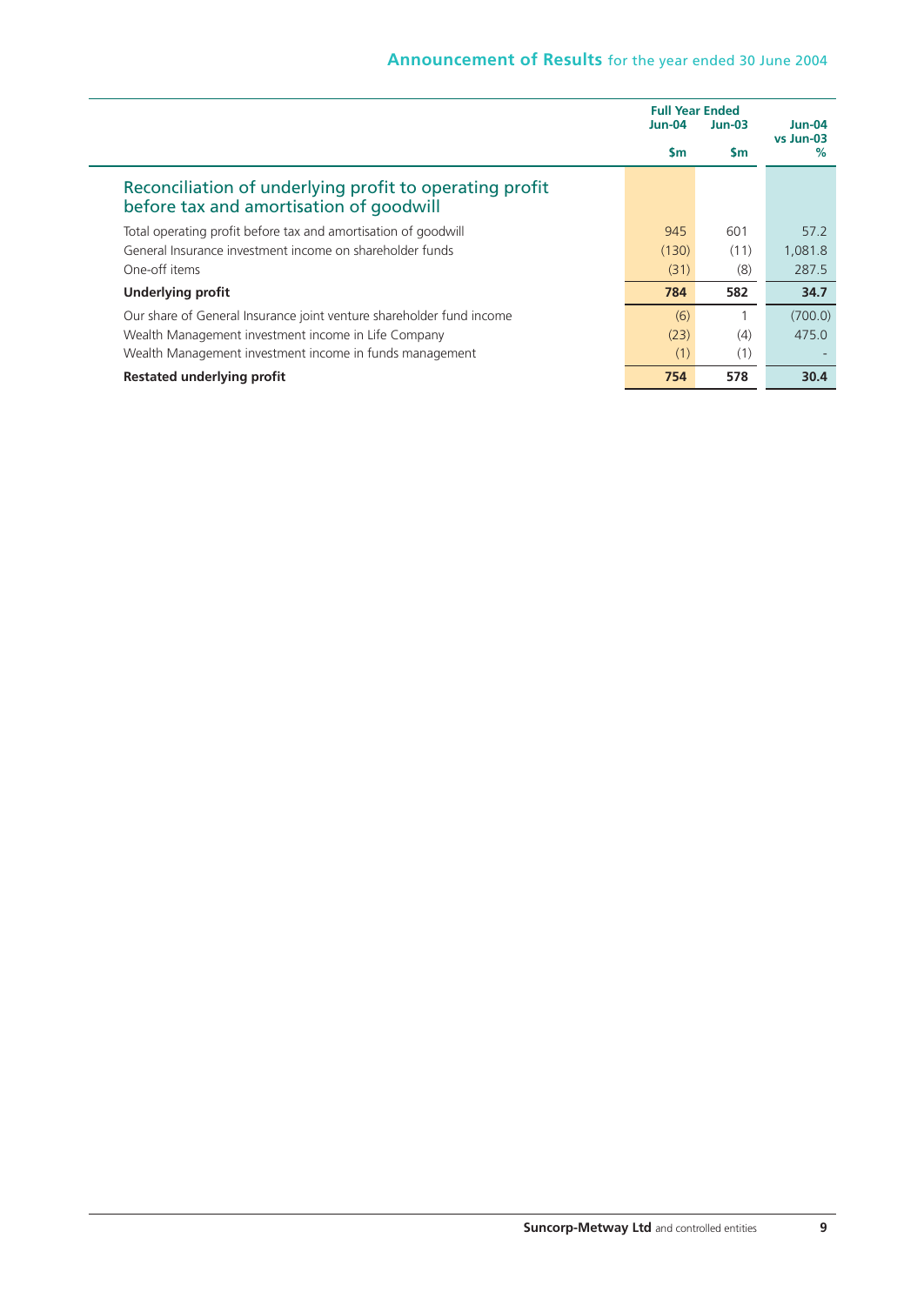| | Full Year Ended | | Jun-04 vs Jun-03 |
|---|---|---|---|
| | Jun-04 | Jun-03 | |
| | $m | $m | % |
| **Reconciliation of underlying profit to operating profit before tax and amortisation of goodwill** | | | |
| Total operating profit before tax and amortisation of goodwill | 945 | 601 | 57.2 |
| General Insurance investment income on shareholder funds | (130) | (11) | 1,081.8 |
| One-off items | (31) | (8) | 287.5 |
| **Underlying profit** | **784** | **582** | **34.7** |
| Our share of General Insurance joint venture shareholder fund income | (6) | 1 | (700.0) |
| Wealth Management investment income in Life Company | (23) | (4) | 475.0 |
| Wealth Management investment income in funds management | (1) | (1) | - |
| **Restated underlying profit** | **754** | **578** | **30.4** |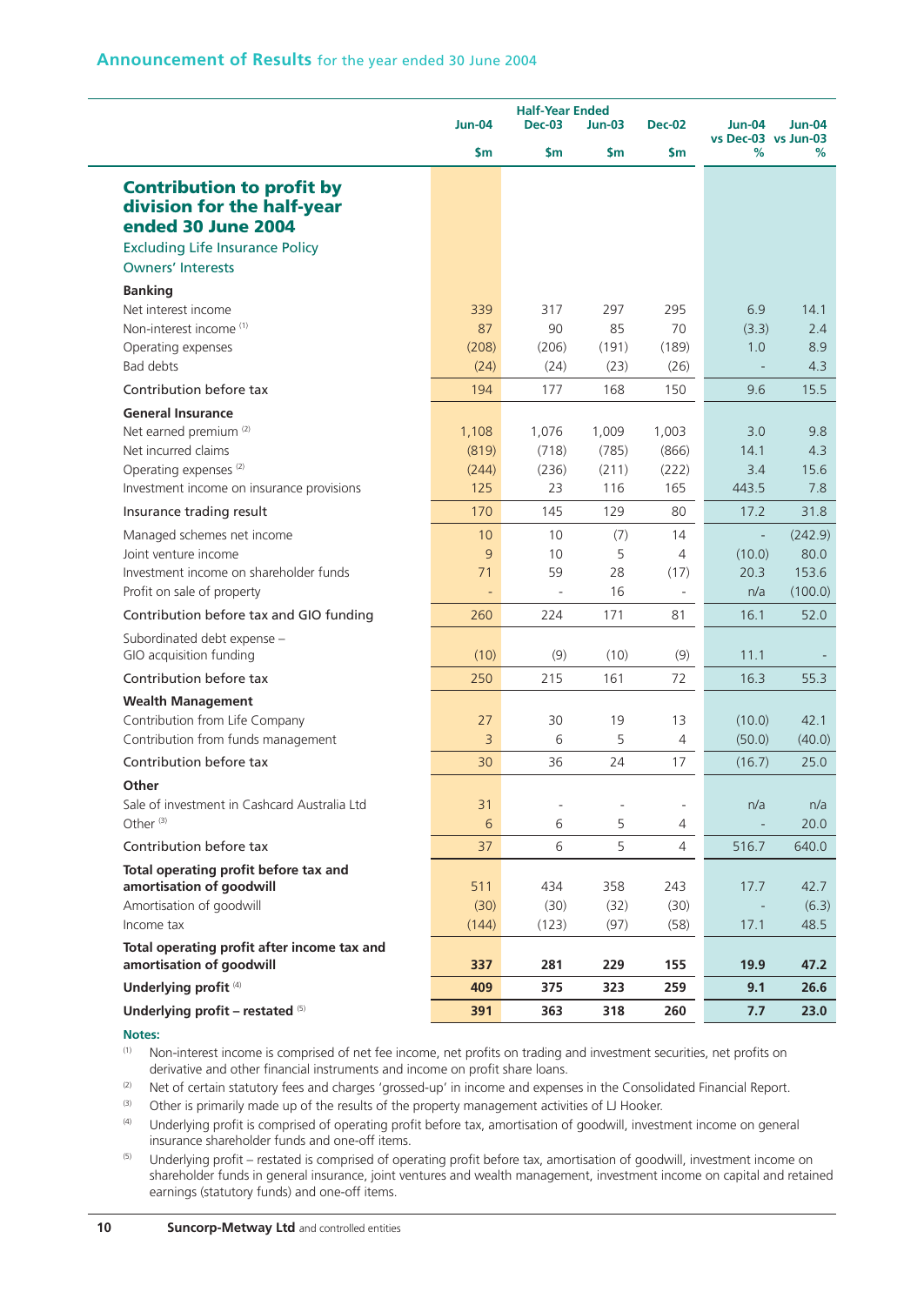## Announcement of Results for the year ended 30 June 2004

| | Jun-04 | Half-Year Ended Dec-03 | Jun-03 | Dec-02 | Jun-04 vs Dec-03 | Jun-04 vs Jun-03 |
|---|---|---|---|---|---|---|
| | $m | $m | $m | $m | % | % |
| **Contribution to profit by division for the half-year ended 30 June 2004** | | | | | | |
| Excluding Life Insurance Policy Owners' Interests | | | | | | |
| **Banking** | | | | | | |
| Net interest income | 339 | 317 | 297 | 295 | 6.9 | 14.1 |
| Non-interest income [1] | 87 | 90 | 85 | 70 | (3.3) | 2.4 |
| Operating expenses | (208) | (206) | (191) | (189) | 1.0 | 8.9 |
| Bad debts | (24) | (24) | (23) | (26) | - | 4.3 |
| Contribution before tax | 194 | 177 | 168 | 150 | 9.6 | 15.5 |
| **General Insurance** | | | | | | |
| Net earned premium [2] | 1,108 | 1,076 | 1,009 | 1,003 | 3.0 | 9.8 |
| Net incurred claims | (819) | (718) | (785) | (866) | 14.1 | 4.3 |
| Operating expenses [2] | (244) | (236) | (211) | (222) | 3.4 | 15.6 |
| Investment income on insurance provisions | 125 | 23 | 116 | 165 | 443.5 | 7.8 |
| Insurance trading result | 170 | 145 | 129 | 80 | 17.2 | 31.8 |
| Managed schemes net income | 10 | 10 | (7) | 14 | - | (242.9) |
| Joint venture income | 9 | 10 | 5 | 4 | (10.0) | 80.0 |
| Investment income on shareholder funds | 71 | 59 | 28 | (17) | 20.3 | 153.6 |
| Profit on sale of property | - | - | 16 | - | n/a | (100.0) |
| Contribution before tax and GIO funding | 260 | 224 | 171 | 81 | 16.1 | 52.0 |
| Subordinated debt expense – GIO acquisition funding | (10) | (9) | (10) | (9) | 11.1 | - |
| Contribution before tax | 250 | 215 | 161 | 72 | 16.3 | 55.3 |
| **Wealth Management** | | | | | | |
| Contribution from Life Company | 27 | 30 | 19 | 13 | (10.0) | 42.1 |
| Contribution from funds management | 3 | 6 | 5 | 4 | (50.0) | (40.0) |
| Contribution before tax | 30 | 36 | 24 | 17 | (16.7) | 25.0 |
| **Other** | | | | | | |
| Sale of investment in Cashcard Australia Ltd | 31 | - | - | - | n/a | n/a |
| Other [3] | 6 | 6 | 5 | 4 | - | 20.0 |
| Contribution before tax | 37 | 6 | 5 | 4 | 516.7 | 640.0 |
| **Total operating profit before tax and amortisation of goodwill** | 511 | 434 | 358 | 243 | 17.7 | 42.7 |
| Amortisation of goodwill | (30) | (30) | (32) | (30) | - | (6.3) |
| Income tax | (144) | (123) | (97) | (58) | 17.1 | 48.5 |
| **Total operating profit after income tax and amortisation of goodwill** | **337** | **281** | **229** | **155** | **19.9** | **47.2** |
| **Underlying profit** [4] | **409** | **375** | **323** | **259** | **9.1** | **26.6** |
| **Underlying profit – restated** [5] | **391** | **363** | **318** | **260** | **7.7** | **23.0** |

**Notes:**

(1) Non-interest income is comprised of net fee income, net profits on trading and investment securities, net profits on derivative and other financial instruments and income on profit share loans.

(2) Net of certain statutory fees and charges 'grossed-up' in income and expenses in the Consolidated Financial Report.

(3) Other is primarily made up of the results of the property management activities of LJ Hooker.

(4) Underlying profit is comprised of operating profit before tax, amortisation of goodwill, investment income on general insurance shareholder funds and one-off items.

(5) Underlying profit – restated is comprised of operating profit before tax, amortisation of goodwill, investment income on shareholder funds in general insurance, joint ventures and wealth management, investment income on capital and retained earnings (statutory funds) and one-off items.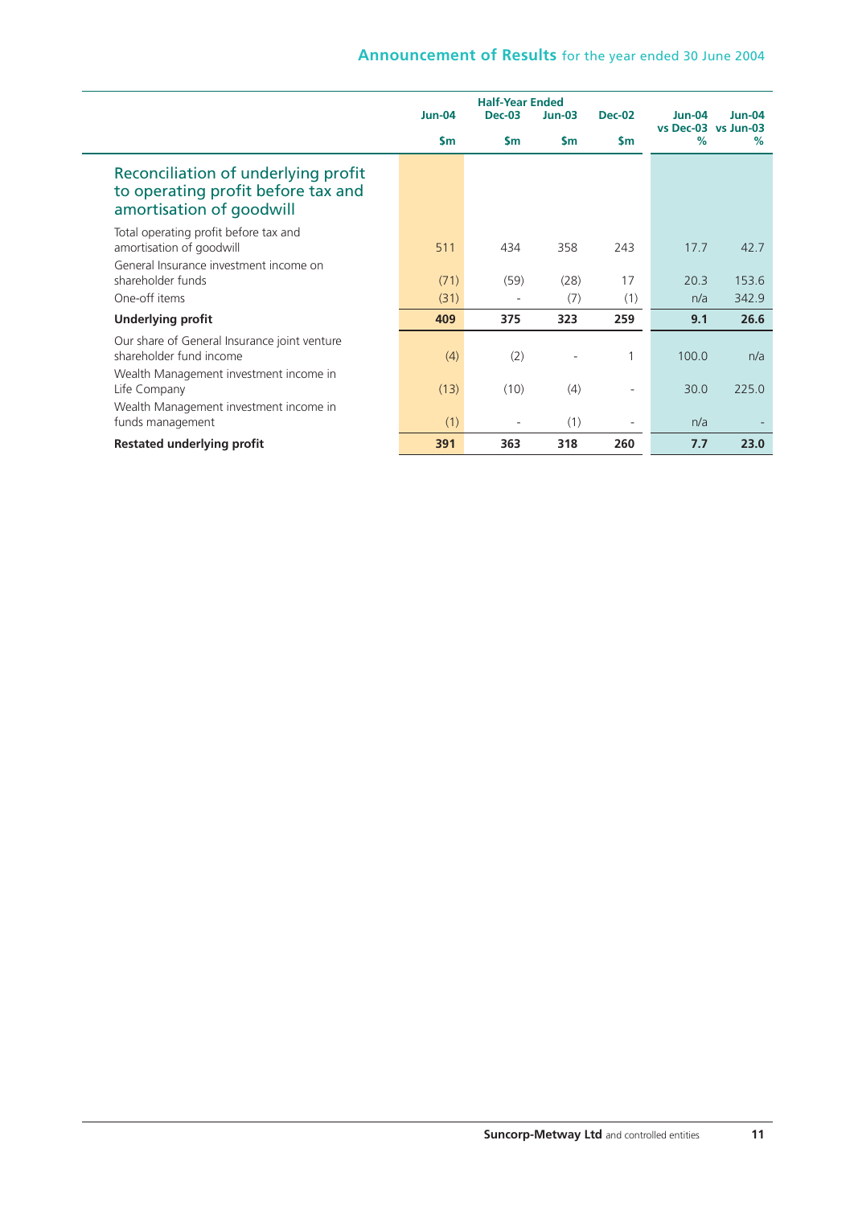## Reconciliation of underlying profit to operating profit before tax and amortisation of goodwill

| | Half-Year Ended | | | | | |
|---|---|---|---|---|---|---|
| | Jun-04 | Dec-03 | Jun-03 | Dec-02 | Jun-04 vs Dec-03 | Jun-04 vs Jun-03 |
| | $m | $m | $m | $m | % | % |
| Total operating profit before tax and amortisation of goodwill | 511 | 434 | 358 | 243 | 17.7 | 42.7 |
| General Insurance investment income on shareholder funds | (71) | (59) | (28) | 17 | 20.3 | 153.6 |
| One-off items | (31) | - | (7) | (1) | n/a | 342.9 |
| **Underlying profit** | **409** | **375** | **323** | **259** | **9.1** | **26.6** |
| Our share of General Insurance joint venture shareholder fund income | (4) | (2) | - | 1 | 100.0 | n/a |
| Wealth Management investment income in Life Company | (13) | (10) | (4) | - | 30.0 | 225.0 |
| Wealth Management investment income in funds management | (1) | - | (1) | - | n/a | - |
| **Restated underlying profit** | **391** | **363** | **318** | **260** | **7.7** | **23.0** |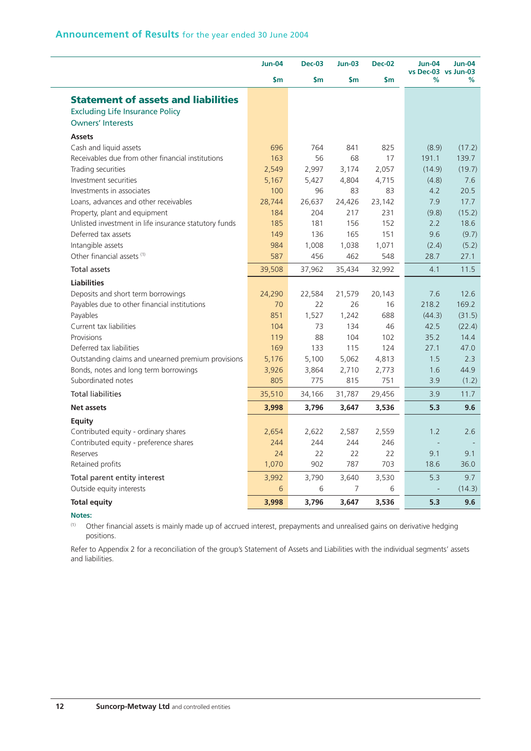## Announcement of Results for the year ended 30 June 2004

| | Jun-04 | Dec-03 | Jun-03 | Dec-02 | Jun-04 vs Dec-03 | Jun-04 vs Jun-03 |
|---|---|---|---|---|---|---|
| | $m | $m | $m | $m | % | % |
| **Statement of assets and liabilities** | | | | | | |
| Excluding Life Insurance Policy Owners' Interests | | | | | | |
| **Assets** | | | | | | |
| Cash and liquid assets | 696 | 764 | 841 | 825 | (8.9) | (17.2) |
| Receivables due from other financial institutions | 163 | 56 | 68 | 17 | 191.1 | 139.7 |
| Trading securities | 2,549 | 2,997 | 3,174 | 2,057 | (14.9) | (19.7) |
| Investment securities | 5,167 | 5,427 | 4,804 | 4,715 | (4.8) | 7.6 |
| Investments in associates | 100 | 96 | 83 | 83 | 4.2 | 20.5 |
| Loans, advances and other receivables | 28,744 | 26,637 | 24,426 | 23,142 | 7.9 | 17.7 |
| Property, plant and equipment | 184 | 204 | 217 | 231 | (9.8) | (15.2) |
| Unlisted investment in life insurance statutory funds | 185 | 181 | 156 | 152 | 2.2 | 18.6 |
| Deferred tax assets | 149 | 136 | 165 | 151 | 9.6 | (9.7) |
| Intangible assets | 984 | 1,008 | 1,038 | 1,071 | (2.4) | (5.2) |
| Other financial assets [(1)] | 587 | 456 | 462 | 548 | 28.7 | 27.1 |
| Total assets | 39,508 | 37,962 | 35,434 | 32,992 | 4.1 | 11.5 |
| **Liabilities** | | | | | | |
| Deposits and short term borrowings | 24,290 | 22,584 | 21,579 | 20,143 | 7.6 | 12.6 |
| Payables due to other financial institutions | 70 | 22 | 26 | 16 | 218.2 | 169.2 |
| Payables | 851 | 1,527 | 1,242 | 688 | (44.3) | (31.5) |
| Current tax liabilities | 104 | 73 | 134 | 46 | 42.5 | (22.4) |
| Provisions | 119 | 88 | 104 | 102 | 35.2 | 14.4 |
| Deferred tax liabilities | 169 | 133 | 115 | 124 | 27.1 | 47.0 |
| Outstanding claims and unearned premium provisions | 5,176 | 5,100 | 5,062 | 4,813 | 1.5 | 2.3 |
| Bonds, notes and long term borrowings | 3,926 | 3,864 | 2,710 | 2,773 | 1.6 | 44.9 |
| Subordinated notes | 805 | 775 | 815 | 751 | 3.9 | (1.2) |
| Total liabilities | 35,510 | 34,166 | 31,787 | 29,456 | 3.9 | 11.7 |
| **Net assets** | **3,998** | **3,796** | **3,647** | **3,536** | **5.3** | **9.6** |
| **Equity** | | | | | | |
| Contributed equity - ordinary shares | 2,654 | 2,622 | 2,587 | 2,559 | 1.2 | 2.6 |
| Contributed equity - preference shares | 244 | 244 | 244 | 246 | - | - |
| Reserves | 24 | 22 | 22 | 22 | 9.1 | 9.1 |
| Retained profits | 1,070 | 902 | 787 | 703 | 18.6 | 36.0 |
| Total parent entity interest | 3,992 | 3,790 | 3,640 | 3,530 | 5.3 | 9.7 |
| Outside equity interests | 6 | 6 | 7 | 6 | - | (14.3) |
| **Total equity** | **3,998** | **3,796** | **3,647** | **3,536** | **5.3** | **9.6** |

**Notes:**

(1) Other financial assets is mainly made up of accrued interest, prepayments and unrealised gains on derivative hedging positions.

Refer to Appendix 2 for a reconciliation of the group's Statement of Assets and Liabilities with the individual segments' assets and liabilities.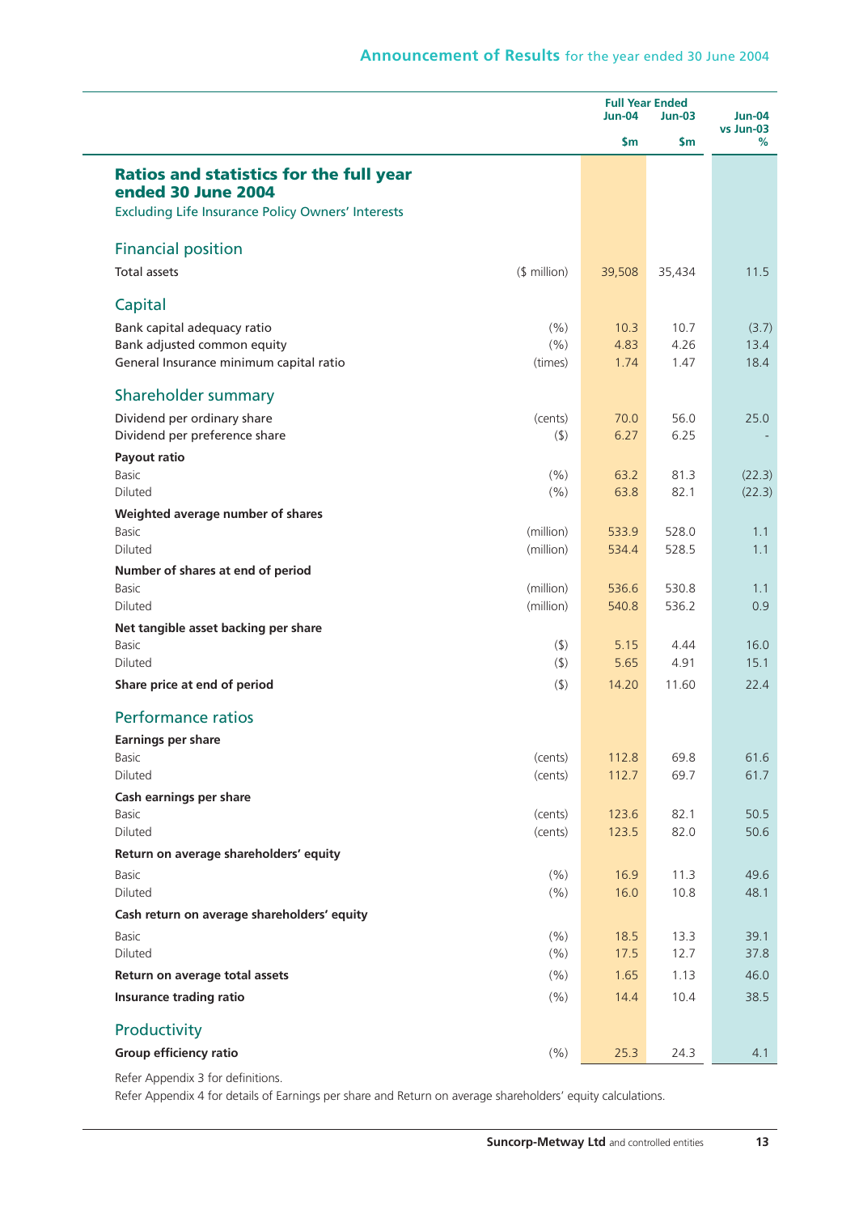| | | Full Year Ended Jun-04 | Jun-03 | Jun-04 vs Jun-03 |
|---|---|---|---|---|
| | | $m | $m | % |
| **Ratios and statistics for the full year ended 30 June 2004** | | | | |
| Excluding Life Insurance Policy Owners' Interests | | | | |
| **Financial position** | | | | |
| Total assets | ($ million) | 39,508 | 35,434 | 11.5 |
| **Capital** | | | | |
| Bank capital adequacy ratio | (%) | 10.3 | 10.7 | (3.7) |
| Bank adjusted common equity | (%) | 4.83 | 4.26 | 13.4 |
| General Insurance minimum capital ratio | (times) | 1.74 | 1.47 | 18.4 |
| **Shareholder summary** | | | | |
| Dividend per ordinary share | (cents) | 70.0 | 56.0 | 25.0 |
| Dividend per preference share | ($) | 6.27 | 6.25 | - |
| **Payout ratio** | | | | |
| Basic | (%) | 63.2 | 81.3 | (22.3) |
| Diluted | (%) | 63.8 | 82.1 | (22.3) |
| **Weighted average number of shares** | | | | |
| Basic | (million) | 533.9 | 528.0 | 1.1 |
| Diluted | (million) | 534.4 | 528.5 | 1.1 |
| **Number of shares at end of period** | | | | |
| Basic | (million) | 536.6 | 530.8 | 1.1 |
| Diluted | (million) | 540.8 | 536.2 | 0.9 |
| **Net tangible asset backing per share** | | | | |
| Basic | ($) | 5.15 | 4.44 | 16.0 |
| Diluted | ($) | 5.65 | 4.91 | 15.1 |
| **Share price at end of period** | ($) | 14.20 | 11.60 | 22.4 |
| **Performance ratios** | | | | |
| **Earnings per share** | | | | |
| Basic | (cents) | 112.8 | 69.8 | 61.6 |
| Diluted | (cents) | 112.7 | 69.7 | 61.7 |
| **Cash earnings per share** | | | | |
| Basic | (cents) | 123.6 | 82.1 | 50.5 |
| Diluted | (cents) | 123.5 | 82.0 | 50.6 |
| **Return on average shareholders' equity** | | | | |
| Basic | (%) | 16.9 | 11.3 | 49.6 |
| Diluted | (%) | 16.0 | 10.8 | 48.1 |
| **Cash return on average shareholders' equity** | | | | |
| Basic | (%) | 18.5 | 13.3 | 39.1 |
| Diluted | (%) | 17.5 | 12.7 | 37.8 |
| **Return on average total assets** | (%) | 1.65 | 1.13 | 46.0 |
| **Insurance trading ratio** | (%) | 14.4 | 10.4 | 38.5 |
| **Productivity** | | | | |
| **Group efficiency ratio** | (%) | 25.3 | 24.3 | 4.1 |

Refer Appendix 3 for definitions.

Refer Appendix 4 for details of Earnings per share and Return on average shareholders' equity calculations.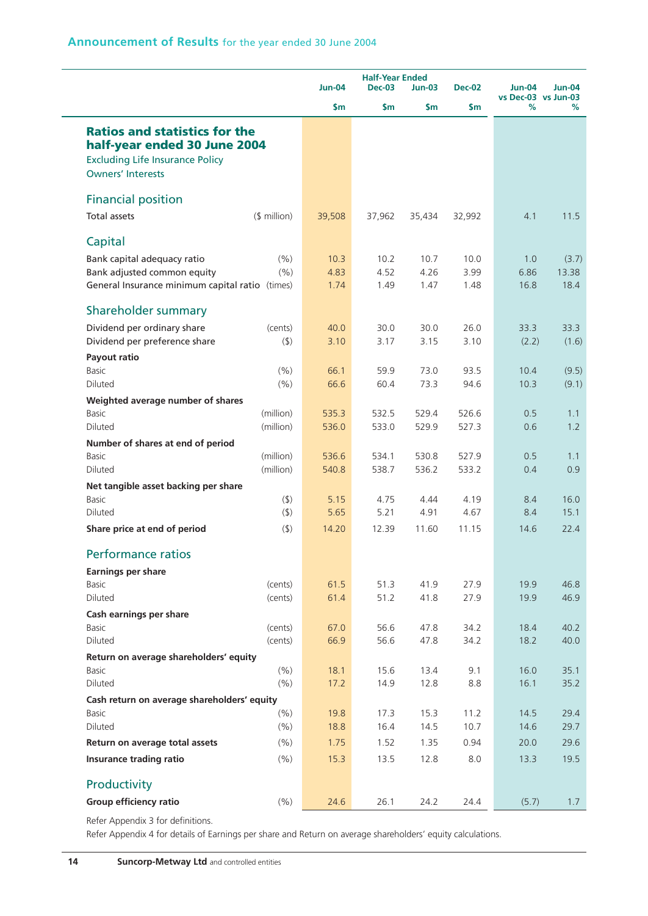## Announcement of Results for the year ended 30 June 2004

| | | Half-Year Ended | | | | | |
|---|---|---|---|---|---|---|---|
| | | Jun-04 | Dec-03 | Jun-03 | Dec-02 | Jun-04 vs Dec-03 | Jun-04 vs Jun-03 |
| | | $m | $m | $m | $m | % | % |
| **Ratios and statistics for the half-year ended 30 June 2004** | | | | | | | |
| Excluding Life Insurance Policy Owners' Interests | | | | | | | |
| **Financial position** | | | | | | | |
| Total assets | ($ million) | 39,508 | 37,962 | 35,434 | 32,992 | 4.1 | 11.5 |
| **Capital** | | | | | | | |
| Bank capital adequacy ratio | (%) | 10.3 | 10.2 | 10.7 | 10.0 | 1.0 | (3.7) |
| Bank adjusted common equity | (%) | 4.83 | 4.52 | 4.26 | 3.99 | 6.86 | 13.38 |
| General Insurance minimum capital ratio | (times) | 1.74 | 1.49 | 1.47 | 1.48 | 16.8 | 18.4 |
| **Shareholder summary** | | | | | | | |
| Dividend per ordinary share | (cents) | 40.0 | 30.0 | 30.0 | 26.0 | 33.3 | 33.3 |
| Dividend per preference share | ($) | 3.10 | 3.17 | 3.15 | 3.10 | (2.2) | (1.6) |
| **Payout ratio** | | | | | | | |
| Basic | (%) | 66.1 | 59.9 | 73.0 | 93.5 | 10.4 | (9.5) |
| Diluted | (%) | 66.6 | 60.4 | 73.3 | 94.6 | 10.3 | (9.1) |
| **Weighted average number of shares** | | | | | | | |
| Basic | (million) | 535.3 | 532.5 | 529.4 | 526.6 | 0.5 | 1.1 |
| Diluted | (million) | 536.0 | 533.0 | 529.9 | 527.3 | 0.6 | 1.2 |
| **Number of shares at end of period** | | | | | | | |
| Basic | (million) | 536.6 | 534.1 | 530.8 | 527.9 | 0.5 | 1.1 |
| Diluted | (million) | 540.8 | 538.7 | 536.2 | 533.2 | 0.4 | 0.9 |
| **Net tangible asset backing per share** | | | | | | | |
| Basic | ($) | 5.15 | 4.75 | 4.44 | 4.19 | 8.4 | 16.0 |
| Diluted | ($) | 5.65 | 5.21 | 4.91 | 4.67 | 8.4 | 15.1 |
| **Share price at end of period** | ($) | 14.20 | 12.39 | 11.60 | 11.15 | 14.6 | 22.4 |
| **Performance ratios** | | | | | | | |
| **Earnings per share** | | | | | | | |
| Basic | (cents) | 61.5 | 51.3 | 41.9 | 27.9 | 19.9 | 46.8 |
| Diluted | (cents) | 61.4 | 51.2 | 41.8 | 27.9 | 19.9 | 46.9 |
| **Cash earnings per share** | | | | | | | |
| Basic | (cents) | 67.0 | 56.6 | 47.8 | 34.2 | 18.4 | 40.2 |
| Diluted | (cents) | 66.9 | 56.6 | 47.8 | 34.2 | 18.2 | 40.0 |
| **Return on average shareholders' equity** | | | | | | | |
| Basic | (%) | 18.1 | 15.6 | 13.4 | 9.1 | 16.0 | 35.1 |
| Diluted | (%) | 17.2 | 14.9 | 12.8 | 8.8 | 16.1 | 35.2 |
| **Cash return on average shareholders' equity** | | | | | | | |
| Basic | (%) | 19.8 | 17.3 | 15.3 | 11.2 | 14.5 | 29.4 |
| Diluted | (%) | 18.8 | 16.4 | 14.5 | 10.7 | 14.6 | 29.7 |
| **Return on average total assets** | (%) | 1.75 | 1.52 | 1.35 | 0.94 | 20.0 | 29.6 |
| **Insurance trading ratio** | (%) | 15.3 | 13.5 | 12.8 | 8.0 | 13.3 | 19.5 |
| **Productivity** | | | | | | | |
| **Group efficiency ratio** | (%) | 24.6 | 26.1 | 24.2 | 24.4 | (5.7) | 1.7 |

Refer Appendix 3 for definitions.

Refer Appendix 4 for details of Earnings per share and Return on average shareholders' equity calculations.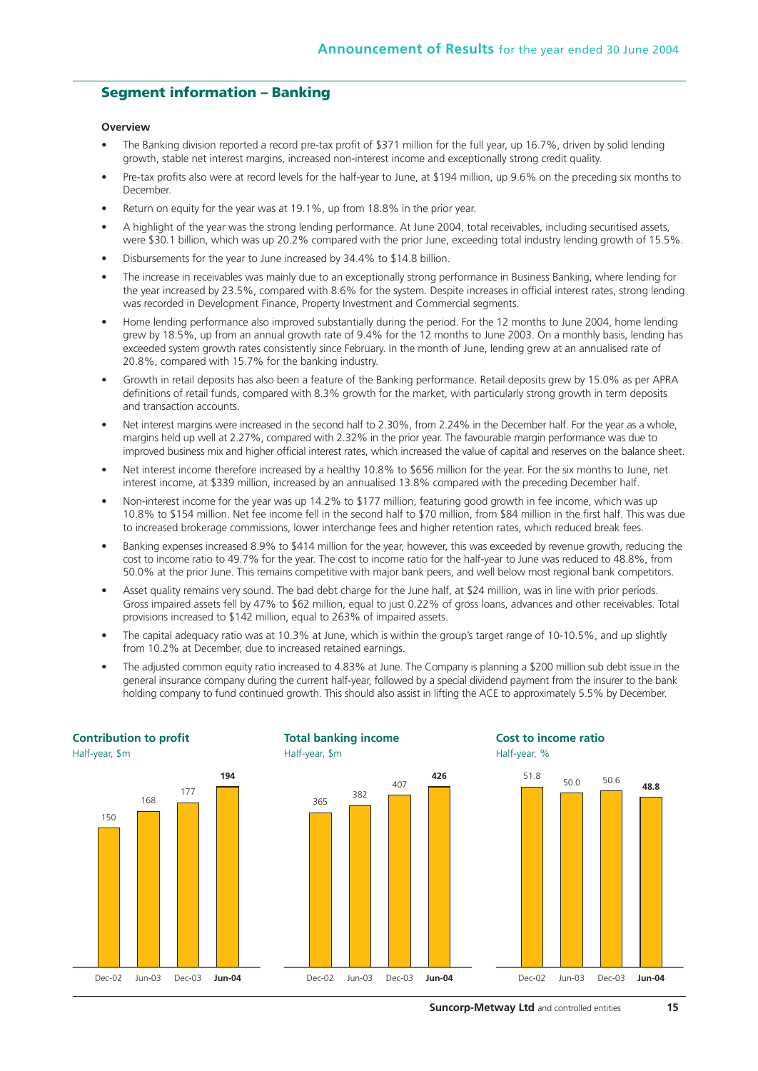## Segment information – Banking

**Overview**

- The Banking division reported a record pre-tax profit of $371 million for the full year, up 16.7%, driven by solid lending growth, stable net interest margins, increased non-interest income and exceptionally strong credit quality.
- Pre-tax profits also were at record levels for the half-year to June, at $194 million, up 9.6% on the preceding six months to December.
- Return on equity for the year was at 19.1%, up from 18.8% in the prior year.
- A highlight of the year was the strong lending performance. At June 2004, total receivables, including securitised assets, were $30.1 billion, which was up 20.2% compared with the prior June, exceeding total industry lending growth of 15.5%.
- Disbursements for the year to June increased by 34.4% to $14.8 billion.
- The increase in receivables was mainly due to an exceptionally strong performance in Business Banking, where lending for the year increased by 23.5%, compared with 8.6% for the system. Despite increases in official interest rates, strong lending was recorded in Development Finance, Property Investment and Commercial segments.
- Home lending performance also improved substantially during the period. For the 12 months to June 2004, home lending grew by 18.5%, up from an annual growth rate of 9.4% for the 12 months to June 2003. On a monthly basis, lending has exceeded system growth rates consistently since February. In the month of June, lending grew at an annualised rate of 20.8%, compared with 15.7% for the banking industry.
- Growth in retail deposits has also been a feature of the Banking performance. Retail deposits grew by 15.0% as per APRA definitions of retail funds, compared with 8.3% growth for the market, with particularly strong growth in term deposits and transaction accounts.
- Net interest margins were increased in the second half to 2.30%, from 2.24% in the December half. For the year as a whole, margins held up well at 2.27%, compared with 2.32% in the prior year. The favourable margin performance was due to improved business mix and higher official interest rates, which increased the value of capital and reserves on the balance sheet.
- Net interest income therefore increased by a healthy 10.8% to $656 million for the year. For the six months to June, net interest income, at $339 million, increased by an annualised 13.8% compared with the preceding December half.
- Non-interest income for the year was up 14.2% to $177 million, featuring good growth in fee income, which was up 10.8% to $154 million. Net fee income fell in the second half to $70 million, from $84 million in the first half. This was due to increased brokerage commissions, lower interchange fees and higher retention rates, which reduced break fees.
- Banking expenses increased 8.9% to $414 million for the year, however, this was exceeded by revenue growth, reducing the cost to income ratio to 49.7% for the year. The cost to income ratio for the half-year to June was reduced to 48.8%, from 50.0% at the prior June. This remains competitive with major bank peers, and well below most regional bank competitors.
- Asset quality remains very sound. The bad debt charge for the June half, at $24 million, was in line with prior periods. Gross impaired assets fell by 47% to $62 million, equal to just 0.22% of gross loans, advances and other receivables. Total provisions increased to $142 million, equal to 263% of impaired assets.
- The capital adequacy ratio was at 10.3% at June, which is within the group's target range of 10-10.5%, and up slightly from 10.2% at December, due to increased retained earnings.
- The adjusted common equity ratio increased to 4.83% at June. The Company is planning a $200 million sub debt issue in the general insurance company during the current half-year, followed by a special dividend payment from the insurer to the bank holding company to fund continued growth. This should also assist in lifting the ACE to approximately 5.5% by December.

**Contribution to profit**
Half-year, $m

| Dec-02 | Jun-03 | Dec-03 | **Jun-04** |
|---|---|---|---|
| 150 | 168 | 177 | **194** |

**Total banking income**
Half-year, $m

| Dec-02 | Jun-03 | Dec-03 | **Jun-04** |
|---|---|---|---|
| 365 | 382 | 407 | **426** |

**Cost to income ratio**
Half-year, %

| Dec-02 | Jun-03 | Dec-03 | **Jun-04** |
|---|---|---|---|
| 51.8 | 50.0 | 50.6 | **48.8** |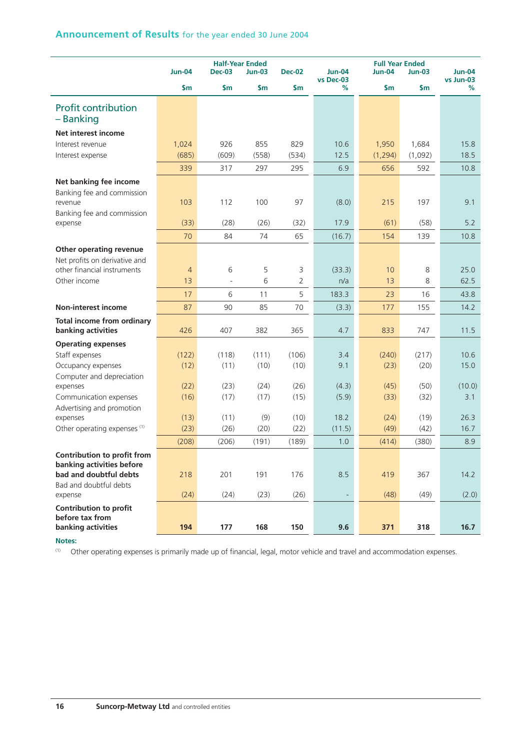## Announcement of Results for the year ended 30 June 2004

| | Half-Year Ended | | | | | Full Year Ended | | |
|---|---|---|---|---|---|---|---|---|
| | Jun-04 | Dec-03 | Jun-03 | Dec-02 | Jun-04 vs Dec-03 | Jun-04 | Jun-03 | Jun-04 vs Jun-03 |
| | $m | $m | $m | $m | % | $m | $m | % |
| **Profit contribution – Banking** | | | | | | | | |
| **Net interest income** | | | | | | | | |
| Interest revenue | 1,024 | 926 | 855 | 829 | 10.6 | 1,950 | 1,684 | 15.8 |
| Interest expense | (685) | (609) | (558) | (534) | 12.5 | (1,294) | (1,092) | 18.5 |
| | 339 | 317 | 297 | 295 | 6.9 | 656 | 592 | 10.8 |
| **Net banking fee income** | | | | | | | | |
| Banking fee and commission revenue | 103 | 112 | 100 | 97 | (8.0) | 215 | 197 | 9.1 |
| Banking fee and commission expense | (33) | (28) | (26) | (32) | 17.9 | (61) | (58) | 5.2 |
| | 70 | 84 | 74 | 65 | (16.7) | 154 | 139 | 10.8 |
| **Other operating revenue** | | | | | | | | |
| Net profits on derivative and other financial instruments | 4 | 6 | 5 | 3 | (33.3) | 10 | 8 | 25.0 |
| Other income | 13 | - | 6 | 2 | n/a | 13 | 8 | 62.5 |
| | 17 | 6 | 11 | 5 | 183.3 | 23 | 16 | 43.8 |
| **Non-interest income** | 87 | 90 | 85 | 70 | (3.3) | 177 | 155 | 14.2 |
| **Total income from ordinary banking activities** | 426 | 407 | 382 | 365 | 4.7 | 833 | 747 | 11.5 |
| **Operating expenses** | | | | | | | | |
| Staff expenses | (122) | (118) | (111) | (106) | 3.4 | (240) | (217) | 10.6 |
| Occupancy expenses | (12) | (11) | (10) | (10) | 9.1 | (23) | (20) | 15.0 |
| Computer and depreciation expenses | (22) | (23) | (24) | (26) | (4.3) | (45) | (50) | (10.0) |
| Communication expenses | (16) | (17) | (17) | (15) | (5.9) | (33) | (32) | 3.1 |
| Advertising and promotion expenses | (13) | (11) | (9) | (10) | 18.2 | (24) | (19) | 26.3 |
| Other operating expenses [1] | (23) | (26) | (20) | (22) | (11.5) | (49) | (42) | 16.7 |
| | (208) | (206) | (191) | (189) | 1.0 | (414) | (380) | 8.9 |
| **Contribution to profit from banking activities before bad and doubtful debts** | 218 | 201 | 191 | 176 | 8.5 | 419 | 367 | 14.2 |
| Bad and doubtful debts expense | (24) | (24) | (23) | (26) | - | (48) | (49) | (2.0) |
| **Contribution to profit before tax from banking activities** | **194** | **177** | **168** | **150** | **9.6** | **371** | **318** | **16.7** |

**Notes:**

[1] Other operating expenses is primarily made up of financial, legal, motor vehicle and travel and accommodation expenses.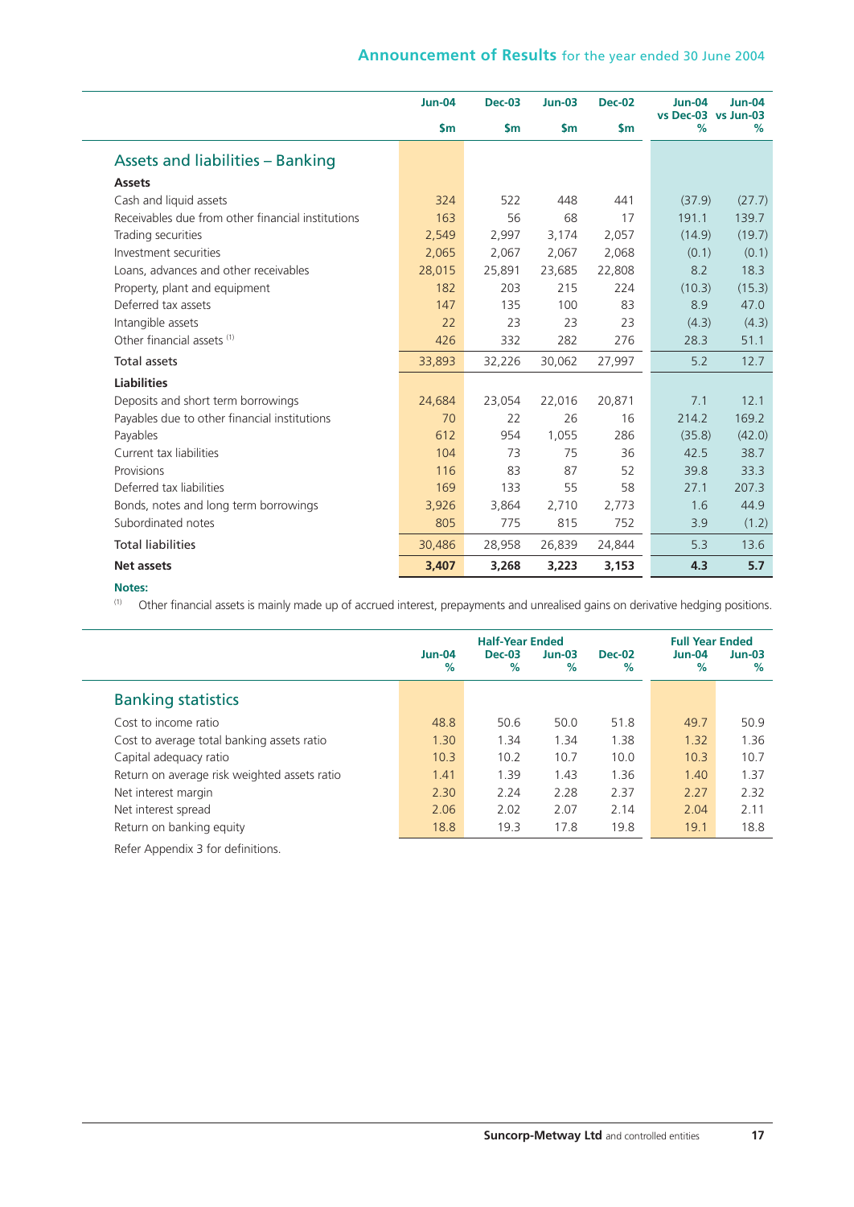| | Jun-04 | Dec-03 | Jun-03 | Dec-02 | Jun-04 vs Dec-03 | Jun-04 vs Jun-03 |
|---|---|---|---|---|---|---|
| | $m | $m | $m | $m | % | % |
| **Assets and liabilities – Banking** | | | | | | |
| **Assets** | | | | | | |
| Cash and liquid assets | 324 | 522 | 448 | 441 | (37.9) | (27.7) |
| Receivables due from other financial institutions | 163 | 56 | 68 | 17 | 191.1 | 139.7 |
| Trading securities | 2,549 | 2,997 | 3,174 | 2,057 | (14.9) | (19.7) |
| Investment securities | 2,065 | 2,067 | 2,067 | 2,068 | (0.1) | (0.1) |
| Loans, advances and other receivables | 28,015 | 25,891 | 23,685 | 22,808 | 8.2 | 18.3 |
| Property, plant and equipment | 182 | 203 | 215 | 224 | (10.3) | (15.3) |
| Deferred tax assets | 147 | 135 | 100 | 83 | 8.9 | 47.0 |
| Intangible assets | 22 | 23 | 23 | 23 | (4.3) | (4.3) |
| Other financial assets [(1)] | 426 | 332 | 282 | 276 | 28.3 | 51.1 |
| Total assets | 33,893 | 32,226 | 30,062 | 27,997 | 5.2 | 12.7 |
| **Liabilities** | | | | | | |
| Deposits and short term borrowings | 24,684 | 23,054 | 22,016 | 20,871 | 7.1 | 12.1 |
| Payables due to other financial institutions | 70 | 22 | 26 | 16 | 214.2 | 169.2 |
| Payables | 612 | 954 | 1,055 | 286 | (35.8) | (42.0) |
| Current tax liabilities | 104 | 73 | 75 | 36 | 42.5 | 38.7 |
| Provisions | 116 | 83 | 87 | 52 | 39.8 | 33.3 |
| Deferred tax liabilities | 169 | 133 | 55 | 58 | 27.1 | 207.3 |
| Bonds, notes and long term borrowings | 3,926 | 3,864 | 2,710 | 2,773 | 1.6 | 44.9 |
| Subordinated notes | 805 | 775 | 815 | 752 | 3.9 | (1.2) |
| Total liabilities | 30,486 | 28,958 | 26,839 | 24,844 | 5.3 | 13.6 |
| **Net assets** | **3,407** | **3,268** | **3,223** | **3,153** | **4.3** | **5.7** |

**Notes:**

(1) Other financial assets is mainly made up of accrued interest, prepayments and unrealised gains on derivative hedging positions.

| | Half-Year Ended | | | | Full Year Ended | |
|---|---|---|---|---|---|---|
| | Jun-04 | Dec-03 | Jun-03 | Dec-02 | Jun-04 | Jun-03 |
| | % | % | % | % | % | % |
| **Banking statistics** | | | | | | |
| Cost to income ratio | 48.8 | 50.6 | 50.0 | 51.8 | 49.7 | 50.9 |
| Cost to average total banking assets ratio | 1.30 | 1.34 | 1.34 | 1.38 | 1.32 | 1.36 |
| Capital adequacy ratio | 10.3 | 10.2 | 10.7 | 10.0 | 10.3 | 10.7 |
| Return on average risk weighted assets ratio | 1.41 | 1.39 | 1.43 | 1.36 | 1.40 | 1.37 |
| Net interest margin | 2.30 | 2.24 | 2.28 | 2.37 | 2.27 | 2.32 |
| Net interest spread | 2.06 | 2.02 | 2.07 | 2.14 | 2.04 | 2.11 |
| Return on banking equity | 18.8 | 19.3 | 17.8 | 19.8 | 19.1 | 18.8 |

Refer Appendix 3 for definitions.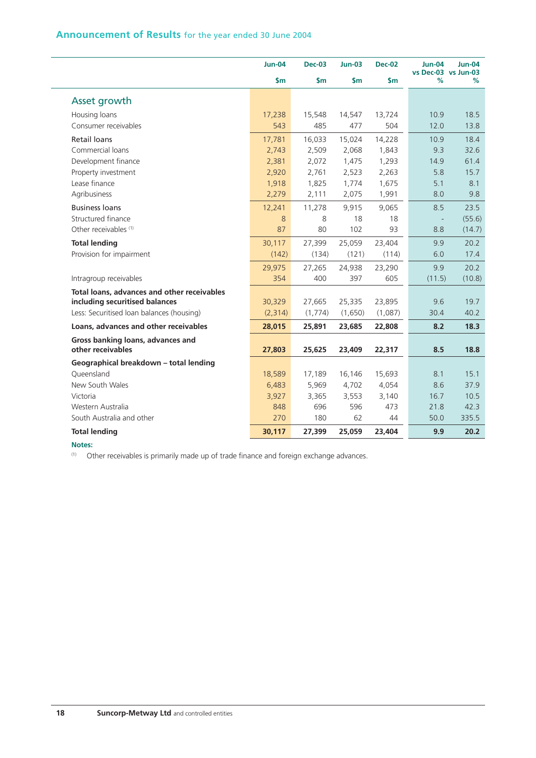## Announcement of Results for the year ended 30 June 2004

| | Jun-04 $m | Dec-03 $m | Jun-03 $m | Dec-02 $m | Jun-04 vs Dec-03 % | Jun-04 vs Jun-03 % |
|---|---|---|---|---|---|---|
| **Asset growth** | | | | | | |
| Housing loans | 17,238 | 15,548 | 14,547 | 13,724 | 10.9 | 18.5 |
| Consumer receivables | 543 | 485 | 477 | 504 | 12.0 | 13.8 |
| Retail loans | 17,781 | 16,033 | 15,024 | 14,228 | 10.9 | 18.4 |
| Commercial loans | 2,743 | 2,509 | 2,068 | 1,843 | 9.3 | 32.6 |
| Development finance | 2,381 | 2,072 | 1,475 | 1,293 | 14.9 | 61.4 |
| Property investment | 2,920 | 2,761 | 2,523 | 2,263 | 5.8 | 15.7 |
| Lease finance | 1,918 | 1,825 | 1,774 | 1,675 | 5.1 | 8.1 |
| Agribusiness | 2,279 | 2,111 | 2,075 | 1,991 | 8.0 | 9.8 |
| Business loans | 12,241 | 11,278 | 9,915 | 9,065 | 8.5 | 23.5 |
| Structured finance | 8 | 8 | 18 | 18 | - | (55.6) |
| Other receivables [1] | 87 | 80 | 102 | 93 | 8.8 | (14.7) |
| **Total lending** | 30,117 | 27,399 | 25,059 | 23,404 | 9.9 | 20.2 |
| Provision for impairment | (142) | (134) | (121) | (114) | 6.0 | 17.4 |
| | 29,975 | 27,265 | 24,938 | 23,290 | 9.9 | 20.2 |
| Intragroup receivables | 354 | 400 | 397 | 605 | (11.5) | (10.8) |
| **Total loans, advances and other receivables including securitised balances** | 30,329 | 27,665 | 25,335 | 23,895 | 9.6 | 19.7 |
| Less: Securitised loan balances (housing) | (2,314) | (1,774) | (1,650) | (1,087) | 30.4 | 40.2 |
| **Loans, advances and other receivables** | **28,015** | **25,891** | **23,685** | **22,808** | **8.2** | **18.3** |
| **Gross banking loans, advances and other receivables** | **27,803** | **25,625** | **23,409** | **22,317** | **8.5** | **18.8** |
| **Geographical breakdown – total lending** | | | | | | |
| Queensland | 18,589 | 17,189 | 16,146 | 15,693 | 8.1 | 15.1 |
| New South Wales | 6,483 | 5,969 | 4,702 | 4,054 | 8.6 | 37.9 |
| Victoria | 3,927 | 3,365 | 3,553 | 3,140 | 16.7 | 10.5 |
| Western Australia | 848 | 696 | 596 | 473 | 21.8 | 42.3 |
| South Australia and other | 270 | 180 | 62 | 44 | 50.0 | 335.5 |
| **Total lending** | **30,117** | **27,399** | **25,059** | **23,404** | **9.9** | **20.2** |

**Notes:**

[1] Other receivables is primarily made up of trade finance and foreign exchange advances.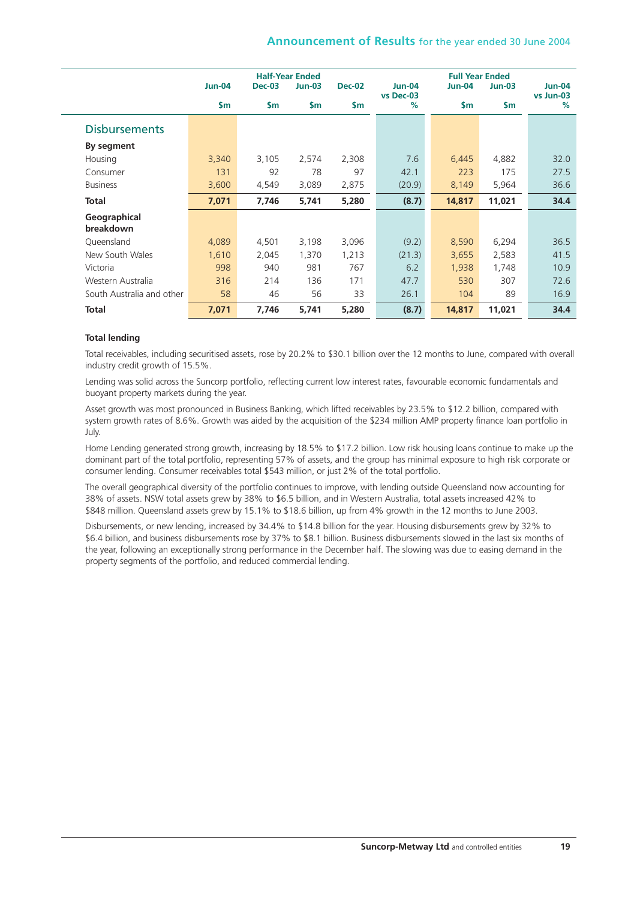| | Half-Year Ended | | | | | Full Year Ended | | |
|---|---|---|---|---|---|---|---|---|
| | Jun-04 | Dec-03 | Jun-03 | Dec-02 | Jun-04 vs Dec-03 | Jun-04 | Jun-03 | Jun-04 vs Jun-03 |
| | $m | $m | $m | $m | % | $m | $m | % |
| **Disbursements** | | | | | | | | |
| **By segment** | | | | | | | | |
| Housing | 3,340 | 3,105 | 2,574 | 2,308 | 7.6 | 6,445 | 4,882 | 32.0 |
| Consumer | 131 | 92 | 78 | 97 | 42.1 | 223 | 175 | 27.5 |
| Business | 3,600 | 4,549 | 3,089 | 2,875 | (20.9) | 8,149 | 5,964 | 36.6 |
| **Total** | **7,071** | **7,746** | **5,741** | **5,280** | **(8.7)** | **14,817** | **11,021** | **34.4** |
| **Geographical breakdown** | | | | | | | | |
| Queensland | 4,089 | 4,501 | 3,198 | 3,096 | (9.2) | 8,590 | 6,294 | 36.5 |
| New South Wales | 1,610 | 2,045 | 1,370 | 1,213 | (21.3) | 3,655 | 2,583 | 41.5 |
| Victoria | 998 | 940 | 981 | 767 | 6.2 | 1,938 | 1,748 | 10.9 |
| Western Australia | 316 | 214 | 136 | 171 | 47.7 | 530 | 307 | 72.6 |
| South Australia and other | 58 | 46 | 56 | 33 | 26.1 | 104 | 89 | 16.9 |
| **Total** | **7,071** | **7,746** | **5,741** | **5,280** | **(8.7)** | **14,817** | **11,021** | **34.4** |

**Total lending**

Total receivables, including securitised assets, rose by 20.2% to $30.1 billion over the 12 months to June, compared with overall industry credit growth of 15.5%.

Lending was solid across the Suncorp portfolio, reflecting current low interest rates, favourable economic fundamentals and buoyant property markets during the year.

Asset growth was most pronounced in Business Banking, which lifted receivables by 23.5% to $12.2 billion, compared with system growth rates of 8.6%. Growth was aided by the acquisition of the $234 million AMP property finance loan portfolio in July.

Home Lending generated strong growth, increasing by 18.5% to $17.2 billion. Low risk housing loans continue to make up the dominant part of the total portfolio, representing 57% of assets, and the group has minimal exposure to high risk corporate or consumer lending. Consumer receivables total $543 million, or just 2% of the total portfolio.

The overall geographical diversity of the portfolio continues to improve, with lending outside Queensland now accounting for 38% of assets. NSW total assets grew by 38% to $6.5 billion, and in Western Australia, total assets increased 42% to $848 million. Queensland assets grew by 15.1% to $18.6 billion, up from 4% growth in the 12 months to June 2003.

Disbursements, or new lending, increased by 34.4% to $14.8 billion for the year. Housing disbursements grew by 32% to $6.4 billion, and business disbursements rose by 37% to $8.1 billion. Business disbursements slowed in the last six months of the year, following an exceptionally strong performance in the December half. The slowing was due to easing demand in the property segments of the portfolio, and reduced commercial lending.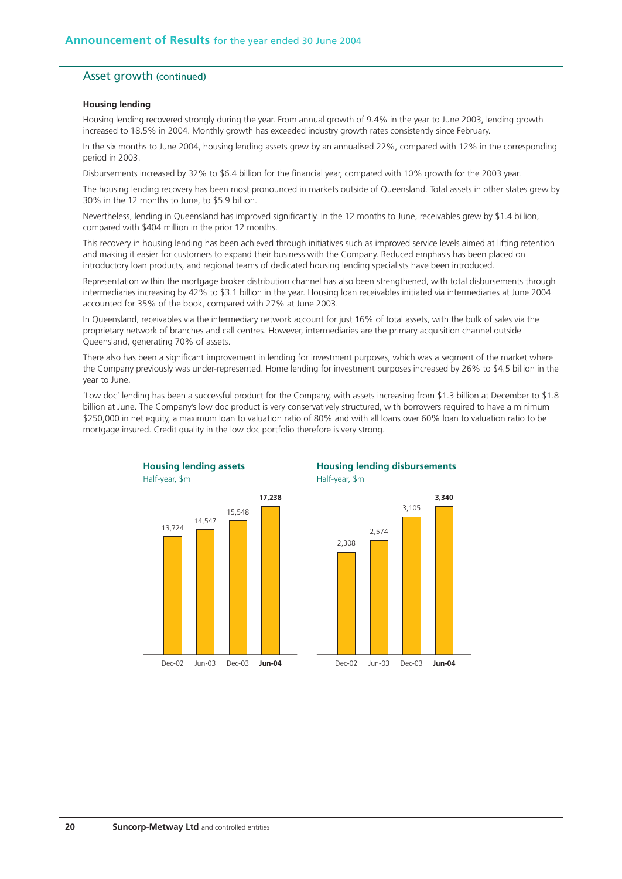## Asset growth (continued)

### Housing lending

Housing lending recovered strongly during the year. From annual growth of 9.4% in the year to June 2003, lending growth increased to 18.5% in 2004. Monthly growth has exceeded industry growth rates consistently since February.

In the six months to June 2004, housing lending assets grew by an annualised 22%, compared with 12% in the corresponding period in 2003.

Disbursements increased by 32% to $6.4 billion for the financial year, compared with 10% growth for the 2003 year.

The housing lending recovery has been most pronounced in markets outside of Queensland. Total assets in other states grew by 30% in the 12 months to June, to $5.9 billion.

Nevertheless, lending in Queensland has improved significantly. In the 12 months to June, receivables grew by $1.4 billion, compared with $404 million in the prior 12 months.

This recovery in housing lending has been achieved through initiatives such as improved service levels aimed at lifting retention and making it easier for customers to expand their business with the Company. Reduced emphasis has been placed on introductory loan products, and regional teams of dedicated housing lending specialists have been introduced.

Representation within the mortgage broker distribution channel has also been strengthened, with total disbursements through intermediaries increasing by 42% to $3.1 billion in the year. Housing loan receivables initiated via intermediaries at June 2004 accounted for 35% of the book, compared with 27% at June 2003.

In Queensland, receivables via the intermediary network account for just 16% of total assets, with the bulk of sales via the proprietary network of branches and call centres. However, intermediaries are the primary acquisition channel outside Queensland, generating 70% of assets.

There also has been a significant improvement in lending for investment purposes, which was a segment of the market where the Company previously was under-represented. Home lending for investment purposes increased by 26% to $4.5 billion in the year to June.

'Low doc' lending has been a successful product for the Company, with assets increasing from $1.3 billion at December to $1.8 billion at June. The Company's low doc product is very conservatively structured, with borrowers required to have a minimum $250,000 in net equity, a maximum loan to valuation ratio of 80% and with all loans over 60% loan to valuation ratio to be mortgage insured. Credit quality in the low doc portfolio therefore is very strong.

**Housing lending assets**
Half-year, $m

| Dec-02 | Jun-03 | Dec-03 | **Jun-04** |
|---|---|---|---|
| 13,724 | 14,547 | 15,548 | **17,238** |

**Housing lending disbursements**
Half-year, $m

| Dec-02 | Jun-03 | Dec-03 | **Jun-04** |
|---|---|---|---|
| 2,308 | 2,574 | 3,105 | **3,340** |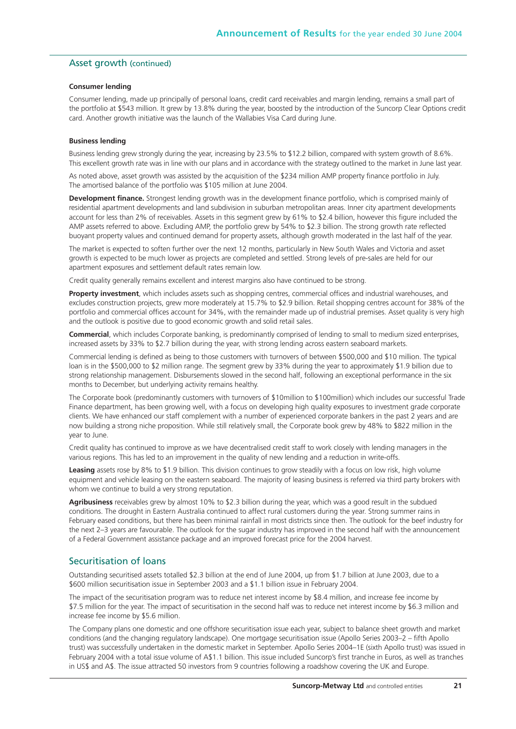## Asset growth (continued)

**Consumer lending**

Consumer lending, made up principally of personal loans, credit card receivables and margin lending, remains a small part of the portfolio at $543 million. It grew by 13.8% during the year, boosted by the introduction of the Suncorp Clear Options credit card. Another growth initiative was the launch of the Wallabies Visa Card during June.

**Business lending**

Business lending grew strongly during the year, increasing by 23.5% to $12.2 billion, compared with system growth of 8.6%. This excellent growth rate was in line with our plans and in accordance with the strategy outlined to the market in June last year.

As noted above, asset growth was assisted by the acquisition of the $234 million AMP property finance portfolio in July. The amortised balance of the portfolio was $105 million at June 2004.

**Development finance.** Strongest lending growth was in the development finance portfolio, which is comprised mainly of residential apartment developments and land subdivision in suburban metropolitan areas. Inner city apartment developments account for less than 2% of receivables. Assets in this segment grew by 61% to $2.4 billion, however this figure included the AMP assets referred to above. Excluding AMP, the portfolio grew by 54% to $2.3 billion. The strong growth rate reflected buoyant property values and continued demand for property assets, although growth moderated in the last half of the year.

The market is expected to soften further over the next 12 months, particularly in New South Wales and Victoria and asset growth is expected to be much lower as projects are completed and settled. Strong levels of pre-sales are held for our apartment exposures and settlement default rates remain low.

Credit quality generally remains excellent and interest margins also have continued to be strong.

**Property investment**, which includes assets such as shopping centres, commercial offices and industrial warehouses, and excludes construction projects, grew more moderately at 15.7% to $2.9 billion. Retail shopping centres account for 38% of the portfolio and commercial offices account for 34%, with the remainder made up of industrial premises. Asset quality is very high and the outlook is positive due to good economic growth and solid retail sales.

**Commercial**, which includes Corporate banking, is predominantly comprised of lending to small to medium sized enterprises, increased assets by 33% to $2.7 billion during the year, with strong lending across eastern seaboard markets.

Commercial lending is defined as being to those customers with turnovers of between $500,000 and $10 million. The typical loan is in the $500,000 to $2 million range. The segment grew by 33% during the year to approximately $1.9 billion due to strong relationship management. Disbursements slowed in the second half, following an exceptional performance in the six months to December, but underlying activity remains healthy.

The Corporate book (predominantly customers with turnovers of $10million to $100million) which includes our successful Trade Finance department, has been growing well, with a focus on developing high quality exposures to investment grade corporate clients. We have enhanced our staff complement with a number of experienced corporate bankers in the past 2 years and are now building a strong niche proposition. While still relatively small, the Corporate book grew by 48% to $822 million in the year to June.

Credit quality has continued to improve as we have decentralised credit staff to work closely with lending managers in the various regions. This has led to an improvement in the quality of new lending and a reduction in write-offs.

**Leasing** assets rose by 8% to $1.9 billion. This division continues to grow steadily with a focus on low risk, high volume equipment and vehicle leasing on the eastern seaboard. The majority of leasing business is referred via third party brokers with whom we continue to build a very strong reputation.

**Agribusiness** receivables grew by almost 10% to $2.3 billion during the year, which was a good result in the subdued conditions. The drought in Eastern Australia continued to affect rural customers during the year. Strong summer rains in February eased conditions, but there has been minimal rainfall in most districts since then. The outlook for the beef industry for the next 2–3 years are favourable. The outlook for the sugar industry has improved in the second half with the announcement of a Federal Government assistance package and an improved forecast price for the 2004 harvest.

## Securitisation of loans

Outstanding securitised assets totalled $2.3 billion at the end of June 2004, up from $1.7 billion at June 2003, due to a $600 million securitisation issue in September 2003 and a $1.1 billion issue in February 2004.

The impact of the securitisation program was to reduce net interest income by $8.4 million, and increase fee income by $7.5 million for the year. The impact of securitisation in the second half was to reduce net interest income by $6.3 million and increase fee income by $5.6 million.

The Company plans one domestic and one offshore securitisation issue each year, subject to balance sheet growth and market conditions (and the changing regulatory landscape). One mortgage securitisation issue (Apollo Series 2003–2 – fifth Apollo trust) was successfully undertaken in the domestic market in September. Apollo Series 2004–1E (sixth Apollo trust) was issued in February 2004 with a total issue volume of A$1.1 billion. This issue included Suncorp's first tranche in Euros, as well as tranches in US$ and A$. The issue attracted 50 investors from 9 countries following a roadshow covering the UK and Europe.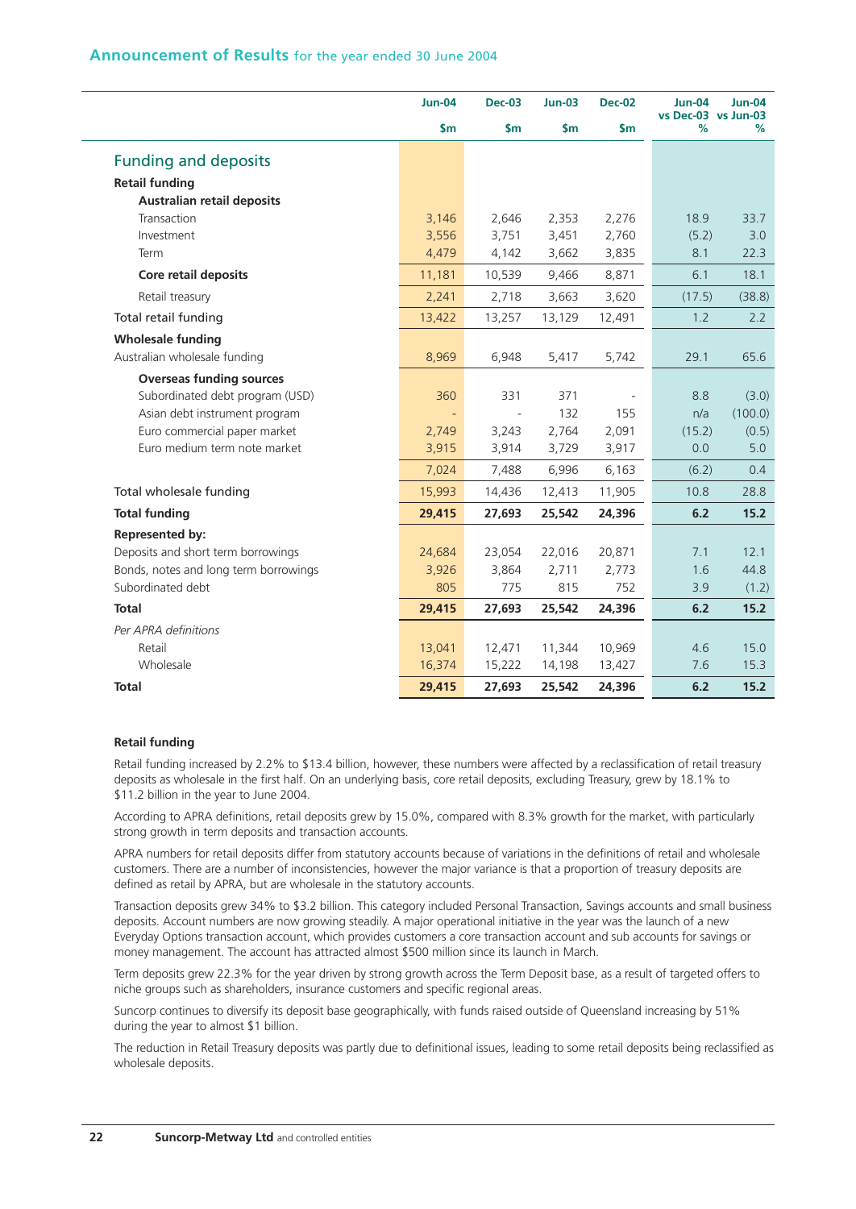## Announcement of Results for the year ended 30 June 2004

| | Jun-04 | Dec-03 | Jun-03 | Dec-02 | Jun-04 vs Dec-03 | Jun-04 vs Jun-03 |
|---|---|---|---|---|---|---|
| | $m | $m | $m | $m | % | % |
| **Funding and deposits** | | | | | | |
| **Retail funding** | | | | | | |
| **Australian retail deposits** | | | | | | |
| Transaction | 3,146 | 2,646 | 2,353 | 2,276 | 18.9 | 33.7 |
| Investment | 3,556 | 3,751 | 3,451 | 2,760 | (5.2) | 3.0 |
| Term | 4,479 | 4,142 | 3,662 | 3,835 | 8.1 | 22.3 |
| **Core retail deposits** | 11,181 | 10,539 | 9,466 | 8,871 | 6.1 | 18.1 |
| Retail treasury | 2,241 | 2,718 | 3,663 | 3,620 | (17.5) | (38.8) |
| Total retail funding | 13,422 | 13,257 | 13,129 | 12,491 | 1.2 | 2.2 |
| **Wholesale funding** | | | | | | |
| Australian wholesale funding | 8,969 | 6,948 | 5,417 | 5,742 | 29.1 | 65.6 |
| **Overseas funding sources** | | | | | | |
| Subordinated debt program (USD) | 360 | 331 | 371 | - | 8.8 | (3.0) |
| Asian debt instrument program | - | - | 132 | 155 | n/a | (100.0) |
| Euro commercial paper market | 2,749 | 3,243 | 2,764 | 2,091 | (15.2) | (0.5) |
| Euro medium term note market | 3,915 | 3,914 | 3,729 | 3,917 | 0.0 | 5.0 |
| | 7,024 | 7,488 | 6,996 | 6,163 | (6.2) | 0.4 |
| Total wholesale funding | 15,993 | 14,436 | 12,413 | 11,905 | 10.8 | 28.8 |
| **Total funding** | **29,415** | **27,693** | **25,542** | **24,396** | **6.2** | **15.2** |
| **Represented by:** | | | | | | |
| Deposits and short term borrowings | 24,684 | 23,054 | 22,016 | 20,871 | 7.1 | 12.1 |
| Bonds, notes and long term borrowings | 3,926 | 3,864 | 2,711 | 2,773 | 1.6 | 44.8 |
| Subordinated debt | 805 | 775 | 815 | 752 | 3.9 | (1.2) |
| **Total** | **29,415** | **27,693** | **25,542** | **24,396** | **6.2** | **15.2** |
| *Per APRA definitions* | | | | | | |
| Retail | 13,041 | 12,471 | 11,344 | 10,969 | 4.6 | 15.0 |
| Wholesale | 16,374 | 15,222 | 14,198 | 13,427 | 7.6 | 15.3 |
| **Total** | **29,415** | **27,693** | **25,542** | **24,396** | **6.2** | **15.2** |

**Retail funding**

Retail funding increased by 2.2% to $13.4 billion, however, these numbers were affected by a reclassification of retail treasury deposits as wholesale in the first half. On an underlying basis, core retail deposits, excluding Treasury, grew by 18.1% to $11.2 billion in the year to June 2004.

According to APRA definitions, retail deposits grew by 15.0%, compared with 8.3% growth for the market, with particularly strong growth in term deposits and transaction accounts.

APRA numbers for retail deposits differ from statutory accounts because of variations in the definitions of retail and wholesale customers. There are a number of inconsistencies, however the major variance is that a proportion of treasury deposits are defined as retail by APRA, but are wholesale in the statutory accounts.

Transaction deposits grew 34% to $3.2 billion. This category included Personal Transaction, Savings accounts and small business deposits. Account numbers are now growing steadily. A major operational initiative in the year was the launch of a new Everyday Options transaction account, which provides customers a core transaction account and sub accounts for savings or money management. The account has attracted almost $500 million since its launch in March.

Term deposits grew 22.3% for the year driven by strong growth across the Term Deposit base, as a result of targeted offers to niche groups such as shareholders, insurance customers and specific regional areas.

Suncorp continues to diversify its deposit base geographically, with funds raised outside of Queensland increasing by 51% during the year to almost $1 billion.

The reduction in Retail Treasury deposits was partly due to definitional issues, leading to some retail deposits being reclassified as wholesale deposits.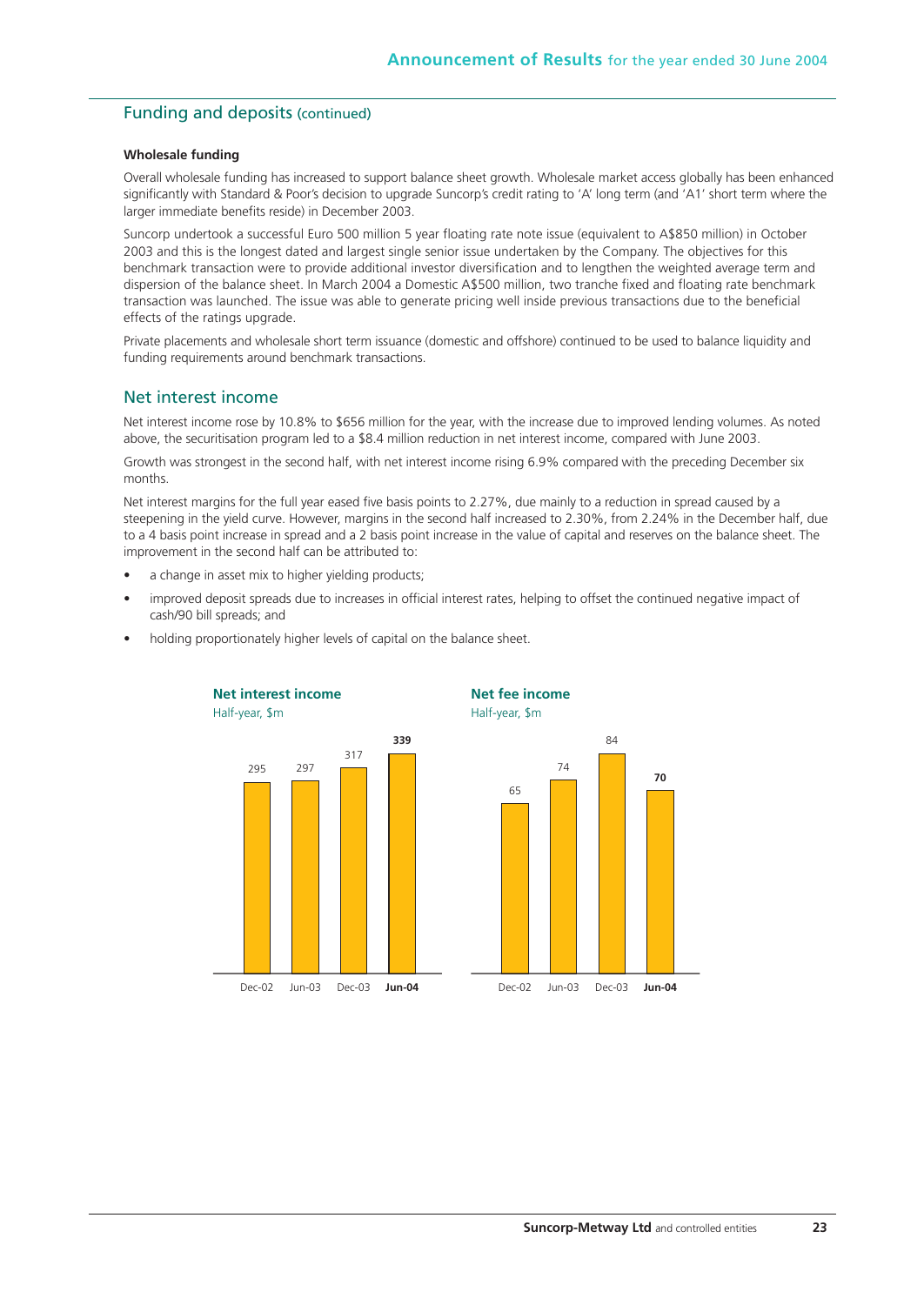## Funding and deposits (continued)

**Wholesale funding**

Overall wholesale funding has increased to support balance sheet growth. Wholesale market access globally has been enhanced significantly with Standard & Poor's decision to upgrade Suncorp's credit rating to 'A' long term (and 'A1' short term where the larger immediate benefits reside) in December 2003.

Suncorp undertook a successful Euro 500 million 5 year floating rate note issue (equivalent to A$850 million) in October 2003 and this is the longest dated and largest single senior issue undertaken by the Company. The objectives for this benchmark transaction were to provide additional investor diversification and to lengthen the weighted average term and dispersion of the balance sheet. In March 2004 a Domestic A$500 million, two tranche fixed and floating rate benchmark transaction was launched. The issue was able to generate pricing well inside previous transactions due to the beneficial effects of the ratings upgrade.

Private placements and wholesale short term issuance (domestic and offshore) continued to be used to balance liquidity and funding requirements around benchmark transactions.

## Net interest income

Net interest income rose by 10.8% to $656 million for the year, with the increase due to improved lending volumes. As noted above, the securitisation program led to a $8.4 million reduction in net interest income, compared with June 2003.

Growth was strongest in the second half, with net interest income rising 6.9% compared with the preceding December six months.

Net interest margins for the full year eased five basis points to 2.27%, due mainly to a reduction in spread caused by a steepening in the yield curve. However, margins in the second half increased to 2.30%, from 2.24% in the December half, due to a 4 basis point increase in spread and a 2 basis point increase in the value of capital and reserves on the balance sheet. The improvement in the second half can be attributed to:

- a change in asset mix to higher yielding products;
- improved deposit spreads due to increases in official interest rates, helping to offset the continued negative impact of cash/90 bill spreads; and
- holding proportionately higher levels of capital on the balance sheet.

**Net interest income**
Half-year, $m

| Dec-02 | Jun-03 | Dec-03 | **Jun-04** |
|---|---|---|---|
| 295 | 297 | 317 | **339** |

**Net fee income**
Half-year, $m

| Dec-02 | Jun-03 | Dec-03 | **Jun-04** |
|---|---|---|---|
| 65 | 74 | 84 | **70** |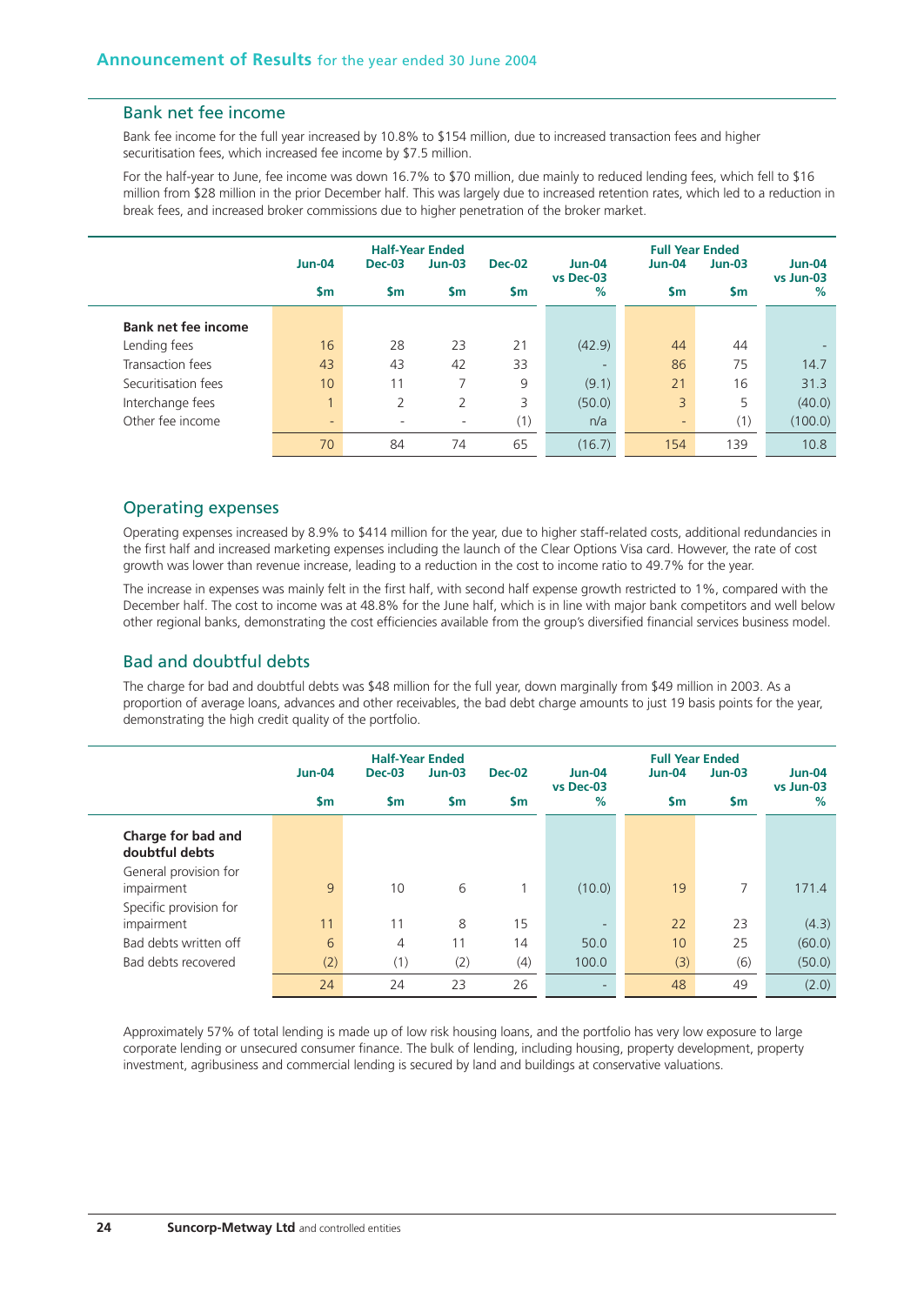## Bank net fee income

Bank fee income for the full year increased by 10.8% to $154 million, due to increased transaction fees and higher securitisation fees, which increased fee income by $7.5 million.

For the half-year to June, fee income was down 16.7% to $70 million, due mainly to reduced lending fees, which fell to $16 million from $28 million in the prior December half. This was largely due to increased retention rates, which led to a reduction in break fees, and increased broker commissions due to higher penetration of the broker market.

| | Half-Year Ended | | | | | Full Year Ended | | |
|---|---|---|---|---|---|---|---|---|
| | Jun-04 | Dec-03 | Jun-03 | Dec-02 | Jun-04 vs Dec-03 | Jun-04 | Jun-03 | Jun-04 vs Jun-03 |
| | $m | $m | $m | $m | % | $m | $m | % |
| **Bank net fee income** | | | | | | | | |
| Lending fees | 16 | 28 | 23 | 21 | (42.9) | 44 | 44 | - |
| Transaction fees | 43 | 43 | 42 | 33 | - | 86 | 75 | 14.7 |
| Securitisation fees | 10 | 11 | 7 | 9 | (9.1) | 21 | 16 | 31.3 |
| Interchange fees | 1 | 2 | 2 | 3 | (50.0) | 3 | 5 | (40.0) |
| Other fee income | - | - | - | (1) | n/a | - | (1) | (100.0) |
| | 70 | 84 | 74 | 65 | (16.7) | 154 | 139 | 10.8 |

## Operating expenses

Operating expenses increased by 8.9% to $414 million for the year, due to higher staff-related costs, additional redundancies in the first half and increased marketing expenses including the launch of the Clear Options Visa card. However, the rate of cost growth was lower than revenue increase, leading to a reduction in the cost to income ratio to 49.7% for the year.

The increase in expenses was mainly felt in the first half, with second half expense growth restricted to 1%, compared with the December half. The cost to income was at 48.8% for the June half, which is in line with major bank competitors and well below other regional banks, demonstrating the cost efficiencies available from the group's diversified financial services business model.

## Bad and doubtful debts

The charge for bad and doubtful debts was $48 million for the full year, down marginally from $49 million in 2003. As a proportion of average loans, advances and other receivables, the bad debt charge amounts to just 19 basis points for the year, demonstrating the high credit quality of the portfolio.

| | Half-Year Ended | | | | | Full Year Ended | | |
|---|---|---|---|---|---|---|---|---|
| | Jun-04 | Dec-03 | Jun-03 | Dec-02 | Jun-04 vs Dec-03 | Jun-04 | Jun-03 | Jun-04 vs Jun-03 |
| | $m | $m | $m | $m | % | $m | $m | % |
| **Charge for bad and doubtful debts** | | | | | | | | |
| General provision for impairment | 9 | 10 | 6 | 1 | (10.0) | 19 | 7 | 171.4 |
| Specific provision for impairment | 11 | 11 | 8 | 15 | - | 22 | 23 | (4.3) |
| Bad debts written off | 6 | 4 | 11 | 14 | 50.0 | 10 | 25 | (60.0) |
| Bad debts recovered | (2) | (1) | (2) | (4) | 100.0 | (3) | (6) | (50.0) |
| | 24 | 24 | 23 | 26 | - | 48 | 49 | (2.0) |

Approximately 57% of total lending is made up of low risk housing loans, and the portfolio has very low exposure to large corporate lending or unsecured consumer finance. The bulk of lending, including housing, property development, property investment, agribusiness and commercial lending is secured by land and buildings at conservative valuations.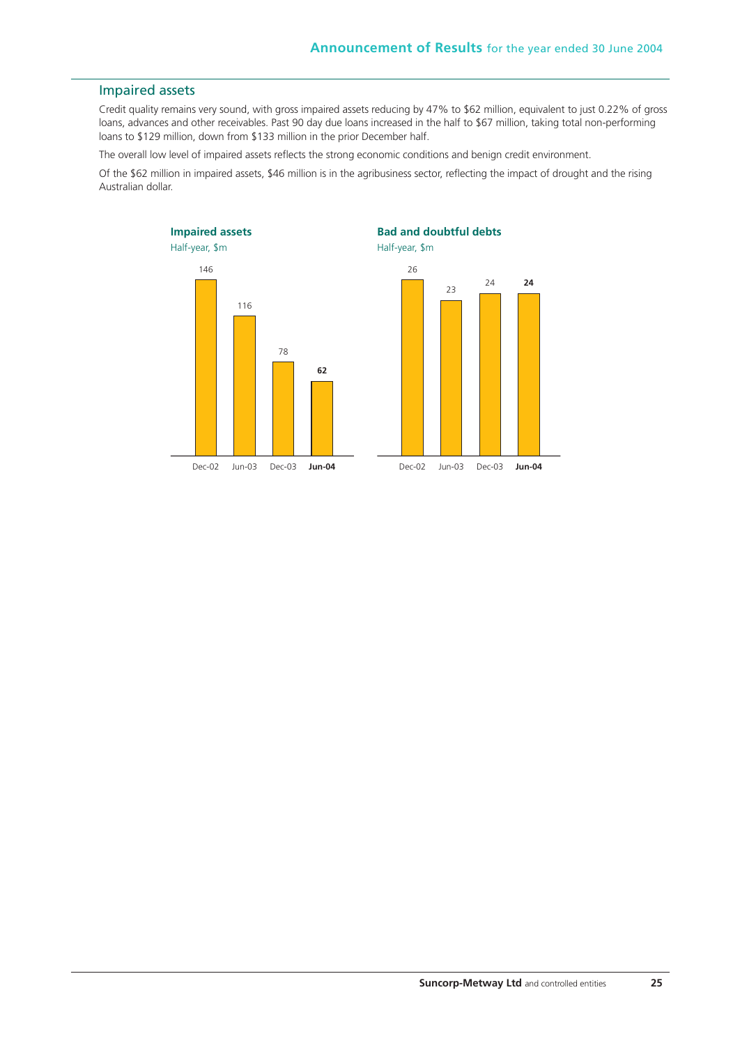## Impaired assets

Credit quality remains very sound, with gross impaired assets reducing by 47% to $62 million, equivalent to just 0.22% of gross loans, advances and other receivables. Past 90 day due loans increased in the half to $67 million, taking total non-performing loans to $129 million, down from $133 million in the prior December half.

The overall low level of impaired assets reflects the strong economic conditions and benign credit environment.

Of the $62 million in impaired assets, $46 million is in the agribusiness sector, reflecting the impact of drought and the rising Australian dollar.

**Impaired assets**

Half-year, $m

| Dec-02 | Jun-03 | Dec-03 | **Jun-04** |
|---|---|---|---|
| 146 | 116 | 78 | **62** |

**Bad and doubtful debts**

Half-year, $m

| Dec-02 | Jun-03 | Dec-03 | **Jun-04** |
|---|---|---|---|
| 26 | 23 | 24 | **24** |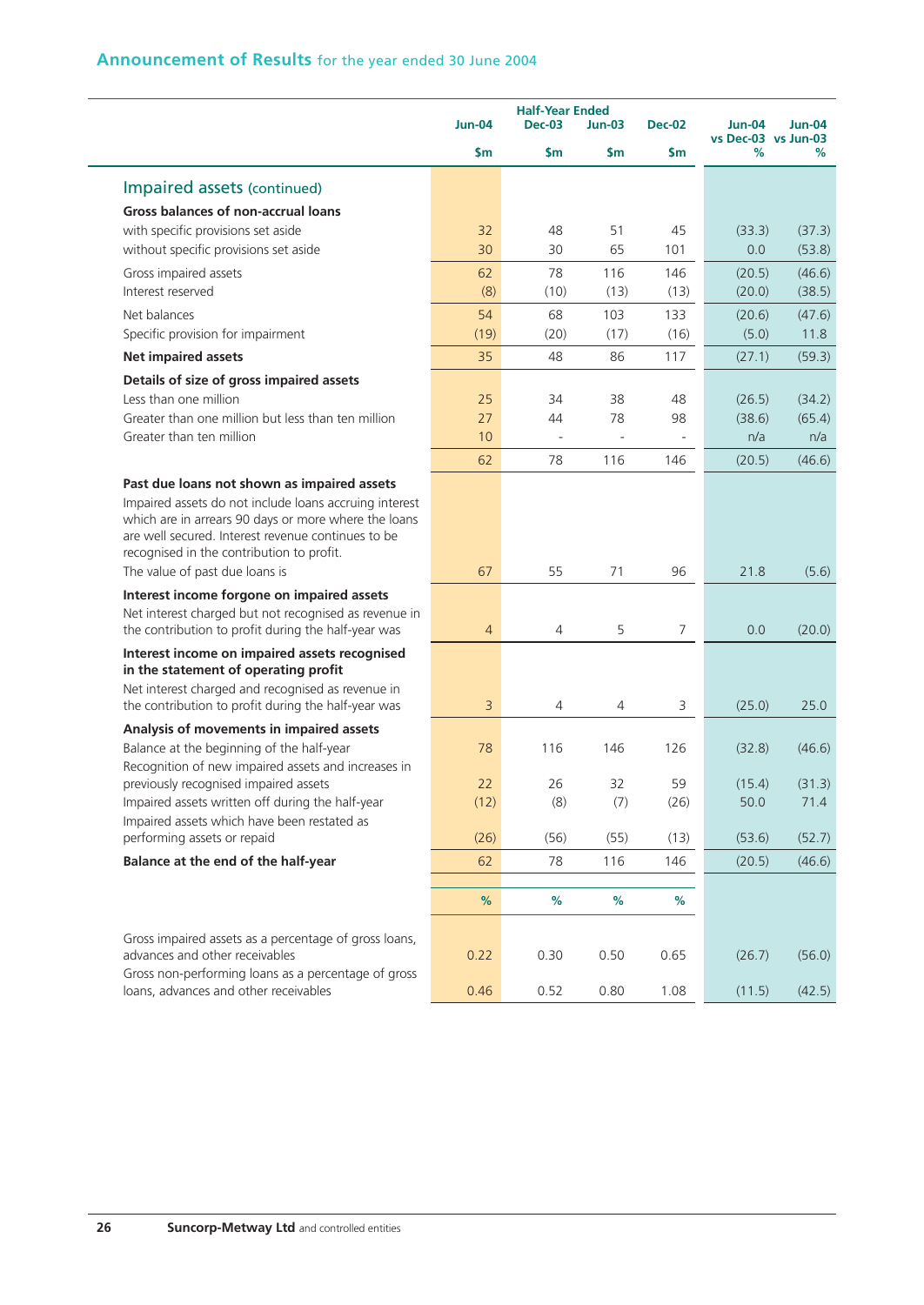## Announcement of Results for the year ended 30 June 2004

| | Jun-04 | Dec-03 | Jun-03 | Dec-02 | Jun-04 vs Dec-03 | Jun-04 vs Jun-03 |
|---|---|---|---|---|---|---|
| | | Half-Year Ended | | | | |
| | $m | $m | $m | $m | % | % |
| **Impaired assets (continued)** | | | | | | |
| **Gross balances of non-accrual loans** | | | | | | |
| with specific provisions set aside | 32 | 48 | 51 | 45 | (33.3) | (37.3) |
| without specific provisions set aside | 30 | 30 | 65 | 101 | 0.0 | (53.8) |
| Gross impaired assets | 62 | 78 | 116 | 146 | (20.5) | (46.6) |
| Interest reserved | (8) | (10) | (13) | (13) | (20.0) | (38.5) |
| Net balances | 54 | 68 | 103 | 133 | (20.6) | (47.6) |
| Specific provision for impairment | (19) | (20) | (17) | (16) | (5.0) | 11.8 |
| **Net impaired assets** | 35 | 48 | 86 | 117 | (27.1) | (59.3) |
| **Details of size of gross impaired assets** | | | | | | |
| Less than one million | 25 | 34 | 38 | 48 | (26.5) | (34.2) |
| Greater than one million but less than ten million | 27 | 44 | 78 | 98 | (38.6) | (65.4) |
| Greater than ten million | 10 | - | - | - | n/a | n/a |
| | 62 | 78 | 116 | 146 | (20.5) | (46.6) |
| **Past due loans not shown as impaired assets** | | | | | | |
| Impaired assets do not include loans accruing interest which are in arrears 90 days or more where the loans are well secured. Interest revenue continues to be recognised in the contribution to profit. | | | | | | |
| The value of past due loans is | 67 | 55 | 71 | 96 | 21.8 | (5.6) |
| **Interest income forgone on impaired assets** | | | | | | |
| Net interest charged but not recognised as revenue in the contribution to profit during the half-year was | 4 | 4 | 5 | 7 | 0.0 | (20.0) |
| **Interest income on impaired assets recognised in the statement of operating profit** | | | | | | |
| Net interest charged and recognised as revenue in the contribution to profit during the half-year was | 3 | 4 | 4 | 3 | (25.0) | 25.0 |
| **Analysis of movements in impaired assets** | | | | | | |
| Balance at the beginning of the half-year | 78 | 116 | 146 | 126 | (32.8) | (46.6) |
| Recognition of new impaired assets and increases in previously recognised impaired assets | 22 | 26 | 32 | 59 | (15.4) | (31.3) |
| Impaired assets written off during the half-year | (12) | (8) | (7) | (26) | 50.0 | 71.4 |
| Impaired assets which have been restated as performing assets or repaid | (26) | (56) | (55) | (13) | (53.6) | (52.7) |
| **Balance at the end of the half-year** | 62 | 78 | 116 | 146 | (20.5) | (46.6) |
| | % | % | % | % | | |
| Gross impaired assets as a percentage of gross loans, advances and other receivables | 0.22 | 0.30 | 0.50 | 0.65 | (26.7) | (56.0) |
| Gross non-performing loans as a percentage of gross loans, advances and other receivables | 0.46 | 0.52 | 0.80 | 1.08 | (11.5) | (42.5) |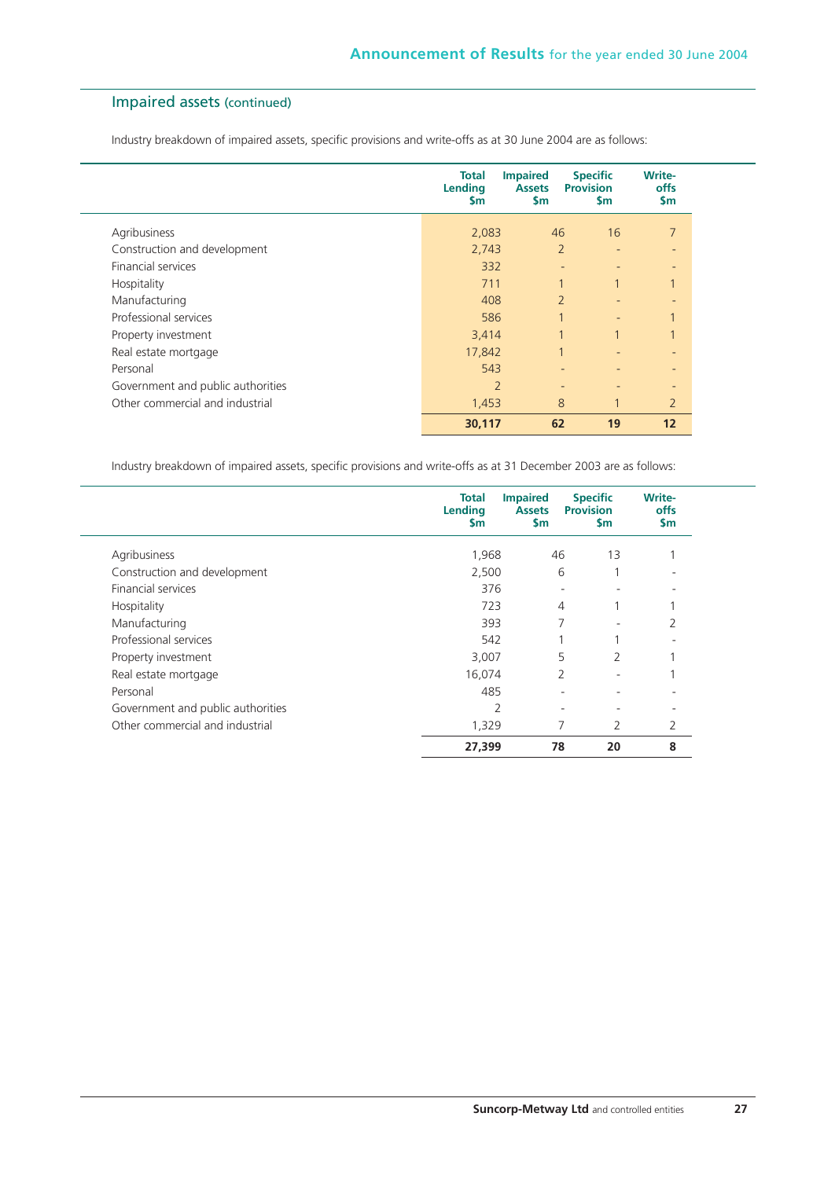## Impaired assets (continued)

Industry breakdown of impaired assets, specific provisions and write-offs as at 30 June 2004 are as follows:

| | Total Lending $m | Impaired Assets $m | Specific Provision $m | Write-offs $m |
|---|---|---|---|---|
| Agribusiness | 2,083 | 46 | 16 | 7 |
| Construction and development | 2,743 | 2 | - | - |
| Financial services | 332 | - | - | - |
| Hospitality | 711 | 1 | 1 | 1 |
| Manufacturing | 408 | 2 | - | - |
| Professional services | 586 | 1 | - | 1 |
| Property investment | 3,414 | 1 | 1 | 1 |
| Real estate mortgage | 17,842 | 1 | - | - |
| Personal | 543 | - | - | - |
| Government and public authorities | 2 | - | - | - |
| Other commercial and industrial | 1,453 | 8 | 1 | 2 |
| | **30,117** | **62** | **19** | **12** |

Industry breakdown of impaired assets, specific provisions and write-offs as at 31 December 2003 are as follows:

| | Total Lending $m | Impaired Assets $m | Specific Provision $m | Write-offs $m |
|---|---|---|---|---|
| Agribusiness | 1,968 | 46 | 13 | 1 |
| Construction and development | 2,500 | 6 | 1 | - |
| Financial services | 376 | - | - | - |
| Hospitality | 723 | 4 | 1 | 1 |
| Manufacturing | 393 | 7 | - | 2 |
| Professional services | 542 | 1 | 1 | - |
| Property investment | 3,007 | 5 | 2 | 1 |
| Real estate mortgage | 16,074 | 2 | - | 1 |
| Personal | 485 | - | - | - |
| Government and public authorities | 2 | - | - | - |
| Other commercial and industrial | 1,329 | 7 | 2 | 2 |
| | **27,399** | **78** | **20** | **8** |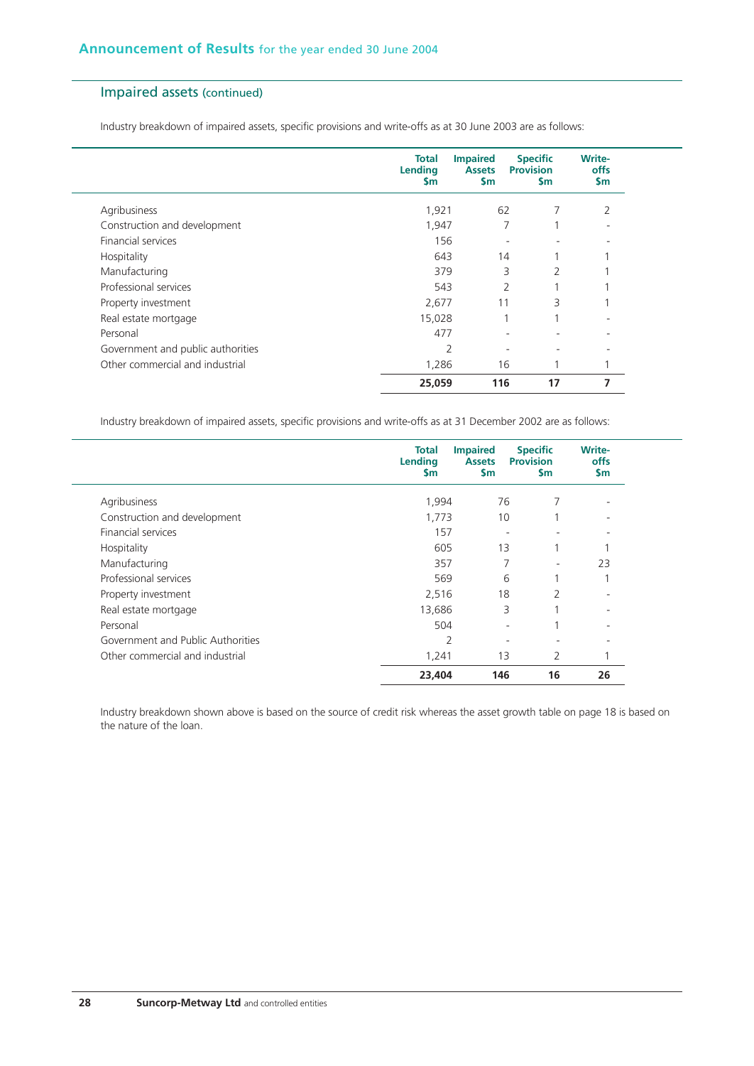## Impaired assets (continued)

Industry breakdown of impaired assets, specific provisions and write-offs as at 30 June 2003 are as follows:

| | Total Lending $m | Impaired Assets $m | Specific Provision $m | Write-offs $m |
|---|---|---|---|---|
| Agribusiness | 1,921 | 62 | 7 | 2 |
| Construction and development | 1,947 | 7 | 1 | - |
| Financial services | 156 | - | - | - |
| Hospitality | 643 | 14 | 1 | 1 |
| Manufacturing | 379 | 3 | 2 | 1 |
| Professional services | 543 | 2 | 1 | 1 |
| Property investment | 2,677 | 11 | 3 | 1 |
| Real estate mortgage | 15,028 | 1 | 1 | - |
| Personal | 477 | - | - | - |
| Government and public authorities | 2 | - | - | - |
| Other commercial and industrial | 1,286 | 16 | 1 | 1 |
| | **25,059** | **116** | **17** | **7** |

Industry breakdown of impaired assets, specific provisions and write-offs as at 31 December 2002 are as follows:

| | Total Lending $m | Impaired Assets $m | Specific Provision $m | Write-offs $m |
|---|---|---|---|---|
| Agribusiness | 1,994 | 76 | 7 | - |
| Construction and development | 1,773 | 10 | 1 | - |
| Financial services | 157 | - | - | - |
| Hospitality | 605 | 13 | 1 | 1 |
| Manufacturing | 357 | 7 | - | 23 |
| Professional services | 569 | 6 | 1 | 1 |
| Property investment | 2,516 | 18 | 2 | - |
| Real estate mortgage | 13,686 | 3 | 1 | - |
| Personal | 504 | - | 1 | - |
| Government and Public Authorities | 2 | - | - | - |
| Other commercial and industrial | 1,241 | 13 | 2 | 1 |
| | **23,404** | **146** | **16** | **26** |

Industry breakdown shown above is based on the source of credit risk whereas the asset growth table on page 18 is based on the nature of the loan.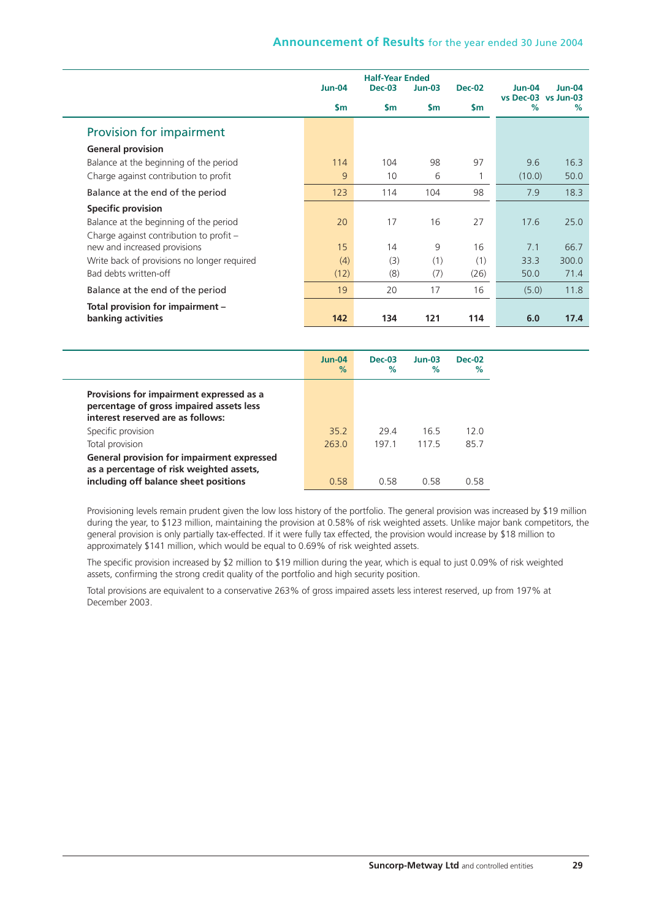| | Half-Year Ended | | | | | |
|---|---|---|---|---|---|---|
| | Jun-04 | Dec-03 | Jun-03 | Dec-02 | Jun-04 vs Dec-03 | Jun-04 vs Jun-03 |
| | $m | $m | $m | $m | % | % |
| **Provision for impairment** | | | | | | |
| **General provision** | | | | | | |
| Balance at the beginning of the period | 114 | 104 | 98 | 97 | 9.6 | 16.3 |
| Charge against contribution to profit | 9 | 10 | 6 | 1 | (10.0) | 50.0 |
| Balance at the end of the period | 123 | 114 | 104 | 98 | 7.9 | 18.3 |
| **Specific provision** | | | | | | |
| Balance at the beginning of the period | 20 | 17 | 16 | 27 | 17.6 | 25.0 |
| Charge against contribution to profit – new and increased provisions | 15 | 14 | 9 | 16 | 7.1 | 66.7 |
| Write back of provisions no longer required | (4) | (3) | (1) | (1) | 33.3 | 300.0 |
| Bad debts written-off | (12) | (8) | (7) | (26) | 50.0 | 71.4 |
| Balance at the end of the period | 19 | 20 | 17 | 16 | (5.0) | 11.8 |
| **Total provision for impairment – banking activities** | **142** | **134** | **121** | **114** | **6.0** | **17.4** |

| | Jun-04 % | Dec-03 % | Jun-03 % | Dec-02 % |
|---|---|---|---|---|
| **Provisions for impairment expressed as a percentage of gross impaired assets less interest reserved are as follows:** | | | | |
| Specific provision | 35.2 | 29.4 | 16.5 | 12.0 |
| Total provision | 263.0 | 197.1 | 117.5 | 85.7 |
| **General provision for impairment expressed as a percentage of risk weighted assets, including off balance sheet positions** | 0.58 | 0.58 | 0.58 | 0.58 |

Provisioning levels remain prudent given the low loss history of the portfolio. The general provision was increased by $19 million during the year, to $123 million, maintaining the provision at 0.58% of risk weighted assets. Unlike major bank competitors, the general provision is only partially tax-effected. If it were fully tax effected, the provision would increase by $18 million to approximately $141 million, which would be equal to 0.69% of risk weighted assets.

The specific provision increased by $2 million to $19 million during the year, which is equal to just 0.09% of risk weighted assets, confirming the strong credit quality of the portfolio and high security position.

Total provisions are equivalent to a conservative 263% of gross impaired assets less interest reserved, up from 197% at December 2003.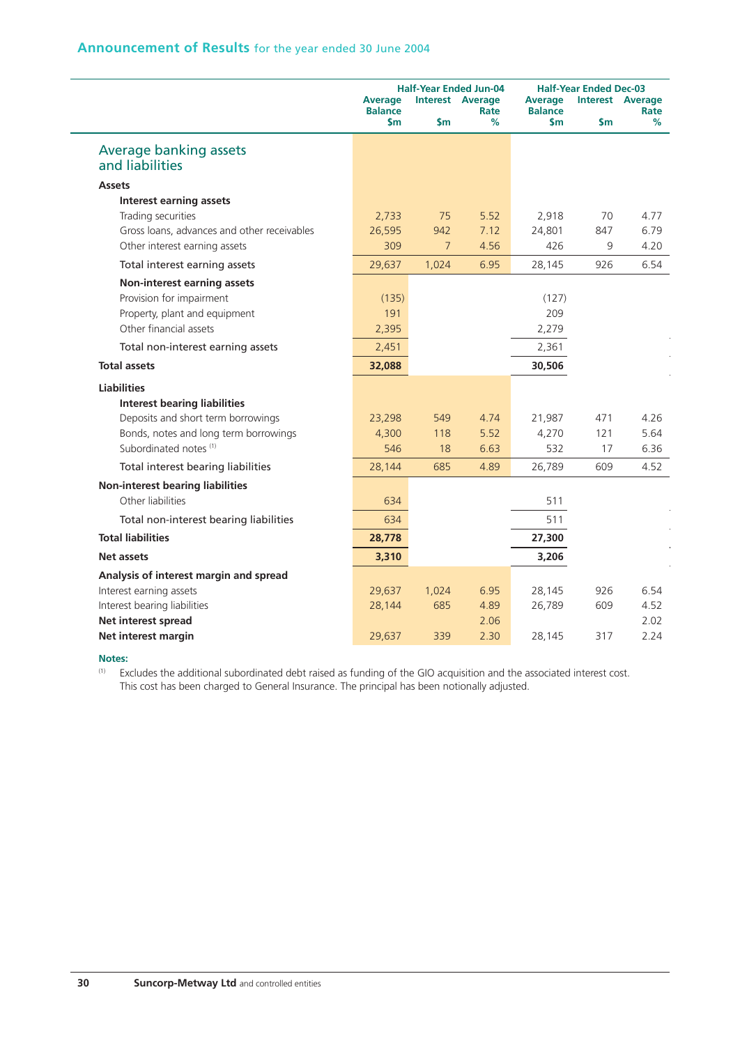## Announcement of Results for the year ended 30 June 2004

| | Half-Year Ended Jun-04 | | | Half-Year Ended Dec-03 | | |
|---|---|---|---|---|---|---|
| | Average Balance $m | Interest $m | Average Rate % | Average Balance $m | Interest $m | Average Rate % |
| **Average banking assets and liabilities** | | | | | | |
| **Assets** | | | | | | |
| **Interest earning assets** | | | | | | |
| Trading securities | 2,733 | 75 | 5.52 | 2,918 | 70 | 4.77 |
| Gross loans, advances and other receivables | 26,595 | 942 | 7.12 | 24,801 | 847 | 6.79 |
| Other interest earning assets | 309 | 7 | 4.56 | 426 | 9 | 4.20 |
| Total interest earning assets | 29,637 | 1,024 | 6.95 | 28,145 | 926 | 6.54 |
| **Non-interest earning assets** | | | | | | |
| Provision for impairment | (135) | | | (127) | | |
| Property, plant and equipment | 191 | | | 209 | | |
| Other financial assets | 2,395 | | | 2,279 | | |
| Total non-interest earning assets | 2,451 | | | 2,361 | | |
| **Total assets** | **32,088** | | | **30,506** | | |
| **Liabilities** | | | | | | |
| **Interest bearing liabilities** | | | | | | |
| Deposits and short term borrowings | 23,298 | 549 | 4.74 | 21,987 | 471 | 4.26 |
| Bonds, notes and long term borrowings | 4,300 | 118 | 5.52 | 4,270 | 121 | 5.64 |
| Subordinated notes [(1)] | 546 | 18 | 6.63 | 532 | 17 | 6.36 |
| Total interest bearing liabilities | 28,144 | 685 | 4.89 | 26,789 | 609 | 4.52 |
| **Non-interest bearing liabilities** | | | | | | |
| Other liabilities | 634 | | | 511 | | |
| Total non-interest bearing liabilities | 634 | | | 511 | | |
| **Total liabilities** | **28,778** | | | **27,300** | | |
| **Net assets** | **3,310** | | | **3,206** | | |
| **Analysis of interest margin and spread** | | | | | | |
| Interest earning assets | 29,637 | 1,024 | 6.95 | 28,145 | 926 | 6.54 |
| Interest bearing liabilities | 28,144 | 685 | 4.89 | 26,789 | 609 | 4.52 |
| **Net interest spread** | | | 2.06 | | | 2.02 |
| **Net interest margin** | 29,637 | 339 | 2.30 | 28,145 | 317 | 2.24 |

**Notes:**

(1) Excludes the additional subordinated debt raised as funding of the GIO acquisition and the associated interest cost. This cost has been charged to General Insurance. The principal has been notionally adjusted.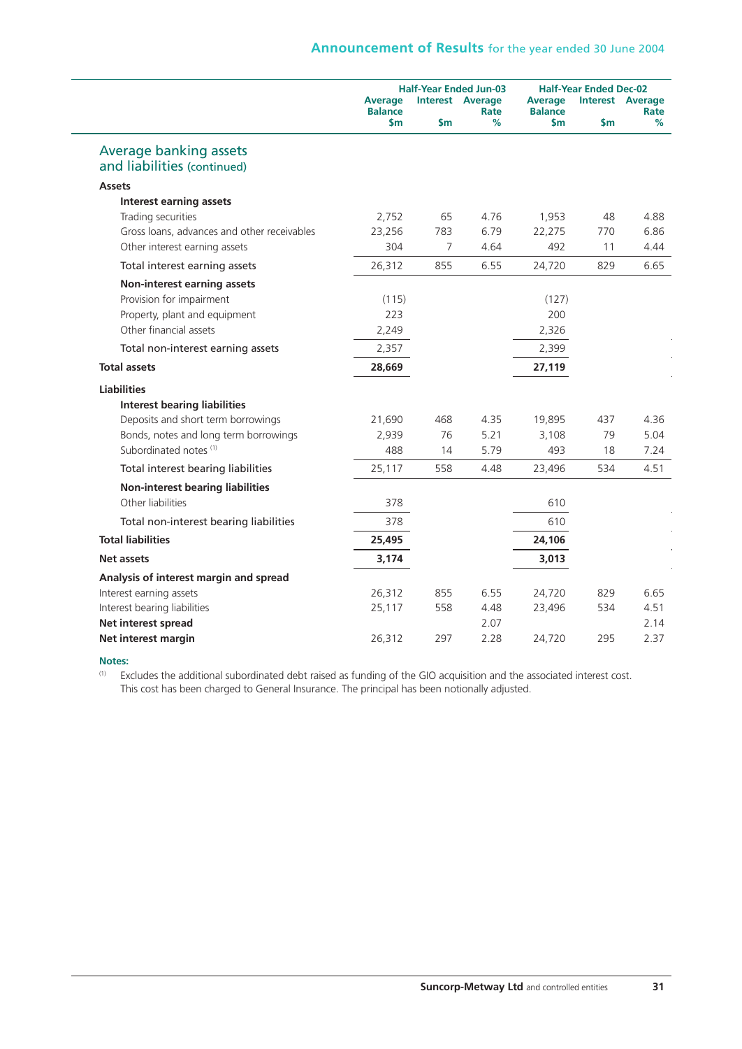## Average banking assets and liabilities (continued)

| | Half-Year Ended Jun-03 | | | Half-Year Ended Dec-02 | | |
|---|---|---|---|---|---|---|
| | Average Balance $m | Interest $m | Average Rate % | Average Balance $m | Interest $m | Average Rate % |
| **Assets** | | | | | | |
| **Interest earning assets** | | | | | | |
| Trading securities | 2,752 | 65 | 4.76 | 1,953 | 48 | 4.88 |
| Gross loans, advances and other receivables | 23,256 | 783 | 6.79 | 22,275 | 770 | 6.86 |
| Other interest earning assets | 304 | 7 | 4.64 | 492 | 11 | 4.44 |
| Total interest earning assets | 26,312 | 855 | 6.55 | 24,720 | 829 | 6.65 |
| **Non-interest earning assets** | | | | | | |
| Provision for impairment | (115) | | | (127) | | |
| Property, plant and equipment | 223 | | | 200 | | |
| Other financial assets | 2,249 | | | 2,326 | | |
| Total non-interest earning assets | 2,357 | | | 2,399 | | |
| **Total assets** | **28,669** | | | **27,119** | | |
| **Liabilities** | | | | | | |
| **Interest bearing liabilities** | | | | | | |
| Deposits and short term borrowings | 21,690 | 468 | 4.35 | 19,895 | 437 | 4.36 |
| Bonds, notes and long term borrowings | 2,939 | 76 | 5.21 | 3,108 | 79 | 5.04 |
| Subordinated notes [1] | 488 | 14 | 5.79 | 493 | 18 | 7.24 |
| Total interest bearing liabilities | 25,117 | 558 | 4.48 | 23,496 | 534 | 4.51 |
| **Non-interest bearing liabilities** | | | | | | |
| Other liabilities | 378 | | | 610 | | |
| Total non-interest bearing liabilities | 378 | | | 610 | | |
| **Total liabilities** | **25,495** | | | **24,106** | | |
| **Net assets** | **3,174** | | | **3,013** | | |
| **Analysis of interest margin and spread** | | | | | | |
| Interest earning assets | 26,312 | 855 | 6.55 | 24,720 | 829 | 6.65 |
| Interest bearing liabilities | 25,117 | 558 | 4.48 | 23,496 | 534 | 4.51 |
| **Net interest spread** | | | 2.07 | | | 2.14 |
| **Net interest margin** | 26,312 | 297 | 2.28 | 24,720 | 295 | 2.37 |

**Notes:**

[1] Excludes the additional subordinated debt raised as funding of the GIO acquisition and the associated interest cost. This cost has been charged to General Insurance. The principal has been notionally adjusted.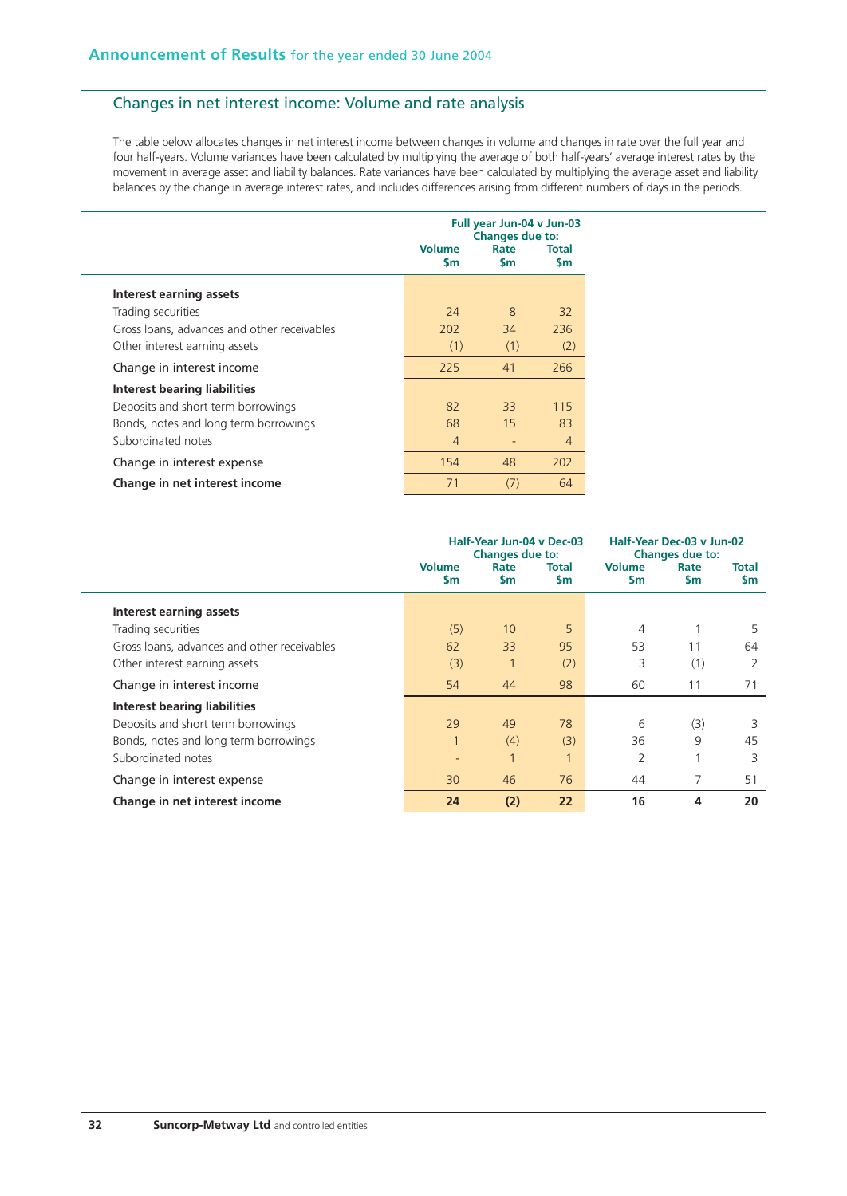## Changes in net interest income: Volume and rate analysis

The table below allocates changes in net interest income between changes in volume and changes in rate over the full year and four half-years. Volume variances have been calculated by multiplying the average of both half-years' average interest rates by the movement in average asset and liability balances. Rate variances have been calculated by multiplying the average asset and liability balances by the change in average interest rates, and includes differences arising from different numbers of days in the periods.

| | Full year Jun-04 v Jun-03 Changes due to: | | |
|---|---|---|---|
| | Volume $m | Rate $m | Total $m |
| **Interest earning assets** | | | |
| Trading securities | 24 | 8 | 32 |
| Gross loans, advances and other receivables | 202 | 34 | 236 |
| Other interest earning assets | (1) | (1) | (2) |
| Change in interest income | 225 | 41 | 266 |
| **Interest bearing liabilities** | | | |
| Deposits and short term borrowings | 82 | 33 | 115 |
| Bonds, notes and long term borrowings | 68 | 15 | 83 |
| Subordinated notes | 4 | - | 4 |
| Change in interest expense | 154 | 48 | 202 |
| **Change in net interest income** | 71 | (7) | 64 |

| | Half-Year Jun-04 v Dec-03 Changes due to: | | | Half-Year Dec-03 v Jun-02 Changes due to: | | |
|---|---|---|---|---|---|---|
| | Volume $m | Rate $m | Total $m | Volume $m | Rate $m | Total $m |
| **Interest earning assets** | | | | | | |
| Trading securities | (5) | 10 | 5 | 4 | 1 | 5 |
| Gross loans, advances and other receivables | 62 | 33 | 95 | 53 | 11 | 64 |
| Other interest earning assets | (3) | 1 | (2) | 3 | (1) | 2 |
| Change in interest income | 54 | 44 | 98 | 60 | 11 | 71 |
| **Interest bearing liabilities** | | | | | | |
| Deposits and short term borrowings | 29 | 49 | 78 | 6 | (3) | 3 |
| Bonds, notes and long term borrowings | 1 | (4) | (3) | 36 | 9 | 45 |
| Subordinated notes | - | 1 | 1 | 2 | 1 | 3 |
| Change in interest expense | 30 | 46 | 76 | 44 | 7 | 51 |
| **Change in net interest income** | **24** | **(2)** | **22** | **16** | **4** | **20** |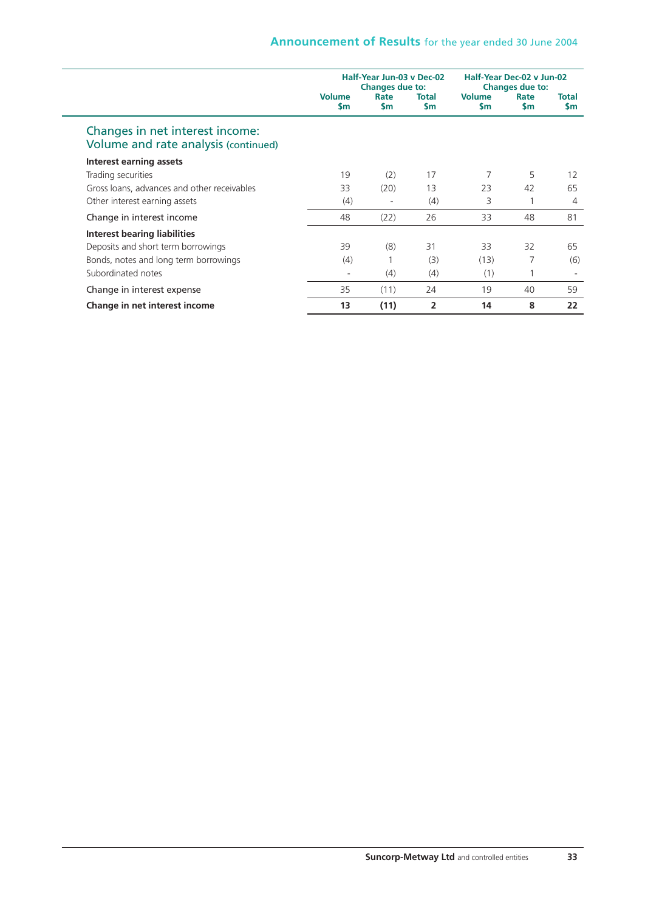## Changes in net interest income: Volume and rate analysis (continued)

| | Half-Year Jun-03 v Dec-02 Changes due to: | | | Half-Year Dec-02 v Jun-02 Changes due to: | | |
|---|---|---|---|---|---|---|
| | Volume $m | Rate $m | Total $m | Volume $m | Rate $m | Total $m |
| **Interest earning assets** | | | | | | |
| Trading securities | 19 | (2) | 17 | 7 | 5 | 12 |
| Gross loans, advances and other receivables | 33 | (20) | 13 | 23 | 42 | 65 |
| Other interest earning assets | (4) | - | (4) | 3 | 1 | 4 |
| Change in interest income | 48 | (22) | 26 | 33 | 48 | 81 |
| **Interest bearing liabilities** | | | | | | |
| Deposits and short term borrowings | 39 | (8) | 31 | 33 | 32 | 65 |
| Bonds, notes and long term borrowings | (4) | 1 | (3) | (13) | 7 | (6) |
| Subordinated notes | - | (4) | (4) | (1) | 1 | - |
| Change in interest expense | 35 | (11) | 24 | 19 | 40 | 59 |
| **Change in net interest income** | **13** | **(11)** | **2** | **14** | **8** | **22** |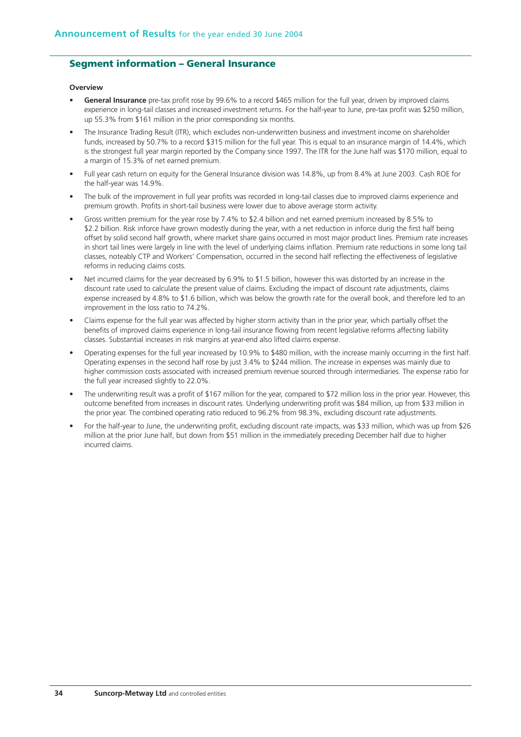## Segment information – General Insurance

**Overview**

- **General Insurance** pre-tax profit rose by 99.6% to a record $465 million for the full year, driven by improved claims experience in long-tail classes and increased investment returns. For the half-year to June, pre-tax profit was $250 million, up 55.3% from $161 million in the prior corresponding six months.
- The Insurance Trading Result (ITR), which excludes non-underwritten business and investment income on shareholder funds, increased by 50.7% to a record $315 million for the full year. This is equal to an insurance margin of 14.4%, which is the strongest full year margin reported by the Company since 1997. The ITR for the June half was $170 million, equal to a margin of 15.3% of net earned premium.
- Full year cash return on equity for the General Insurance division was 14.8%, up from 8.4% at June 2003. Cash ROE for the half-year was 14.9%.
- The bulk of the improvement in full year profits was recorded in long-tail classes due to improved claims experience and premium growth. Profits in short-tail business were lower due to above average storm activity.
- Gross written premium for the year rose by 7.4% to $2.4 billion and net earned premium increased by 8.5% to $2.2 billion. Risk inforce have grown modestly during the year, with a net reduction in inforce durig the first half being offset by solid second half growth, where market share gains occurred in most major product lines. Premium rate increases in short tail lines were largely in line with the level of underlying claims inflation. Premium rate reductions in some long tail classes, noteably CTP and Workers' Compensation, occurred in the second half reflecting the effectiveness of legislative reforms in reducing claims costs.
- Net incurred claims for the year decreased by 6.9% to $1.5 billion, however this was distorted by an increase in the discount rate used to calculate the present value of claims. Excluding the impact of discount rate adjustments, claims expense increased by 4.8% to $1.6 billion, which was below the growth rate for the overall book, and therefore led to an improvement in the loss ratio to 74.2%.
- Claims expense for the full year was affected by higher storm activity than in the prior year, which partially offset the benefits of improved claims experience in long-tail insurance flowing from recent legislative reforms affecting liability classes. Substantial increases in risk margins at year-end also lifted claims expense.
- Operating expenses for the full year increased by 10.9% to $480 million, with the increase mainly occurring in the first half. Operating expenses in the second half rose by just 3.4% to $244 million. The increase in expenses was mainly due to higher commission costs associated with increased premium revenue sourced through intermediaries. The expense ratio for the full year increased slightly to 22.0%.
- The underwriting result was a profit of $167 million for the year, compared to $72 million loss in the prior year. However, this outcome benefited from increases in discount rates. Underlying underwriting profit was $84 million, up from $33 million in the prior year. The combined operating ratio reduced to 96.2% from 98.3%, excluding discount rate adjustments.
- For the half-year to June, the underwriting profit, excluding discount rate impacts, was $33 million, which was up from $26 million at the prior June half, but down from $51 million in the immediately preceding December half due to higher incurred claims.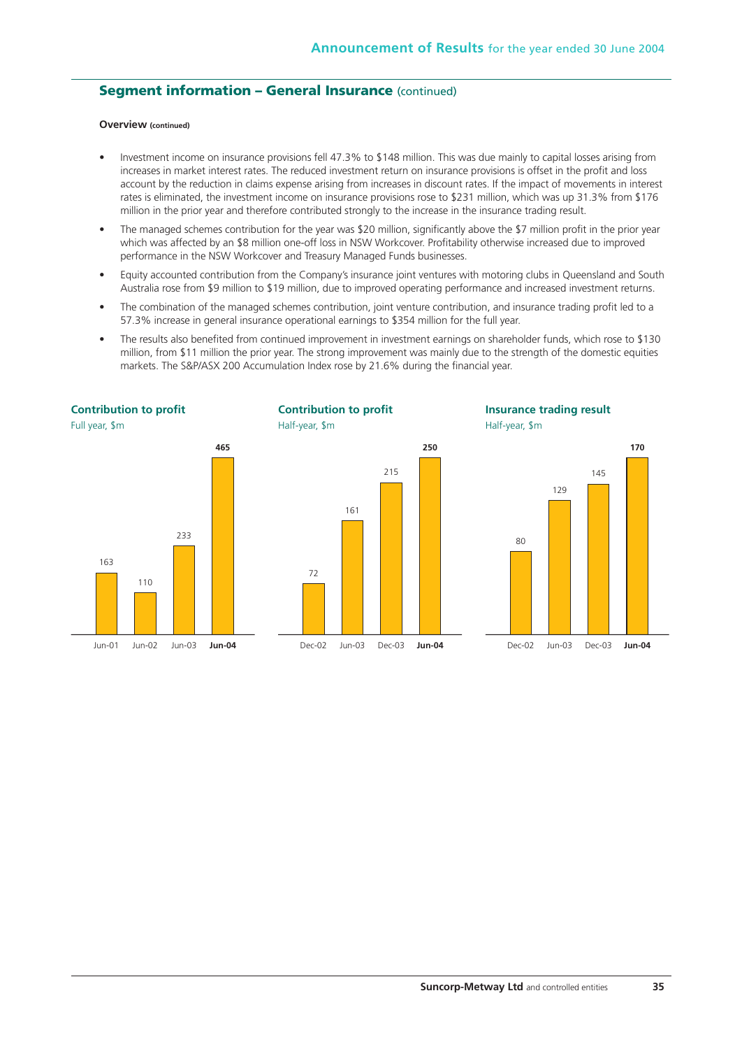## Segment information – General Insurance (continued)

**Overview (continued)**

- Investment income on insurance provisions fell 47.3% to $148 million. This was due mainly to capital losses arising from increases in market interest rates. The reduced investment return on insurance provisions is offset in the profit and loss account by the reduction in claims expense arising from increases in discount rates. If the impact of movements in interest rates is eliminated, the investment income on insurance provisions rose to $231 million, which was up 31.3% from $176 million in the prior year and therefore contributed strongly to the increase in the insurance trading result.
- The managed schemes contribution for the year was $20 million, significantly above the $7 million profit in the prior year which was affected by an $8 million one-off loss in NSW Workcover. Profitability otherwise increased due to improved performance in the NSW Workcover and Treasury Managed Funds businesses.
- Equity accounted contribution from the Company's insurance joint ventures with motoring clubs in Queensland and South Australia rose from $9 million to $19 million, due to improved operating performance and increased investment returns.
- The combination of the managed schemes contribution, joint venture contribution, and insurance trading profit led to a 57.3% increase in general insurance operational earnings to $354 million for the full year.
- The results also benefited from continued improvement in investment earnings on shareholder funds, which rose to $130 million, from $11 million the prior year. The strong improvement was mainly due to the strength of the domestic equities markets. The S&P/ASX 200 Accumulation Index rose by 21.6% during the financial year.

**Contribution to profit**
Full year, $m

| Jun-01 | Jun-02 | Jun-03 | **Jun-04** |
|---|---|---|---|
| 163 | 110 | 233 | **465** |

**Contribution to profit**
Half-year, $m

| Dec-02 | Jun-03 | Dec-03 | **Jun-04** |
|---|---|---|---|
| 72 | 161 | 215 | **250** |

**Insurance trading result**
Half-year, $m

| Dec-02 | Jun-03 | Dec-03 | **Jun-04** |
|---|---|---|---|
| 80 | 129 | 145 | **170** |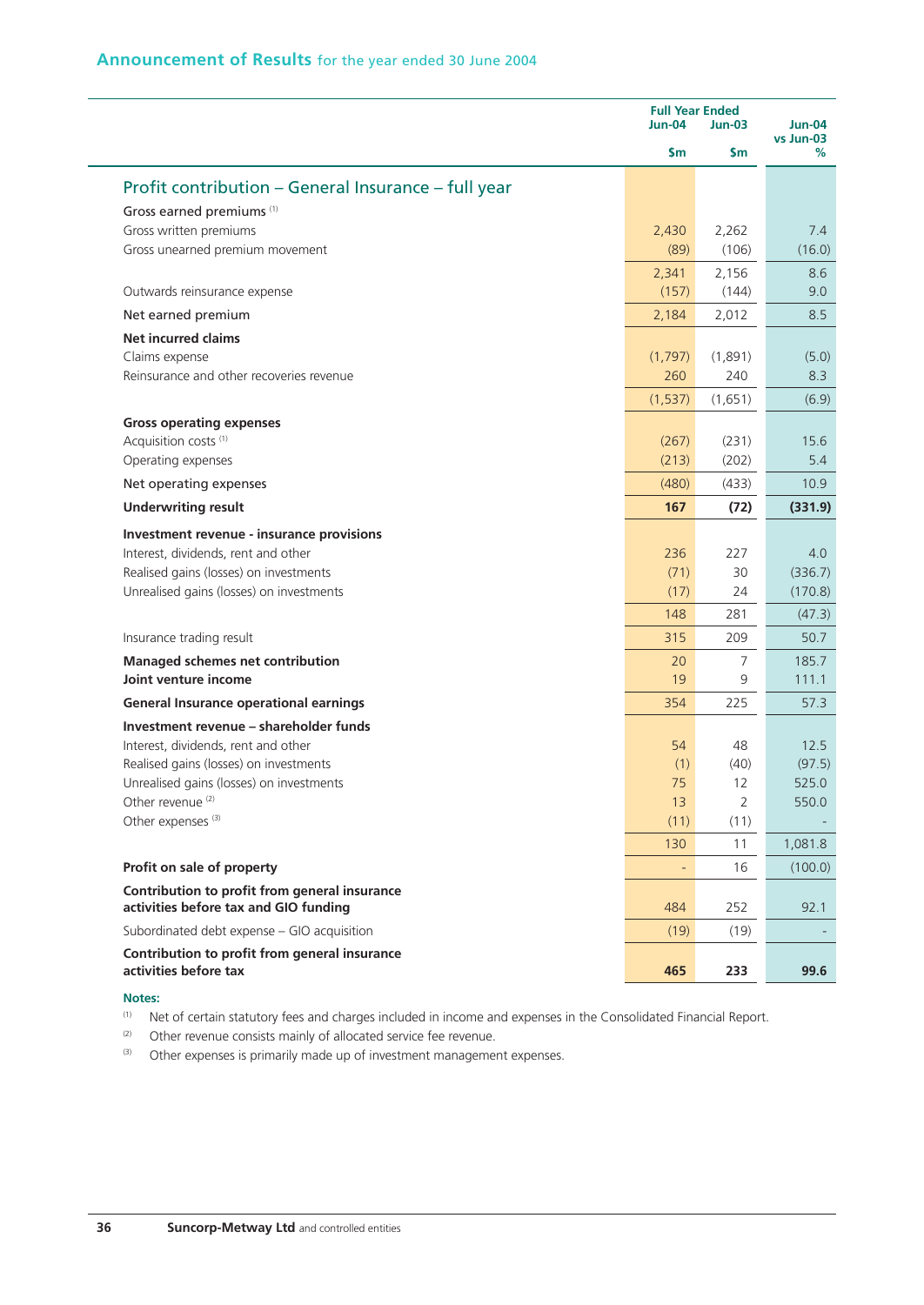## Announcement of Results for the year ended 30 June 2004

| | Full Year Ended Jun-04 | Jun-03 | Jun-04 vs Jun-03 |
|---|---|---|---|
| | $m | $m | % |
| **Profit contribution – General Insurance – full year** | | | |
| Gross earned premiums [1] | | | |
| Gross written premiums | 2,430 | 2,262 | 7.4 |
| Gross unearned premium movement | (89) | (106) | (16.0) |
| | 2,341 | 2,156 | 8.6 |
| Outwards reinsurance expense | (157) | (144) | 9.0 |
| Net earned premium | 2,184 | 2,012 | 8.5 |
| **Net incurred claims** | | | |
| Claims expense | (1,797) | (1,891) | (5.0) |
| Reinsurance and other recoveries revenue | 260 | 240 | 8.3 |
| | (1,537) | (1,651) | (6.9) |
| **Gross operating expenses** | | | |
| Acquisition costs [1] | (267) | (231) | 15.6 |
| Operating expenses | (213) | (202) | 5.4 |
| Net operating expenses | (480) | (433) | 10.9 |
| **Underwriting result** | **167** | **(72)** | **(331.9)** |
| **Investment revenue - insurance provisions** | | | |
| Interest, dividends, rent and other | 236 | 227 | 4.0 |
| Realised gains (losses) on investments | (71) | 30 | (336.7) |
| Unrealised gains (losses) on investments | (17) | 24 | (170.8) |
| | 148 | 281 | (47.3) |
| Insurance trading result | 315 | 209 | 50.7 |
| **Managed schemes net contribution** | 20 | 7 | 185.7 |
| **Joint venture income** | 19 | 9 | 111.1 |
| **General Insurance operational earnings** | 354 | 225 | 57.3 |
| **Investment revenue – shareholder funds** | | | |
| Interest, dividends, rent and other | 54 | 48 | 12.5 |
| Realised gains (losses) on investments | (1) | (40) | (97.5) |
| Unrealised gains (losses) on investments | 75 | 12 | 525.0 |
| Other revenue [2] | 13 | 2 | 550.0 |
| Other expenses [3] | (11) | (11) | - |
| | 130 | 11 | 1,081.8 |
| **Profit on sale of property** | - | 16 | (100.0) |
| **Contribution to profit from general insurance activities before tax and GIO funding** | 484 | 252 | 92.1 |
| Subordinated debt expense – GIO acquisition | (19) | (19) | - |
| **Contribution to profit from general insurance activities before tax** | **465** | **233** | **99.6** |

**Notes:**

[1] Net of certain statutory fees and charges included in income and expenses in the Consolidated Financial Report.

[2] Other revenue consists mainly of allocated service fee revenue.

[3] Other expenses is primarily made up of investment management expenses.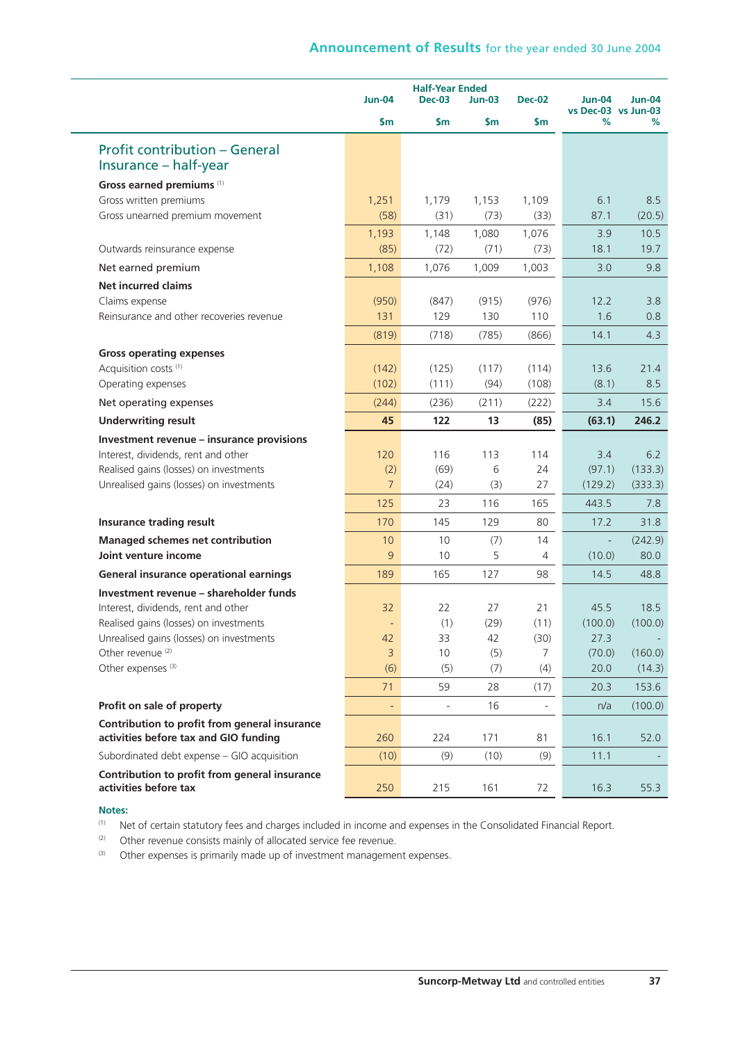## Announcement of Results for the year ended 30 June 2004

| | Jun-04 | Half-Year Ended Dec-03 | Jun-03 | Dec-02 | Jun-04 vs Dec-03 | Jun-04 vs Jun-03 |
|---|---|---|---|---|---|---|
| | $m | $m | $m | $m | % | % |
| **Profit contribution – General Insurance – half-year** | | | | | | |
| **Gross earned premiums** [1] | | | | | | |
| Gross written premiums | 1,251 | 1,179 | 1,153 | 1,109 | 6.1 | 8.5 |
| Gross unearned premium movement | (58) | (31) | (73) | (33) | 87.1 | (20.5) |
| | 1,193 | 1,148 | 1,080 | 1,076 | 3.9 | 10.5 |
| Outwards reinsurance expense | (85) | (72) | (71) | (73) | 18.1 | 19.7 |
| Net earned premium | 1,108 | 1,076 | 1,009 | 1,003 | 3.0 | 9.8 |
| **Net incurred claims** | | | | | | |
| Claims expense | (950) | (847) | (915) | (976) | 12.2 | 3.8 |
| Reinsurance and other recoveries revenue | 131 | 129 | 130 | 110 | 1.6 | 0.8 |
| | (819) | (718) | (785) | (866) | 14.1 | 4.3 |
| **Gross operating expenses** | | | | | | |
| Acquisition costs [1] | (142) | (125) | (117) | (114) | 13.6 | 21.4 |
| Operating expenses | (102) | (111) | (94) | (108) | (8.1) | 8.5 |
| Net operating expenses | (244) | (236) | (211) | (222) | 3.4 | 15.6 |
| **Underwriting result** | **45** | **122** | **13** | **(85)** | **(63.1)** | **246.2** |
| **Investment revenue – insurance provisions** | | | | | | |
| Interest, dividends, rent and other | 120 | 116 | 113 | 114 | 3.4 | 6.2 |
| Realised gains (losses) on investments | (2) | (69) | 6 | 24 | (97.1) | (133.3) |
| Unrealised gains (losses) on investments | 7 | (24) | (3) | 27 | (129.2) | (333.3) |
| | 125 | 23 | 116 | 165 | 443.5 | 7.8 |
| **Insurance trading result** | 170 | 145 | 129 | 80 | 17.2 | 31.8 |
| **Managed schemes net contribution** | 10 | 10 | (7) | 14 | - | (242.9) |
| **Joint venture income** | 9 | 10 | 5 | 4 | (10.0) | 80.0 |
| **General insurance operational earnings** | 189 | 165 | 127 | 98 | 14.5 | 48.8 |
| **Investment revenue – shareholder funds** | | | | | | |
| Interest, dividends, rent and other | 32 | 22 | 27 | 21 | 45.5 | 18.5 |
| Realised gains (losses) on investments | - | (1) | (29) | (11) | (100.0) | (100.0) |
| Unrealised gains (losses) on investments | 42 | 33 | 42 | (30) | 27.3 | - |
| Other revenue [2] | 3 | 10 | (5) | 7 | (70.0) | (160.0) |
| Other expenses [3] | (6) | (5) | (7) | (4) | 20.0 | (14.3) |
| | 71 | 59 | 28 | (17) | 20.3 | 153.6 |
| **Profit on sale of property** | - | - | 16 | - | n/a | (100.0) |
| **Contribution to profit from general insurance activities before tax and GIO funding** | 260 | 224 | 171 | 81 | 16.1 | 52.0 |
| Subordinated debt expense – GIO acquisition | (10) | (9) | (10) | (9) | 11.1 | - |
| **Contribution to profit from general insurance activities before tax** | 250 | 215 | 161 | 72 | 16.3 | 55.3 |

**Notes:**

[1] Net of certain statutory fees and charges included in income and expenses in the Consolidated Financial Report.

[2] Other revenue consists mainly of allocated service fee revenue.

[3] Other expenses is primarily made up of investment management expenses.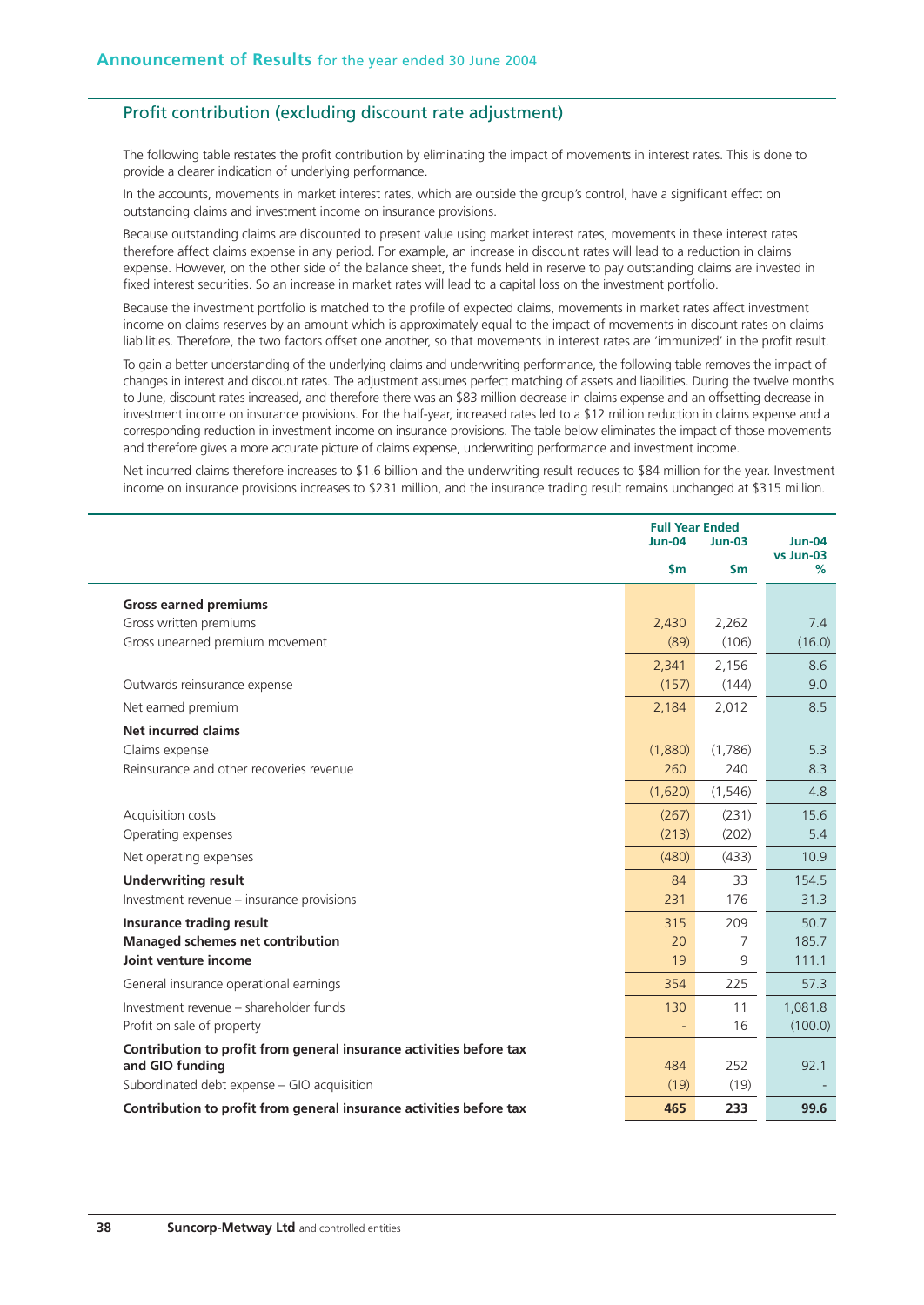## Profit contribution (excluding discount rate adjustment)

The following table restates the profit contribution by eliminating the impact of movements in interest rates. This is done to provide a clearer indication of underlying performance.

In the accounts, movements in market interest rates, which are outside the group's control, have a significant effect on outstanding claims and investment income on insurance provisions.

Because outstanding claims are discounted to present value using market interest rates, movements in these interest rates therefore affect claims expense in any period. For example, an increase in discount rates will lead to a reduction in claims expense. However, on the other side of the balance sheet, the funds held in reserve to pay outstanding claims are invested in fixed interest securities. So an increase in market rates will lead to a capital loss on the investment portfolio.

Because the investment portfolio is matched to the profile of expected claims, movements in market rates affect investment income on claims reserves by an amount which is approximately equal to the impact of movements in discount rates on claims liabilities. Therefore, the two factors offset one another, so that movements in interest rates are 'immunized' in the profit result.

To gain a better understanding of the underlying claims and underwriting performance, the following table removes the impact of changes in interest and discount rates. The adjustment assumes perfect matching of assets and liabilities. During the twelve months to June, discount rates increased, and therefore there was an $83 million decrease in claims expense and an offsetting decrease in investment income on insurance provisions. For the half-year, increased rates led to a $12 million reduction in claims expense and a corresponding reduction in investment income on insurance provisions. The table below eliminates the impact of those movements and therefore gives a more accurate picture of claims expense, underwriting performance and investment income.

Net incurred claims therefore increases to $1.6 billion and the underwriting result reduces to $84 million for the year. Investment income on insurance provisions increases to $231 million, and the insurance trading result remains unchanged at $315 million.

| | Full Year Ended | | |
|---|---|---|---|
| | Jun-04 | Jun-03 | Jun-04 vs Jun-03 |
| | $m | $m | % |
| **Gross earned premiums** | | | |
| Gross written premiums | 2,430 | 2,262 | 7.4 |
| Gross unearned premium movement | (89) | (106) | (16.0) |
| | 2,341 | 2,156 | 8.6 |
| Outwards reinsurance expense | (157) | (144) | 9.0 |
| Net earned premium | 2,184 | 2,012 | 8.5 |
| **Net incurred claims** | | | |
| Claims expense | (1,880) | (1,786) | 5.3 |
| Reinsurance and other recoveries revenue | 260 | 240 | 8.3 |
| | (1,620) | (1,546) | 4.8 |
| Acquisition costs | (267) | (231) | 15.6 |
| Operating expenses | (213) | (202) | 5.4 |
| Net operating expenses | (480) | (433) | 10.9 |
| **Underwriting result** | 84 | 33 | 154.5 |
| Investment revenue – insurance provisions | 231 | 176 | 31.3 |
| **Insurance trading result** | 315 | 209 | 50.7 |
| **Managed schemes net contribution** | 20 | 7 | 185.7 |
| **Joint venture income** | 19 | 9 | 111.1 |
| General insurance operational earnings | 354 | 225 | 57.3 |
| Investment revenue – shareholder funds | 130 | 11 | 1,081.8 |
| Profit on sale of property | - | 16 | (100.0) |
| **Contribution to profit from general insurance activities before tax and GIO funding** | 484 | 252 | 92.1 |
| Subordinated debt expense – GIO acquisition | (19) | (19) | - |
| **Contribution to profit from general insurance activities before tax** | **465** | **233** | **99.6** |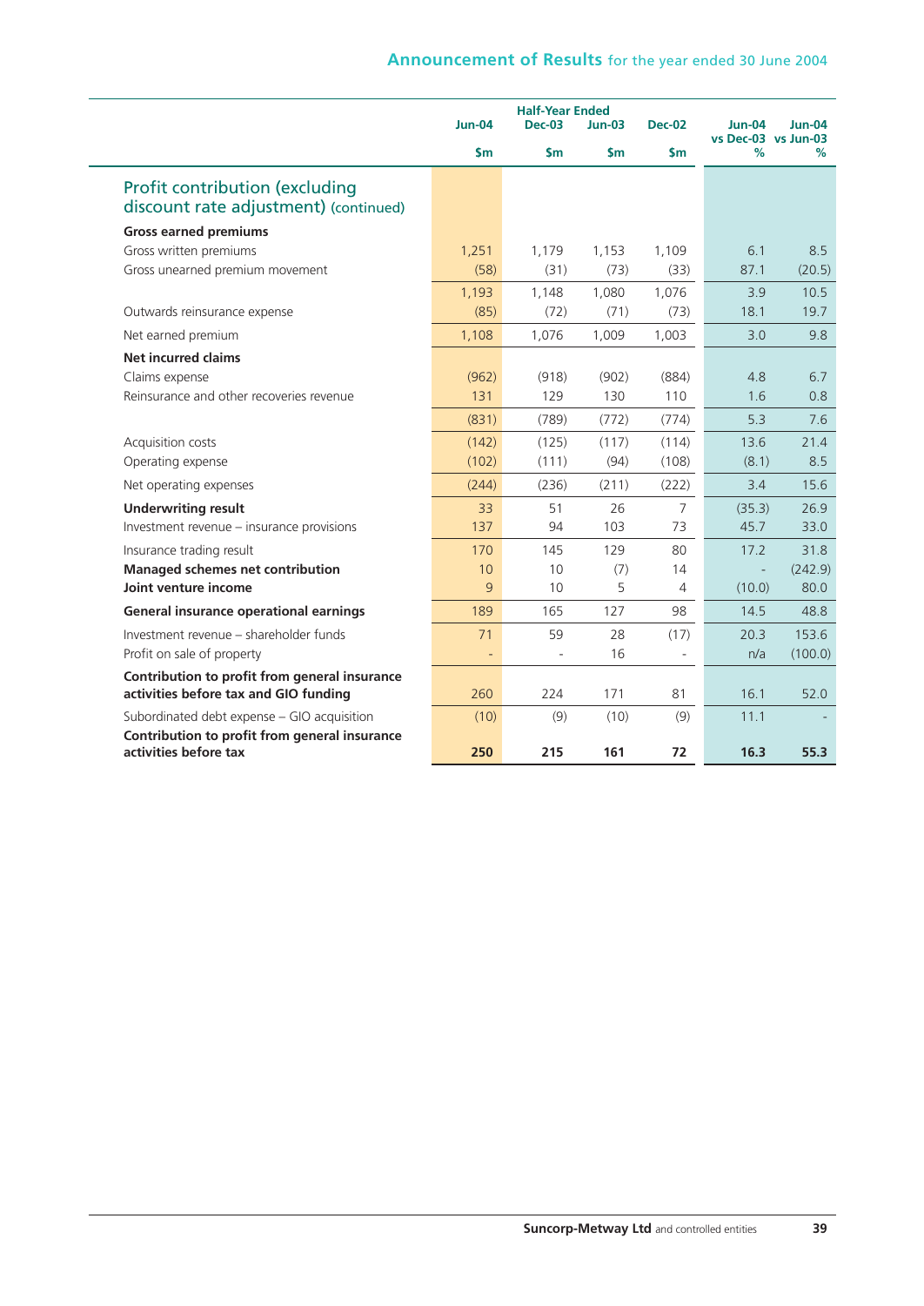| | Half-Year Ended | | | | | |
|---|---|---|---|---|---|---|
| | Jun-04 | Dec-03 | Jun-03 | Dec-02 | Jun-04 vs Dec-03 | Jun-04 vs Jun-03 |
| | $m | $m | $m | $m | % | % |
| **Profit contribution (excluding discount rate adjustment)** (continued) | | | | | | |
| **Gross earned premiums** | | | | | | |
| Gross written premiums | 1,251 | 1,179 | 1,153 | 1,109 | 6.1 | 8.5 |
| Gross unearned premium movement | (58) | (31) | (73) | (33) | 87.1 | (20.5) |
| | 1,193 | 1,148 | 1,080 | 1,076 | 3.9 | 10.5 |
| Outwards reinsurance expense | (85) | (72) | (71) | (73) | 18.1 | 19.7 |
| Net earned premium | 1,108 | 1,076 | 1,009 | 1,003 | 3.0 | 9.8 |
| **Net incurred claims** | | | | | | |
| Claims expense | (962) | (918) | (902) | (884) | 4.8 | 6.7 |
| Reinsurance and other recoveries revenue | 131 | 129 | 130 | 110 | 1.6 | 0.8 |
| | (831) | (789) | (772) | (774) | 5.3 | 7.6 |
| Acquisition costs | (142) | (125) | (117) | (114) | 13.6 | 21.4 |
| Operating expense | (102) | (111) | (94) | (108) | (8.1) | 8.5 |
| Net operating expenses | (244) | (236) | (211) | (222) | 3.4 | 15.6 |
| **Underwriting result** | 33 | 51 | 26 | 7 | (35.3) | 26.9 |
| Investment revenue – insurance provisions | 137 | 94 | 103 | 73 | 45.7 | 33.0 |
| Insurance trading result | 170 | 145 | 129 | 80 | 17.2 | 31.8 |
| **Managed schemes net contribution** | 10 | 10 | (7) | 14 | - | (242.9) |
| **Joint venture income** | 9 | 10 | 5 | 4 | (10.0) | 80.0 |
| **General insurance operational earnings** | 189 | 165 | 127 | 98 | 14.5 | 48.8 |
| Investment revenue – shareholder funds | 71 | 59 | 28 | (17) | 20.3 | 153.6 |
| Profit on sale of property | - | - | 16 | - | n/a | (100.0) |
| **Contribution to profit from general insurance activities before tax and GIO funding** | 260 | 224 | 171 | 81 | 16.1 | 52.0 |
| Subordinated debt expense – GIO acquisition | (10) | (9) | (10) | (9) | 11.1 | - |
| **Contribution to profit from general insurance activities before tax** | **250** | **215** | **161** | **72** | **16.3** | **55.3** |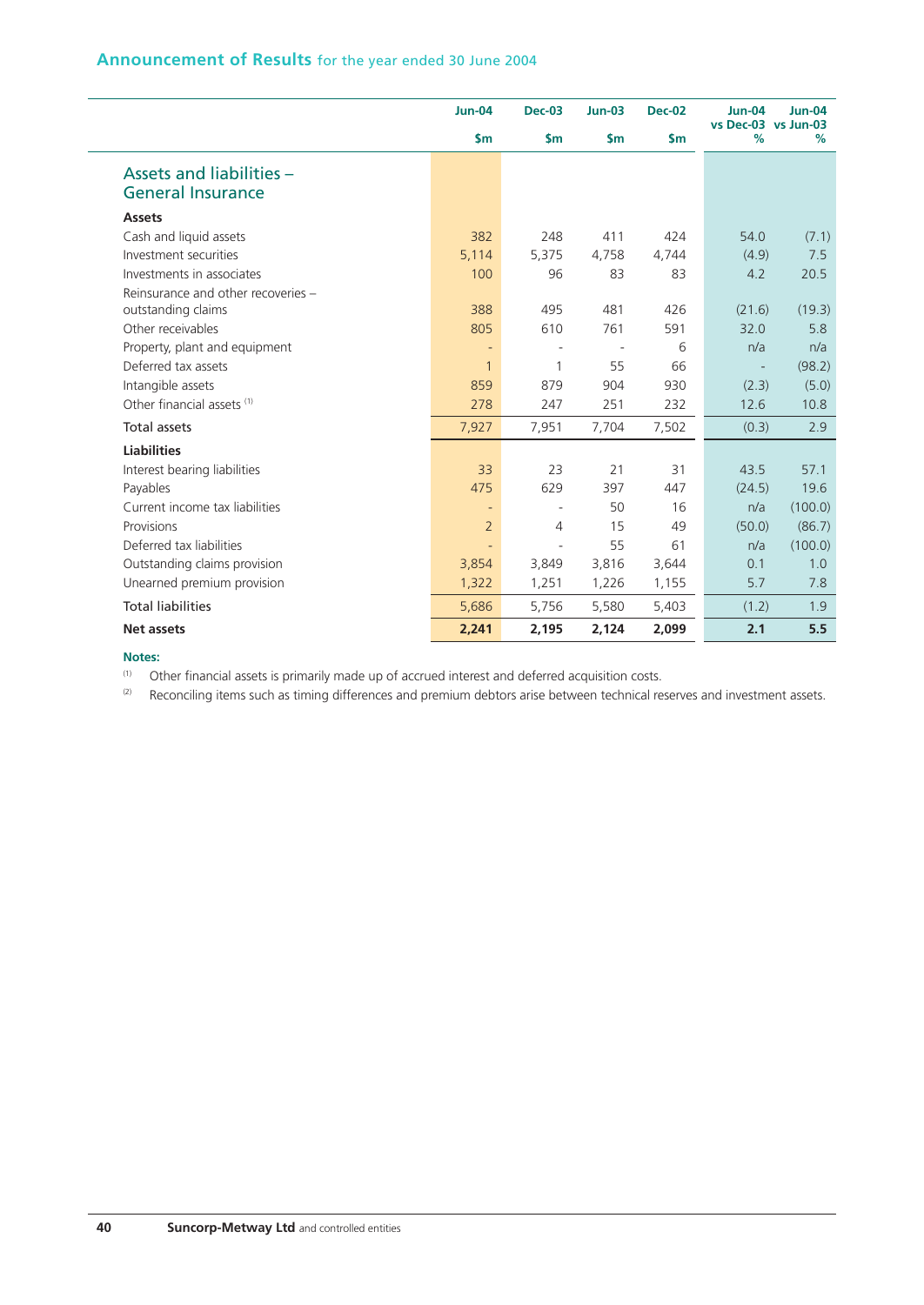## Announcement of Results for the year ended 30 June 2004

| | Jun-04 | Dec-03 | Jun-03 | Dec-02 | Jun-04 vs Dec-03 | Jun-04 vs Jun-03 |
|---|---|---|---|---|---|---|
| | $m | $m | $m | $m | % | % |
| **Assets and liabilities – General Insurance** | | | | | | |
| **Assets** | | | | | | |
| Cash and liquid assets | 382 | 248 | 411 | 424 | 54.0 | (7.1) |
| Investment securities | 5,114 | 5,375 | 4,758 | 4,744 | (4.9) | 7.5 |
| Investments in associates | 100 | 96 | 83 | 83 | 4.2 | 20.5 |
| Reinsurance and other recoveries – outstanding claims | 388 | 495 | 481 | 426 | (21.6) | (19.3) |
| Other receivables | 805 | 610 | 761 | 591 | 32.0 | 5.8 |
| Property, plant and equipment | - | - | - | 6 | n/a | n/a |
| Deferred tax assets | 1 | 1 | 55 | 66 | - | (98.2) |
| Intangible assets | 859 | 879 | 904 | 930 | (2.3) | (5.0) |
| Other financial assets [(1)] | 278 | 247 | 251 | 232 | 12.6 | 10.8 |
| Total assets | 7,927 | 7,951 | 7,704 | 7,502 | (0.3) | 2.9 |
| **Liabilities** | | | | | | |
| Interest bearing liabilities | 33 | 23 | 21 | 31 | 43.5 | 57.1 |
| Payables | 475 | 629 | 397 | 447 | (24.5) | 19.6 |
| Current income tax liabilities | - | - | 50 | 16 | n/a | (100.0) |
| Provisions | 2 | 4 | 15 | 49 | (50.0) | (86.7) |
| Deferred tax liabilities | - | - | 55 | 61 | n/a | (100.0) |
| Outstanding claims provision | 3,854 | 3,849 | 3,816 | 3,644 | 0.1 | 1.0 |
| Unearned premium provision | 1,322 | 1,251 | 1,226 | 1,155 | 5.7 | 7.8 |
| Total liabilities | 5,686 | 5,756 | 5,580 | 5,403 | (1.2) | 1.9 |
| **Net assets** | **2,241** | **2,195** | **2,124** | **2,099** | **2.1** | **5.5** |

**Notes:**

(1) Other financial assets is primarily made up of accrued interest and deferred acquisition costs.

(2) Reconciling items such as timing differences and premium debtors arise between technical reserves and investment assets.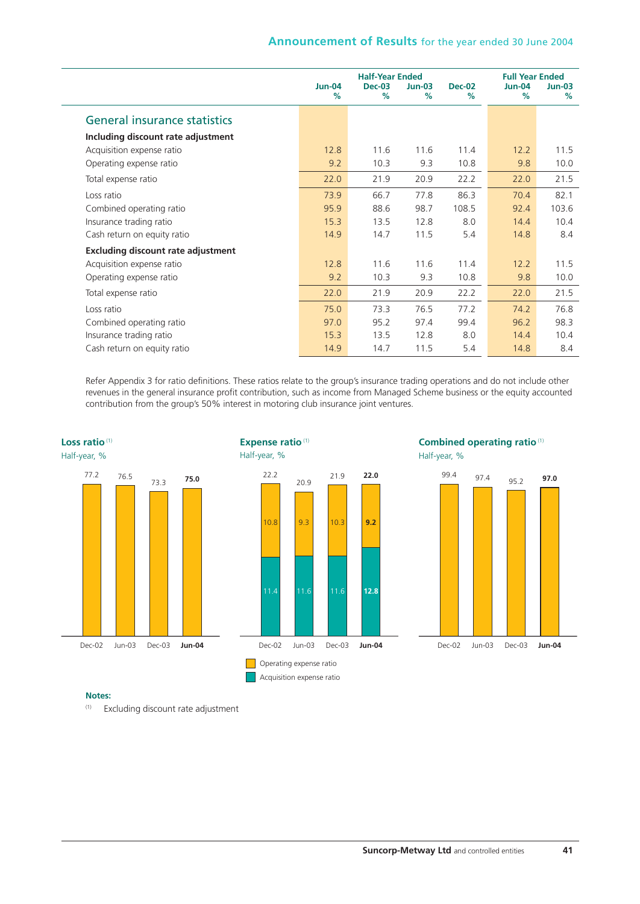| | Half-Year Ended | | | | Full Year Ended | |
|---|---|---|---|---|---|---|
| | Jun-04 % | Dec-03 % | Jun-03 % | Dec-02 % | Jun-04 % | Jun-03 % |
| **General insurance statistics** | | | | | | |
| **Including discount rate adjustment** | | | | | | |
| Acquisition expense ratio | 12.8 | 11.6 | 11.6 | 11.4 | 12.2 | 11.5 |
| Operating expense ratio | 9.2 | 10.3 | 9.3 | 10.8 | 9.8 | 10.0 |
| Total expense ratio | 22.0 | 21.9 | 20.9 | 22.2 | 22.0 | 21.5 |
| Loss ratio | 73.9 | 66.7 | 77.8 | 86.3 | 70.4 | 82.1 |
| Combined operating ratio | 95.9 | 88.6 | 98.7 | 108.5 | 92.4 | 103.6 |
| Insurance trading ratio | 15.3 | 13.5 | 12.8 | 8.0 | 14.4 | 10.4 |
| Cash return on equity ratio | 14.9 | 14.7 | 11.5 | 5.4 | 14.8 | 8.4 |
| **Excluding discount rate adjustment** | | | | | | |
| Acquisition expense ratio | 12.8 | 11.6 | 11.6 | 11.4 | 12.2 | 11.5 |
| Operating expense ratio | 9.2 | 10.3 | 9.3 | 10.8 | 9.8 | 10.0 |
| Total expense ratio | 22.0 | 21.9 | 20.9 | 22.2 | 22.0 | 21.5 |
| Loss ratio | 75.0 | 73.3 | 76.5 | 77.2 | 74.2 | 76.8 |
| Combined operating ratio | 97.0 | 95.2 | 97.4 | 99.4 | 96.2 | 98.3 |
| Insurance trading ratio | 15.3 | 13.5 | 12.8 | 8.0 | 14.4 | 10.4 |
| Cash return on equity ratio | 14.9 | 14.7 | 11.5 | 5.4 | 14.8 | 8.4 |

Refer Appendix 3 for ratio definitions. These ratios relate to the group's insurance trading operations and do not include other revenues in the general insurance profit contribution, such as income from Managed Scheme business or the equity accounted contribution from the group's 50% interest in motoring club insurance joint ventures.

**Loss ratio** [1]
Half-year, %

| Dec-02 | Jun-03 | Dec-03 | **Jun-04** |
|---|---|---|---|
| 77.2 | 76.5 | 73.3 | **75.0** |

**Expense ratio** [1]
Half-year, %

| | Dec-02 | Jun-03 | Dec-03 | **Jun-04** |
|---|---|---|---|---|
| Operating expense ratio | 10.8 | 9.3 | 10.3 | **9.2** |
| Acquisition expense ratio | 11.4 | 11.6 | 11.6 | **12.8** |
| Total | 22.2 | 20.9 | 21.9 | **22.0** |

**Combined operating ratio** [1]
Half-year, %

| Dec-02 | Jun-03 | Dec-03 | **Jun-04** |
|---|---|---|---|
| 99.4 | 97.4 | 95.2 | **97.0** |

**Notes:**

(1) Excluding discount rate adjustment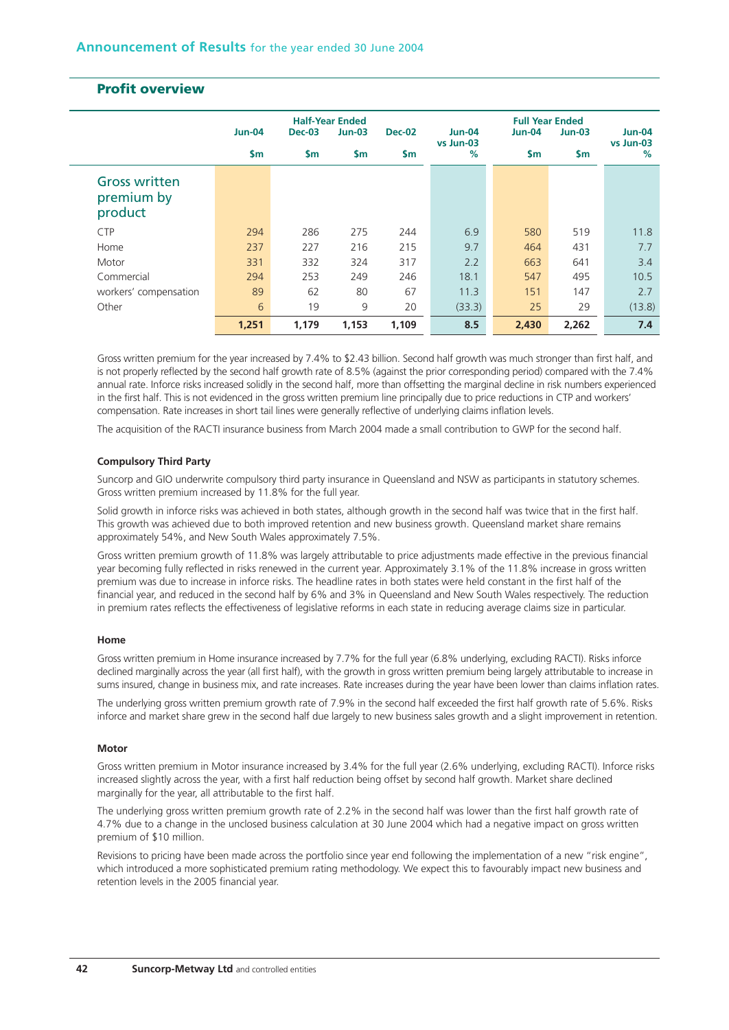## Profit overview

| | Half-Year Ended | | | | | Full Year Ended | | |
|---|---|---|---|---|---|---|---|---|
| | Jun-04 | Dec-03 | Jun-03 | Dec-02 | Jun-04 vs Jun-03 | Jun-04 | Jun-03 | Jun-04 vs Jun-03 |
| | $m | $m | $m | $m | % | $m | $m | % |
| **Gross written premium by product** | | | | | | | | |
| CTP | 294 | 286 | 275 | 244 | 6.9 | 580 | 519 | 11.8 |
| Home | 237 | 227 | 216 | 215 | 9.7 | 464 | 431 | 7.7 |
| Motor | 331 | 332 | 324 | 317 | 2.2 | 663 | 641 | 3.4 |
| Commercial | 294 | 253 | 249 | 246 | 18.1 | 547 | 495 | 10.5 |
| workers' compensation | 89 | 62 | 80 | 67 | 11.3 | 151 | 147 | 2.7 |
| Other | 6 | 19 | 9 | 20 | (33.3) | 25 | 29 | (13.8) |
| | **1,251** | **1,179** | **1,153** | **1,109** | **8.5** | **2,430** | **2,262** | **7.4** |

Gross written premium for the year increased by 7.4% to $2.43 billion. Second half growth was much stronger than first half, and is not properly reflected by the second half growth rate of 8.5% (against the prior corresponding period) compared with the 7.4% annual rate. Inforce risks increased solidly in the second half, more than offsetting the marginal decline in risk numbers experienced in the first half. This is not evidenced in the gross written premium line principally due to price reductions in CTP and workers' compensation. Rate increases in short tail lines were generally reflective of underlying claims inflation levels.

The acquisition of the RACTI insurance business from March 2004 made a small contribution to GWP for the second half.

### Compulsory Third Party

Suncorp and GIO underwrite compulsory third party insurance in Queensland and NSW as participants in statutory schemes. Gross written premium increased by 11.8% for the full year.

Solid growth in inforce risks was achieved in both states, although growth in the second half was twice that in the first half. This growth was achieved due to both improved retention and new business growth. Queensland market share remains approximately 54%, and New South Wales approximately 7.5%.

Gross written premium growth of 11.8% was largely attributable to price adjustments made effective in the previous financial year becoming fully reflected in risks renewed in the current year. Approximately 3.1% of the 11.8% increase in gross written premium was due to increase in inforce risks. The headline rates in both states were held constant in the first half of the financial year, and reduced in the second half by 6% and 3% in Queensland and New South Wales respectively. The reduction in premium rates reflects the effectiveness of legislative reforms in each state in reducing average claims size in particular.

### Home

Gross written premium in Home insurance increased by 7.7% for the full year (6.8% underlying, excluding RACTI). Risks inforce declined marginally across the year (all first half), with the growth in gross written premium being largely attributable to increase in sums insured, change in business mix, and rate increases. Rate increases during the year have been lower than claims inflation rates.

The underlying gross written premium growth rate of 7.9% in the second half exceeded the first half growth rate of 5.6%. Risks inforce and market share grew in the second half due largely to new business sales growth and a slight improvement in retention.

### Motor

Gross written premium in Motor insurance increased by 3.4% for the full year (2.6% underlying, excluding RACTI). Inforce risks increased slightly across the year, with a first half reduction being offset by second half growth. Market share declined marginally for the year, all attributable to the first half.

The underlying gross written premium growth rate of 2.2% in the second half was lower than the first half growth rate of 4.7% due to a change in the unclosed business calculation at 30 June 2004 which had a negative impact on gross written premium of $10 million.

Revisions to pricing have been made across the portfolio since year end following the implementation of a new "risk engine", which introduced a more sophisticated premium rating methodology. We expect this to favourably impact new business and retention levels in the 2005 financial year.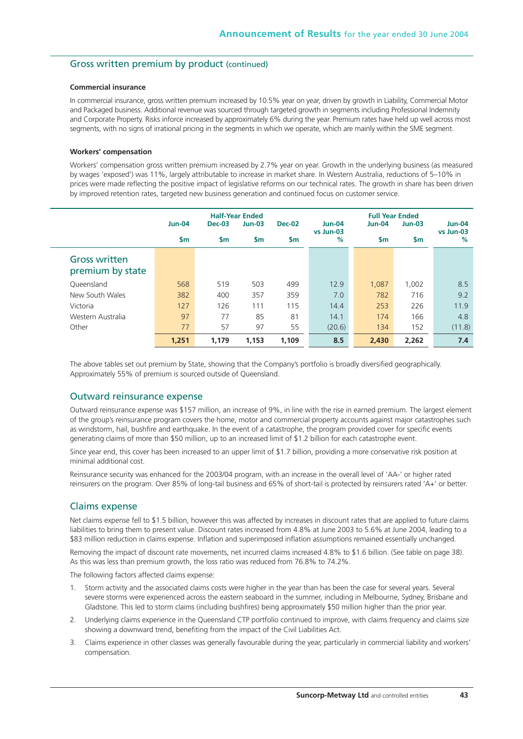## Gross written premium by product (continued)

**Commercial insurance**

In commercial insurance, gross written premium increased by 10.5% year on year, driven by growth in Liability, Commercial Motor and Packaged business. Additional revenue was sourced through targeted growth in segments including Professional Indemnity and Corporate Property. Risks inforce increased by approximately 6% during the year. Premium rates have held up well across most segments, with no signs of irrational pricing in the segments in which we operate, which are mainly within the SME segment.

**Workers' compensation**

Workers' compensation gross written premium increased by 2.7% year on year. Growth in the underlying business (as measured by wages 'exposed') was 11%, largely attributable to increase in market share. In Western Australia, reductions of 5–10% in prices were made reflecting the positive impact of legislative reforms on our technical rates. The growth in share has been driven by improved retention rates, targeted new business generation and continued focus on customer service.

| | Half-Year Ended | | | | | Full Year Ended | | |
|---|---|---|---|---|---|---|---|---|
| | Jun-04 | Dec-03 | Jun-03 | Dec-02 | Jun-04 vs Jun-03 | Jun-04 | Jun-03 | Jun-04 vs Jun-03 |
| | $m | $m | $m | $m | % | $m | $m | % |
| **Gross written premium by state** | | | | | | | | |
| Queensland | 568 | 519 | 503 | 499 | 12.9 | 1,087 | 1,002 | 8.5 |
| New South Wales | 382 | 400 | 357 | 359 | 7.0 | 782 | 716 | 9.2 |
| Victoria | 127 | 126 | 111 | 115 | 14.4 | 253 | 226 | 11.9 |
| Western Australia | 97 | 77 | 85 | 81 | 14.1 | 174 | 166 | 4.8 |
| Other | 77 | 57 | 97 | 55 | (20.6) | 134 | 152 | (11.8) |
| | **1,251** | **1,179** | **1,153** | **1,109** | **8.5** | **2,430** | **2,262** | **7.4** |

The above tables set out premium by State, showing that the Company's portfolio is broadly diversified geographically. Approximately 55% of premium is sourced outside of Queensland.

## Outward reinsurance expense

Outward reinsurance expense was $157 million, an increase of 9%, in line with the rise in earned premium. The largest element of the group's reinsurance program covers the home, motor and commercial property accounts against major catastrophes such as windstorm, hail, bushfire and earthquake. In the event of a catastrophe, the program provided cover for specific events generating claims of more than $50 million, up to an increased limit of $1.2 billion for each catastrophe event.

Since year end, this cover has been increased to an upper limit of $1.7 billion, providing a more conservative risk position at minimal additional cost.

Reinsurance security was enhanced for the 2003/04 program, with an increase in the overall level of 'AA-' or higher rated reinsurers on the program. Over 85% of long-tail business and 65% of short-tail is protected by reinsurers rated 'A+' or better.

## Claims expense

Net claims expense fell to $1.5 billion, however this was affected by increases in discount rates that are applied to future claims liabilities to bring them to present value. Discount rates increased from 4.8% at June 2003 to 5.6% at June 2004, leading to a $83 million reduction in claims expense. Inflation and superimposed inflation assumptions remained essentially unchanged.

Removing the impact of discount rate movements, net incurred claims increased 4.8% to $1.6 billion. (See table on page 38). As this was less than premium growth, the loss ratio was reduced from 76.8% to 74.2%.

The following factors affected claims expense:

1. Storm activity and the associated claims costs were higher in the year than has been the case for several years. Several severe storms were experienced across the eastern seaboard in the summer, including in Melbourne, Sydney, Brisbane and Gladstone. This led to storm claims (including bushfires) being approximately $50 million higher than the prior year.
2. Underlying claims experience in the Queensland CTP portfolio continued to improve, with claims frequency and claims size showing a downward trend, benefiting from the impact of the Civil Liabilities Act.
3. Claims experience in other classes was generally favourable during the year, particularly in commercial liability and workers' compensation.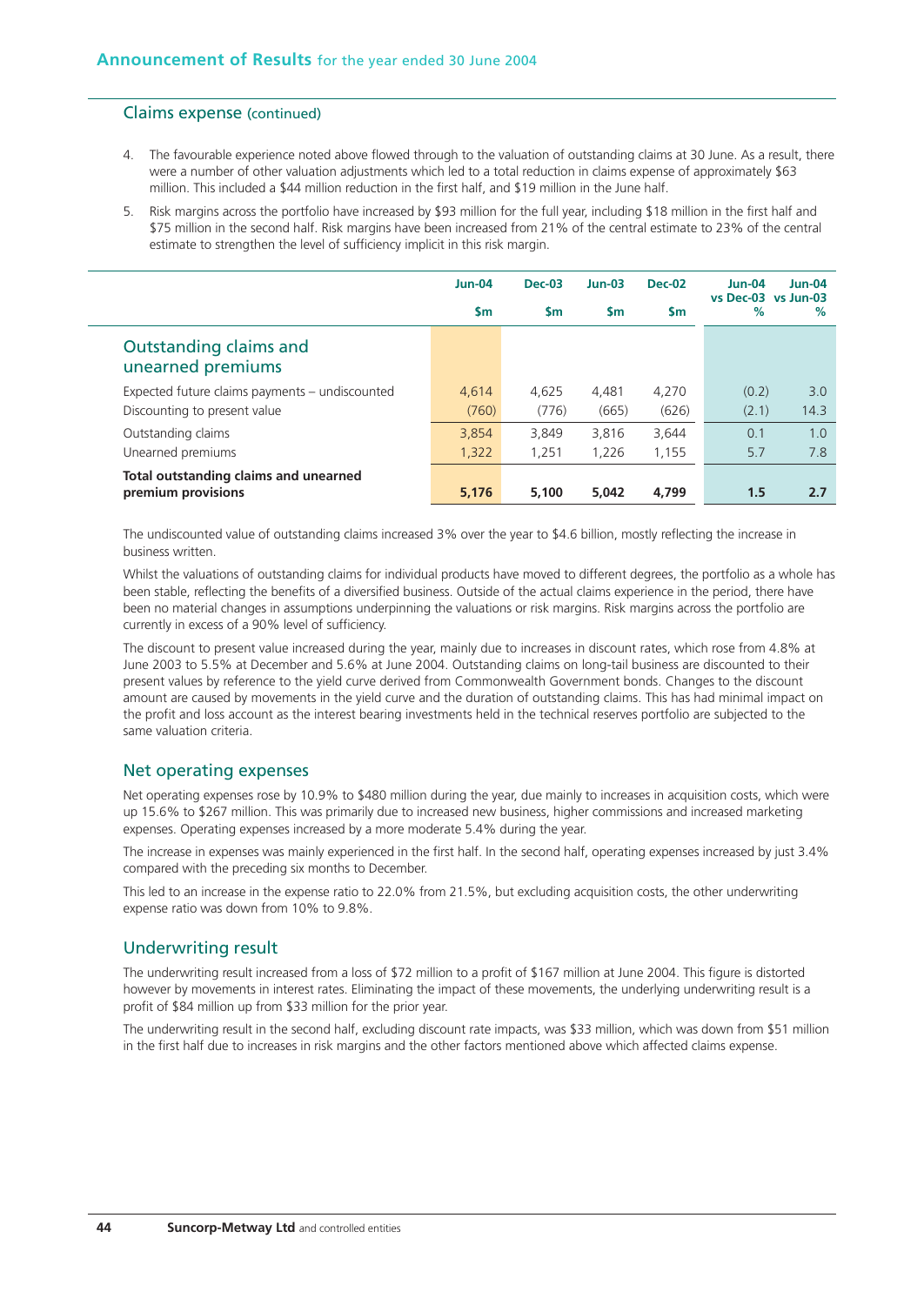## Claims expense (continued)

4. The favourable experience noted above flowed through to the valuation of outstanding claims at 30 June. As a result, there were a number of other valuation adjustments which led to a total reduction in claims expense of approximately $63 million. This included a $44 million reduction in the first half, and $19 million in the June half.
5. Risk margins across the portfolio have increased by $93 million for the full year, including $18 million in the first half and $75 million in the second half. Risk margins have been increased from 21% of the central estimate to 23% of the central estimate to strengthen the level of sufficiency implicit in this risk margin.

| | Jun-04 | Dec-03 | Jun-03 | Dec-02 | Jun-04 vs Dec-03 | Jun-04 vs Jun-03 |
|---|---|---|---|---|---|---|
| | $m | $m | $m | $m | % | % |
| **Outstanding claims and unearned premiums** | | | | | | |
| Expected future claims payments – undiscounted | 4,614 | 4,625 | 4,481 | 4,270 | (0.2) | 3.0 |
| Discounting to present value | (760) | (776) | (665) | (626) | (2.1) | 14.3 |
| Outstanding claims | 3,854 | 3,849 | 3,816 | 3,644 | 0.1 | 1.0 |
| Unearned premiums | 1,322 | 1,251 | 1,226 | 1,155 | 5.7 | 7.8 |
| **Total outstanding claims and unearned premium provisions** | **5,176** | **5,100** | **5,042** | **4,799** | **1.5** | **2.7** |

The undiscounted value of outstanding claims increased 3% over the year to $4.6 billion, mostly reflecting the increase in business written.

Whilst the valuations of outstanding claims for individual products have moved to different degrees, the portfolio as a whole has been stable, reflecting the benefits of a diversified business. Outside of the actual claims experience in the period, there have been no material changes in assumptions underpinning the valuations or risk margins. Risk margins across the portfolio are currently in excess of a 90% level of sufficiency.

The discount to present value increased during the year, mainly due to increases in discount rates, which rose from 4.8% at June 2003 to 5.5% at December and 5.6% at June 2004. Outstanding claims on long-tail business are discounted to their present values by reference to the yield curve derived from Commonwealth Government bonds. Changes to the discount amount are caused by movements in the yield curve and the duration of outstanding claims. This has had minimal impact on the profit and loss account as the interest bearing investments held in the technical reserves portfolio are subjected to the same valuation criteria.

## Net operating expenses

Net operating expenses rose by 10.9% to $480 million during the year, due mainly to increases in acquisition costs, which were up 15.6% to $267 million. This was primarily due to increased new business, higher commissions and increased marketing expenses. Operating expenses increased by a more moderate 5.4% during the year.

The increase in expenses was mainly experienced in the first half. In the second half, operating expenses increased by just 3.4% compared with the preceding six months to December.

This led to an increase in the expense ratio to 22.0% from 21.5%, but excluding acquisition costs, the other underwriting expense ratio was down from 10% to 9.8%.

## Underwriting result

The underwriting result increased from a loss of $72 million to a profit of $167 million at June 2004. This figure is distorted however by movements in interest rates. Eliminating the impact of these movements, the underlying underwriting result is a profit of $84 million up from $33 million for the prior year.

The underwriting result in the second half, excluding discount rate impacts, was $33 million, which was down from $51 million in the first half due to increases in risk margins and the other factors mentioned above which affected claims expense.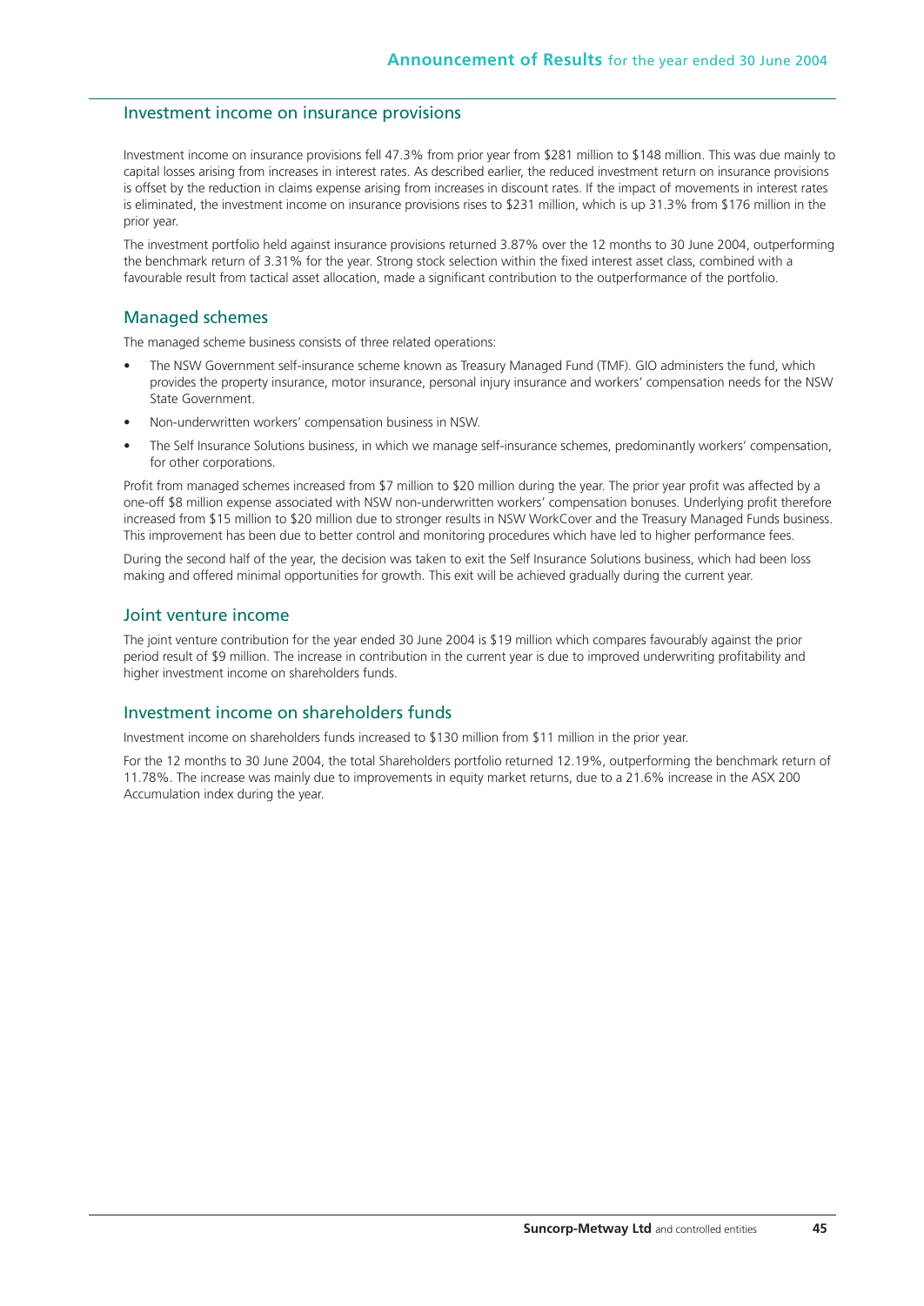## Investment income on insurance provisions

Investment income on insurance provisions fell 47.3% from prior year from $281 million to $148 million. This was due mainly to capital losses arising from increases in interest rates. As described earlier, the reduced investment return on insurance provisions is offset by the reduction in claims expense arising from increases in discount rates. If the impact of movements in interest rates is eliminated, the investment income on insurance provisions rises to $231 million, which is up 31.3% from $176 million in the prior year.

The investment portfolio held against insurance provisions returned 3.87% over the 12 months to 30 June 2004, outperforming the benchmark return of 3.31% for the year. Strong stock selection within the fixed interest asset class, combined with a favourable result from tactical asset allocation, made a significant contribution to the outperformance of the portfolio.

## Managed schemes

The managed scheme business consists of three related operations:

- The NSW Government self-insurance scheme known as Treasury Managed Fund (TMF). GIO administers the fund, which provides the property insurance, motor insurance, personal injury insurance and workers' compensation needs for the NSW State Government.
- Non-underwritten workers' compensation business in NSW.
- The Self Insurance Solutions business, in which we manage self-insurance schemes, predominantly workers' compensation, for other corporations.

Profit from managed schemes increased from $7 million to $20 million during the year. The prior year profit was affected by a one-off $8 million expense associated with NSW non-underwritten workers' compensation bonuses. Underlying profit therefore increased from $15 million to $20 million due to stronger results in NSW WorkCover and the Treasury Managed Funds business. This improvement has been due to better control and monitoring procedures which have led to higher performance fees.

During the second half of the year, the decision was taken to exit the Self Insurance Solutions business, which had been loss making and offered minimal opportunities for growth. This exit will be achieved gradually during the current year.

## Joint venture income

The joint venture contribution for the year ended 30 June 2004 is $19 million which compares favourably against the prior period result of $9 million. The increase in contribution in the current year is due to improved underwriting profitability and higher investment income on shareholders funds.

## Investment income on shareholders funds

Investment income on shareholders funds increased to $130 million from $11 million in the prior year.

For the 12 months to 30 June 2004, the total Shareholders portfolio returned 12.19%, outperforming the benchmark return of 11.78%. The increase was mainly due to improvements in equity market returns, due to a 21.6% increase in the ASX 200 Accumulation index during the year.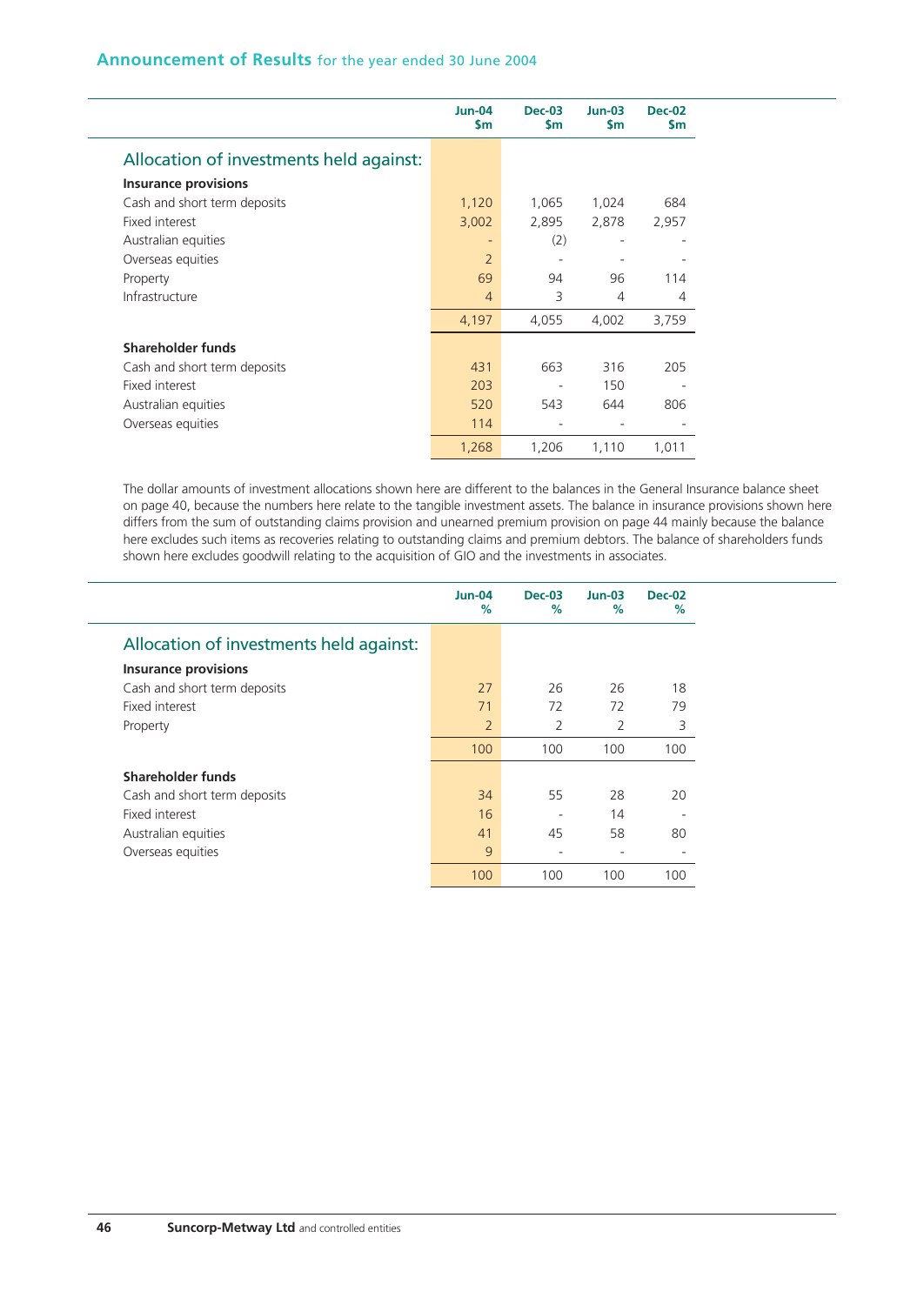## Announcement of Results for the year ended 30 June 2004

| | Jun-04 $m | Dec-03 $m | Jun-03 $m | Dec-02 $m |
|---|---|---|---|---|
| **Allocation of investments held against:** | | | | |
| **Insurance provisions** | | | | |
| Cash and short term deposits | 1,120 | 1,065 | 1,024 | 684 |
| Fixed interest | 3,002 | 2,895 | 2,878 | 2,957 |
| Australian equities | - | (2) | - | - |
| Overseas equities | 2 | - | - | - |
| Property | 69 | 94 | 96 | 114 |
| Infrastructure | 4 | 3 | 4 | 4 |
| | 4,197 | 4,055 | 4,002 | 3,759 |
| **Shareholder funds** | | | | |
| Cash and short term deposits | 431 | 663 | 316 | 205 |
| Fixed interest | 203 | - | 150 | - |
| Australian equities | 520 | 543 | 644 | 806 |
| Overseas equities | 114 | - | - | - |
| | 1,268 | 1,206 | 1,110 | 1,011 |

The dollar amounts of investment allocations shown here are different to the balances in the General Insurance balance sheet on page 40, because the numbers here relate to the tangible investment assets. The balance in insurance provisions shown here differs from the sum of outstanding claims provision and unearned premium provision on page 44 mainly because the balance here excludes such items as recoveries relating to outstanding claims and premium debtors. The balance of shareholders funds shown here excludes goodwill relating to the acquisition of GIO and the investments in associates.

| | Jun-04 % | Dec-03 % | Jun-03 % | Dec-02 % |
|---|---|---|---|---|
| **Allocation of investments held against:** | | | | |
| **Insurance provisions** | | | | |
| Cash and short term deposits | 27 | 26 | 26 | 18 |
| Fixed interest | 71 | 72 | 72 | 79 |
| Property | 2 | 2 | 2 | 3 |
| | 100 | 100 | 100 | 100 |
| **Shareholder funds** | | | | |
| Cash and short term deposits | 34 | 55 | 28 | 20 |
| Fixed interest | 16 | - | 14 | - |
| Australian equities | 41 | 45 | 58 | 80 |
| Overseas equities | 9 | - | - | - |
| | 100 | 100 | 100 | 100 |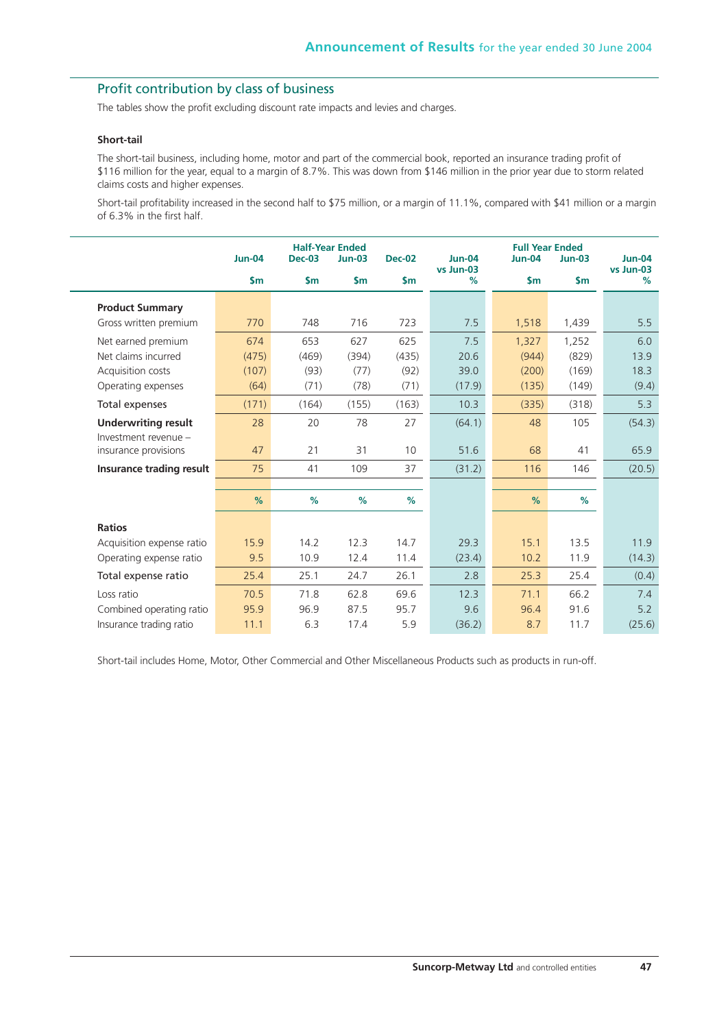## Profit contribution by class of business

The tables show the profit excluding discount rate impacts and levies and charges.

### Short-tail

The short-tail business, including home, motor and part of the commercial book, reported an insurance trading profit of $116 million for the year, equal to a margin of 8.7%. This was down from $146 million in the prior year due to storm related claims costs and higher expenses.

Short-tail profitability increased in the second half to $75 million, or a margin of 11.1%, compared with $41 million or a margin of 6.3% in the first half.

| | Half-Year Ended | | | | | Full Year Ended | | |
|---|---|---|---|---|---|---|---|---|
| | Jun-04 | Dec-03 | Jun-03 | Dec-02 | Jun-04 vs Jun-03 | Jun-04 | Jun-03 | Jun-04 vs Jun-03 |
| | $m | $m | $m | $m | % | $m | $m | % |
| **Product Summary** | | | | | | | | |
| Gross written premium | 770 | 748 | 716 | 723 | 7.5 | 1,518 | 1,439 | 5.5 |
| Net earned premium | 674 | 653 | 627 | 625 | 7.5 | 1,327 | 1,252 | 6.0 |
| Net claims incurred | (475) | (469) | (394) | (435) | 20.6 | (944) | (829) | 13.9 |
| Acquisition costs | (107) | (93) | (77) | (92) | 39.0 | (200) | (169) | 18.3 |
| Operating expenses | (64) | (71) | (78) | (71) | (17.9) | (135) | (149) | (9.4) |
| Total expenses | (171) | (164) | (155) | (163) | 10.3 | (335) | (318) | 5.3 |
| **Underwriting result** | 28 | 20 | 78 | 27 | (64.1) | 48 | 105 | (54.3) |
| Investment revenue – insurance provisions | 47 | 21 | 31 | 10 | 51.6 | 68 | 41 | 65.9 |
| **Insurance trading result** | 75 | 41 | 109 | 37 | (31.2) | 116 | 146 | (20.5) |
| | % | % | % | % | | % | % | |
| **Ratios** | | | | | | | | |
| Acquisition expense ratio | 15.9 | 14.2 | 12.3 | 14.7 | 29.3 | 15.1 | 13.5 | 11.9 |
| Operating expense ratio | 9.5 | 10.9 | 12.4 | 11.4 | (23.4) | 10.2 | 11.9 | (14.3) |
| Total expense ratio | 25.4 | 25.1 | 24.7 | 26.1 | 2.8 | 25.3 | 25.4 | (0.4) |
| Loss ratio | 70.5 | 71.8 | 62.8 | 69.6 | 12.3 | 71.1 | 66.2 | 7.4 |
| Combined operating ratio | 95.9 | 96.9 | 87.5 | 95.7 | 9.6 | 96.4 | 91.6 | 5.2 |
| Insurance trading ratio | 11.1 | 6.3 | 17.4 | 5.9 | (36.2) | 8.7 | 11.7 | (25.6) |

Short-tail includes Home, Motor, Other Commercial and Other Miscellaneous Products such as products in run-off.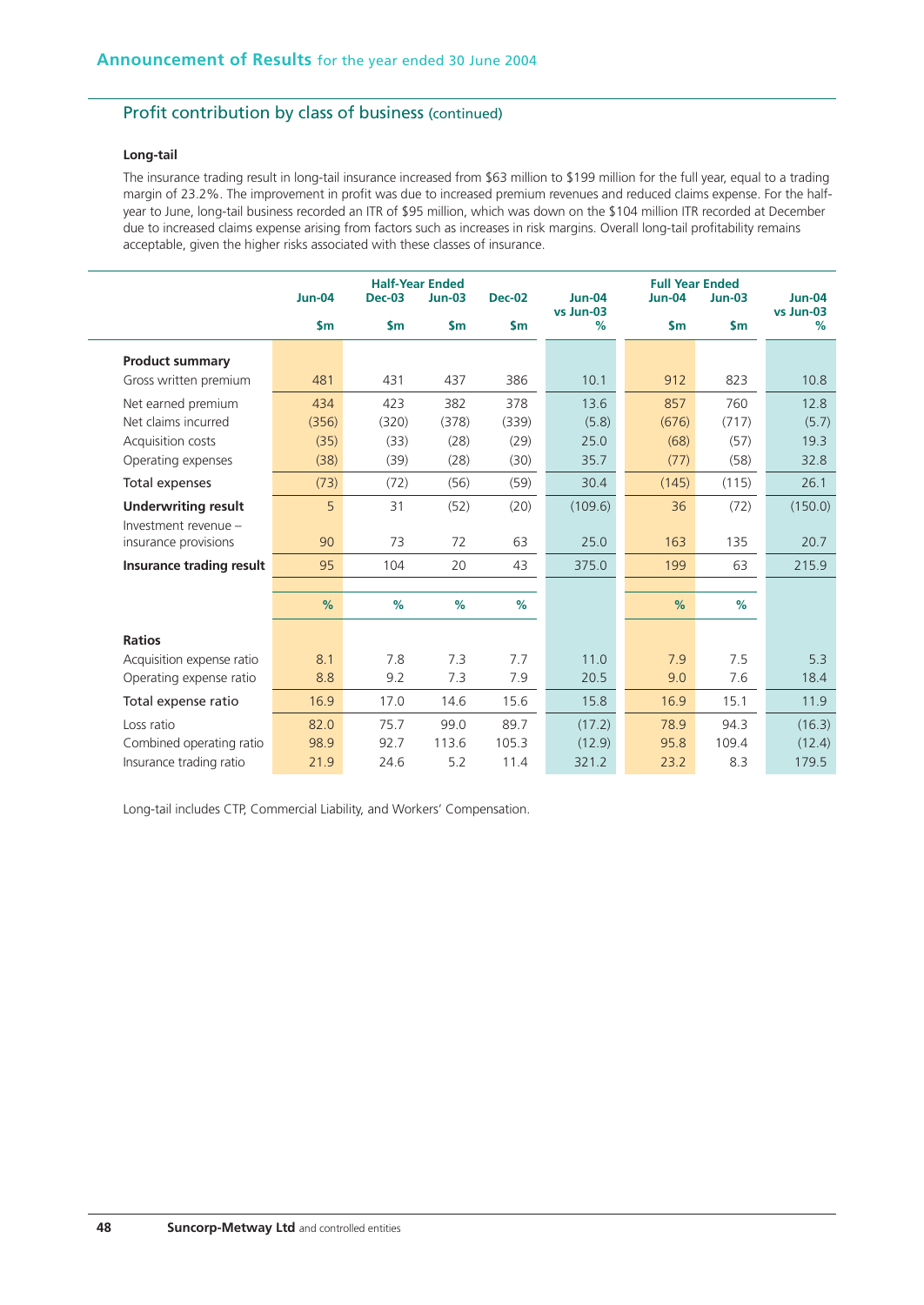## Profit contribution by class of business (continued)

### Long-tail

The insurance trading result in long-tail insurance increased from $63 million to $199 million for the full year, equal to a trading margin of 23.2%. The improvement in profit was due to increased premium revenues and reduced claims expense. For the half-year to June, long-tail business recorded an ITR of $95 million, which was down on the $104 million ITR recorded at December due to increased claims expense arising from factors such as increases in risk margins. Overall long-tail profitability remains acceptable, given the higher risks associated with these classes of insurance.

| | Half-Year Ended | | | | | Full Year Ended | | |
|---|---|---|---|---|---|---|---|---|
| | Jun-04 | Dec-03 | Jun-03 | Dec-02 | Jun-04 vs Jun-03 | Jun-04 | Jun-03 | Jun-04 vs Jun-03 |
| | $m | $m | $m | $m | % | $m | $m | % |
| **Product summary** | | | | | | | | |
| Gross written premium | 481 | 431 | 437 | 386 | 10.1 | 912 | 823 | 10.8 |
| Net earned premium | 434 | 423 | 382 | 378 | 13.6 | 857 | 760 | 12.8 |
| Net claims incurred | (356) | (320) | (378) | (339) | (5.8) | (676) | (717) | (5.7) |
| Acquisition costs | (35) | (33) | (28) | (29) | 25.0 | (68) | (57) | 19.3 |
| Operating expenses | (38) | (39) | (28) | (30) | 35.7 | (77) | (58) | 32.8 |
| Total expenses | (73) | (72) | (56) | (59) | 30.4 | (145) | (115) | 26.1 |
| **Underwriting result** | 5 | 31 | (52) | (20) | (109.6) | 36 | (72) | (150.0) |
| Investment revenue – insurance provisions | 90 | 73 | 72 | 63 | 25.0 | 163 | 135 | 20.7 |
| **Insurance trading result** | 95 | 104 | 20 | 43 | 375.0 | 199 | 63 | 215.9 |
| | % | % | % | % | | % | % | |
| **Ratios** | | | | | | | | |
| Acquisition expense ratio | 8.1 | 7.8 | 7.3 | 7.7 | 11.0 | 7.9 | 7.5 | 5.3 |
| Operating expense ratio | 8.8 | 9.2 | 7.3 | 7.9 | 20.5 | 9.0 | 7.6 | 18.4 |
| Total expense ratio | 16.9 | 17.0 | 14.6 | 15.6 | 15.8 | 16.9 | 15.1 | 11.9 |
| Loss ratio | 82.0 | 75.7 | 99.0 | 89.7 | (17.2) | 78.9 | 94.3 | (16.3) |
| Combined operating ratio | 98.9 | 92.7 | 113.6 | 105.3 | (12.9) | 95.8 | 109.4 | (12.4) |
| Insurance trading ratio | 21.9 | 24.6 | 5.2 | 11.4 | 321.2 | 23.2 | 8.3 | 179.5 |

Long-tail includes CTP, Commercial Liability, and Workers' Compensation.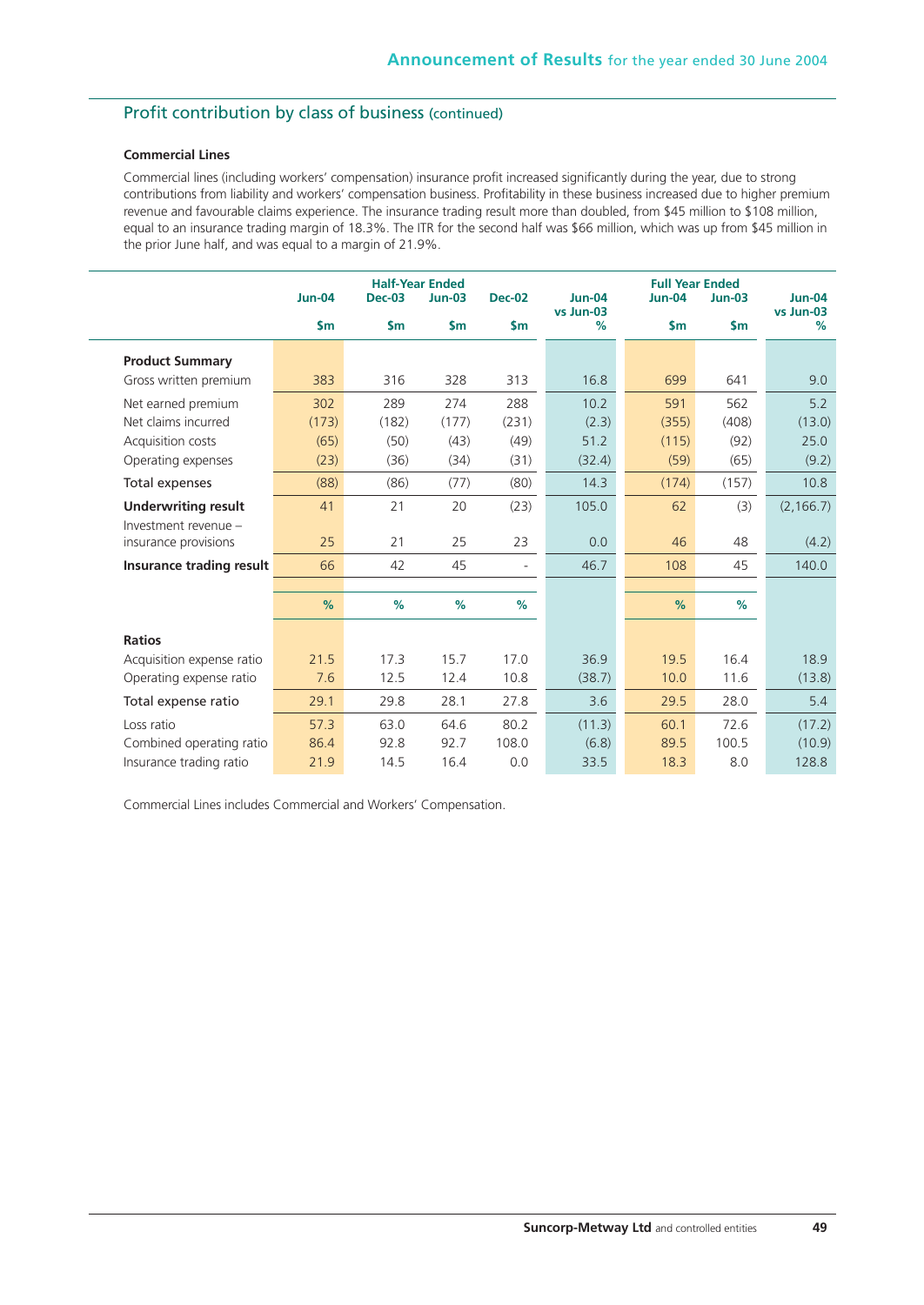## Profit contribution by class of business (continued)

**Commercial Lines**

Commercial lines (including workers' compensation) insurance profit increased significantly during the year, due to strong contributions from liability and workers' compensation business. Profitability in these business increased due to higher premium revenue and favourable claims experience. The insurance trading result more than doubled, from $45 million to $108 million, equal to an insurance trading margin of 18.3%. The ITR for the second half was $66 million, which was up from $45 million in the prior June half, and was equal to a margin of 21.9%.

| | Half-Year Ended | | | | | Full Year Ended | | |
|---|---|---|---|---|---|---|---|---|
| | Jun-04 | Dec-03 | Jun-03 | Dec-02 | Jun-04 vs Jun-03 | Jun-04 | Jun-03 | Jun-04 vs Jun-03 |
| | $m | $m | $m | $m | % | $m | $m | % |
| **Product Summary** | | | | | | | | |
| Gross written premium | 383 | 316 | 328 | 313 | 16.8 | 699 | 641 | 9.0 |
| Net earned premium | 302 | 289 | 274 | 288 | 10.2 | 591 | 562 | 5.2 |
| Net claims incurred | (173) | (182) | (177) | (231) | (2.3) | (355) | (408) | (13.0) |
| Acquisition costs | (65) | (50) | (43) | (49) | 51.2 | (115) | (92) | 25.0 |
| Operating expenses | (23) | (36) | (34) | (31) | (32.4) | (59) | (65) | (9.2) |
| Total expenses | (88) | (86) | (77) | (80) | 14.3 | (174) | (157) | 10.8 |
| **Underwriting result** | 41 | 21 | 20 | (23) | 105.0 | 62 | (3) | (2,166.7) |
| Investment revenue – insurance provisions | 25 | 21 | 25 | 23 | 0.0 | 46 | 48 | (4.2) |
| **Insurance trading result** | 66 | 42 | 45 | - | 46.7 | 108 | 45 | 140.0 |
| | % | % | % | % | | % | % | |
| **Ratios** | | | | | | | | |
| Acquisition expense ratio | 21.5 | 17.3 | 15.7 | 17.0 | 36.9 | 19.5 | 16.4 | 18.9 |
| Operating expense ratio | 7.6 | 12.5 | 12.4 | 10.8 | (38.7) | 10.0 | 11.6 | (13.8) |
| Total expense ratio | 29.1 | 29.8 | 28.1 | 27.8 | 3.6 | 29.5 | 28.0 | 5.4 |
| Loss ratio | 57.3 | 63.0 | 64.6 | 80.2 | (11.3) | 60.1 | 72.6 | (17.2) |
| Combined operating ratio | 86.4 | 92.8 | 92.7 | 108.0 | (6.8) | 89.5 | 100.5 | (10.9) |
| Insurance trading ratio | 21.9 | 14.5 | 16.4 | 0.0 | 33.5 | 18.3 | 8.0 | 128.8 |

Commercial Lines includes Commercial and Workers' Compensation.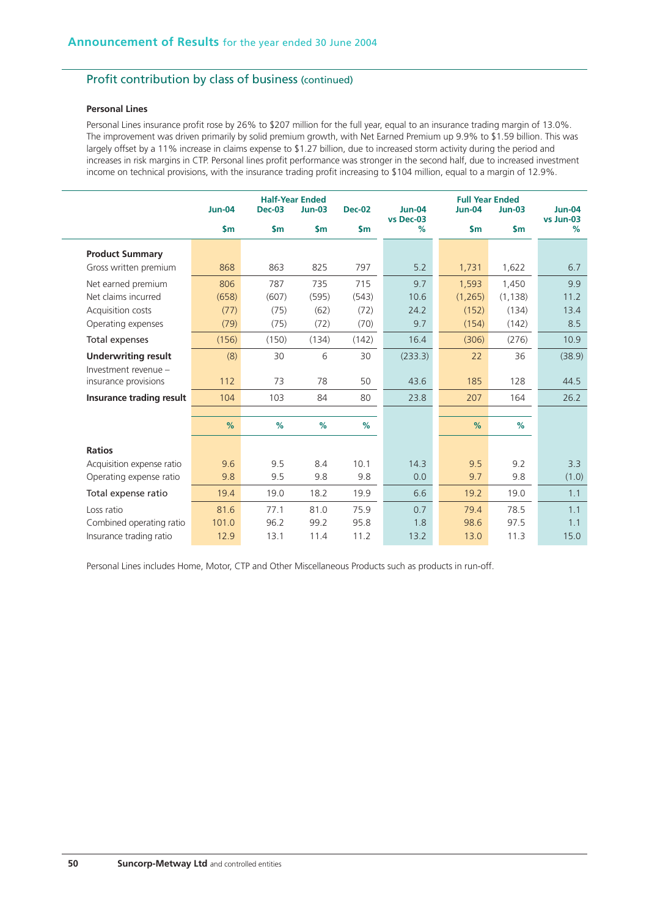## Profit contribution by class of business (continued)

**Personal Lines**

Personal Lines insurance profit rose by 26% to $207 million for the full year, equal to an insurance trading margin of 13.0%. The improvement was driven primarily by solid premium growth, with Net Earned Premium up 9.9% to $1.59 billion. This was largely offset by a 11% increase in claims expense to $1.27 billion, due to increased storm activity during the period and increases in risk margins in CTP. Personal lines profit performance was stronger in the second half, due to increased investment income on technical provisions, with the insurance trading profit increasing to $104 million, equal to a margin of 12.9%.

| | Half-Year Ended | | | | | Full Year Ended | | |
|---|---|---|---|---|---|---|---|---|
| | Jun-04 | Dec-03 | Jun-03 | Dec-02 | Jun-04 vs Dec-03 | Jun-04 | Jun-03 | Jun-04 vs Jun-03 |
| | $m | $m | $m | $m | % | $m | $m | % |
| **Product Summary** | | | | | | | | |
| Gross written premium | 868 | 863 | 825 | 797 | 5.2 | 1,731 | 1,622 | 6.7 |
| Net earned premium | 806 | 787 | 735 | 715 | 9.7 | 1,593 | 1,450 | 9.9 |
| Net claims incurred | (658) | (607) | (595) | (543) | 10.6 | (1,265) | (1,138) | 11.2 |
| Acquisition costs | (77) | (75) | (62) | (72) | 24.2 | (152) | (134) | 13.4 |
| Operating expenses | (79) | (75) | (72) | (70) | 9.7 | (154) | (142) | 8.5 |
| **Total expenses** | (156) | (150) | (134) | (142) | 16.4 | (306) | (276) | 10.9 |
| **Underwriting result** | (8) | 30 | 6 | 30 | (233.3) | 22 | 36 | (38.9) |
| Investment revenue – insurance provisions | 112 | 73 | 78 | 50 | 43.6 | 185 | 128 | 44.5 |
| **Insurance trading result** | 104 | 103 | 84 | 80 | 23.8 | 207 | 164 | 26.2 |
| | % | % | % | % | | % | % | |
| **Ratios** | | | | | | | | |
| Acquisition expense ratio | 9.6 | 9.5 | 8.4 | 10.1 | 14.3 | 9.5 | 9.2 | 3.3 |
| Operating expense ratio | 9.8 | 9.5 | 9.8 | 9.8 | 0.0 | 9.7 | 9.8 | (1.0) |
| Total expense ratio | 19.4 | 19.0 | 18.2 | 19.9 | 6.6 | 19.2 | 19.0 | 1.1 |
| Loss ratio | 81.6 | 77.1 | 81.0 | 75.9 | 0.7 | 79.4 | 78.5 | 1.1 |
| Combined operating ratio | 101.0 | 96.2 | 99.2 | 95.8 | 1.8 | 98.6 | 97.5 | 1.1 |
| Insurance trading ratio | 12.9 | 13.1 | 11.4 | 11.2 | 13.2 | 13.0 | 11.3 | 15.0 |

Personal Lines includes Home, Motor, CTP and Other Miscellaneous Products such as products in run-off.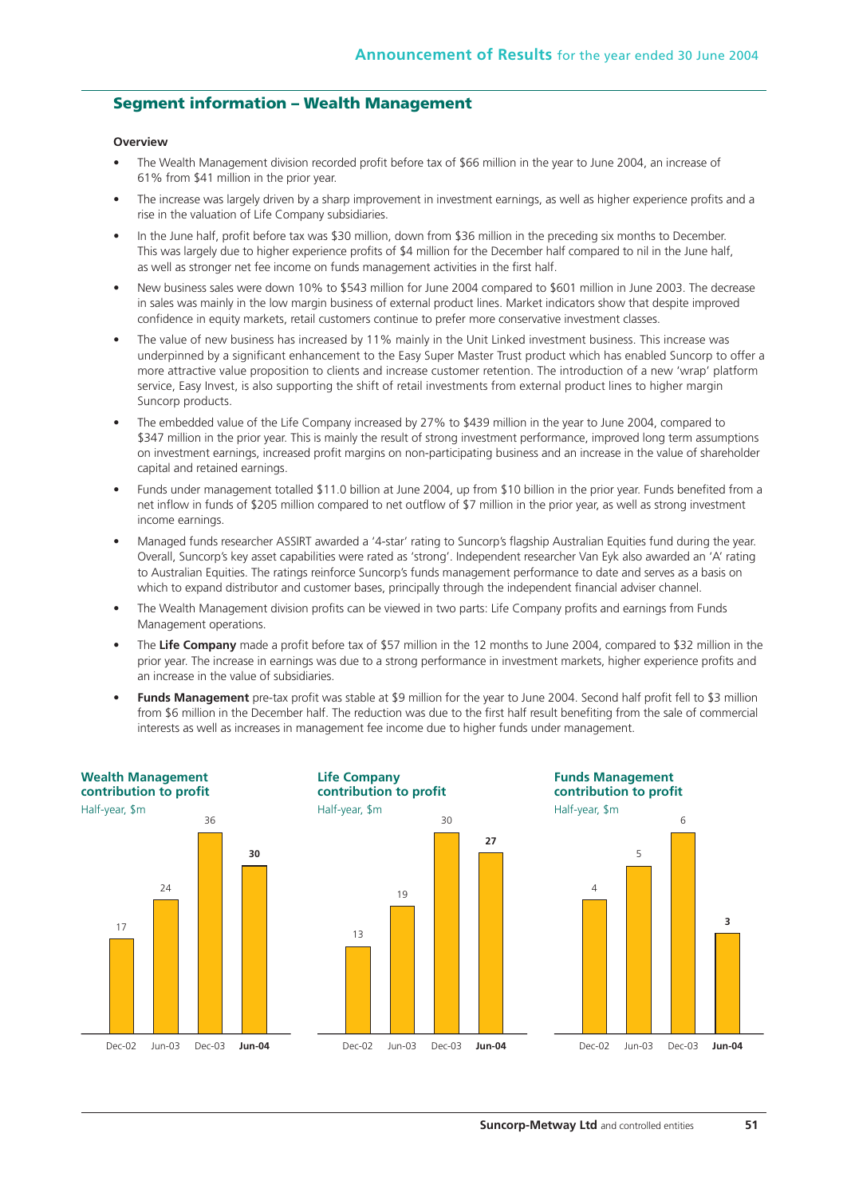## Segment information – Wealth Management

**Overview**

- The Wealth Management division recorded profit before tax of $66 million in the year to June 2004, an increase of 61% from $41 million in the prior year.
- The increase was largely driven by a sharp improvement in investment earnings, as well as higher experience profits and a rise in the valuation of Life Company subsidiaries.
- In the June half, profit before tax was $30 million, down from $36 million in the preceding six months to December. This was largely due to higher experience profits of $4 million for the December half compared to nil in the June half, as well as stronger net fee income on funds management activities in the first half.
- New business sales were down 10% to $543 million for June 2004 compared to $601 million in June 2003. The decrease in sales was mainly in the low margin business of external product lines. Market indicators show that despite improved confidence in equity markets, retail customers continue to prefer more conservative investment classes.
- The value of new business has increased by 11% mainly in the Unit Linked investment business. This increase was underpinned by a significant enhancement to the Easy Super Master Trust product which has enabled Suncorp to offer a more attractive value proposition to clients and increase customer retention. The introduction of a new 'wrap' platform service, Easy Invest, is also supporting the shift of retail investments from external product lines to higher margin Suncorp products.
- The embedded value of the Life Company increased by 27% to $439 million in the year to June 2004, compared to $347 million in the prior year. This is mainly the result of strong investment performance, improved long term assumptions on investment earnings, increased profit margins on non-participating business and an increase in the value of shareholder capital and retained earnings.
- Funds under management totalled $11.0 billion at June 2004, up from $10 billion in the prior year. Funds benefited from a net inflow in funds of $205 million compared to net outflow of $7 million in the prior year, as well as strong investment income earnings.
- Managed funds researcher ASSIRT awarded a '4-star' rating to Suncorp's flagship Australian Equities fund during the year. Overall, Suncorp's key asset capabilities were rated as 'strong'. Independent researcher Van Eyk also awarded an 'A' rating to Australian Equities. The ratings reinforce Suncorp's funds management performance to date and serves as a basis on which to expand distributor and customer bases, principally through the independent financial adviser channel.
- The Wealth Management division profits can be viewed in two parts: Life Company profits and earnings from Funds Management operations.
- The **Life Company** made a profit before tax of $57 million in the 12 months to June 2004, compared to $32 million in the prior year. The increase in earnings was due to a strong performance in investment markets, higher experience profits and an increase in the value of subsidiaries.
- **Funds Management** pre-tax profit was stable at $9 million for the year to June 2004. Second half profit fell to $3 million from $6 million in the December half. The reduction was due to the first half result benefiting from the sale of commercial interests as well as increases in management fee income due to higher funds under management.

**Wealth Management contribution to profit**
Half-year, $m

| Dec-02 | Jun-03 | Dec-03 | **Jun-04** |
|---|---|---|---|
| 17 | 24 | 36 | **30** |

**Life Company contribution to profit**
Half-year, $m

| Dec-02 | Jun-03 | Dec-03 | **Jun-04** |
|---|---|---|---|
| 13 | 19 | 30 | **27** |

**Funds Management contribution to profit**
Half-year, $m

| Dec-02 | Jun-03 | Dec-03 | **Jun-04** |
|---|---|---|---|
| 4 | 5 | 6 | **3** |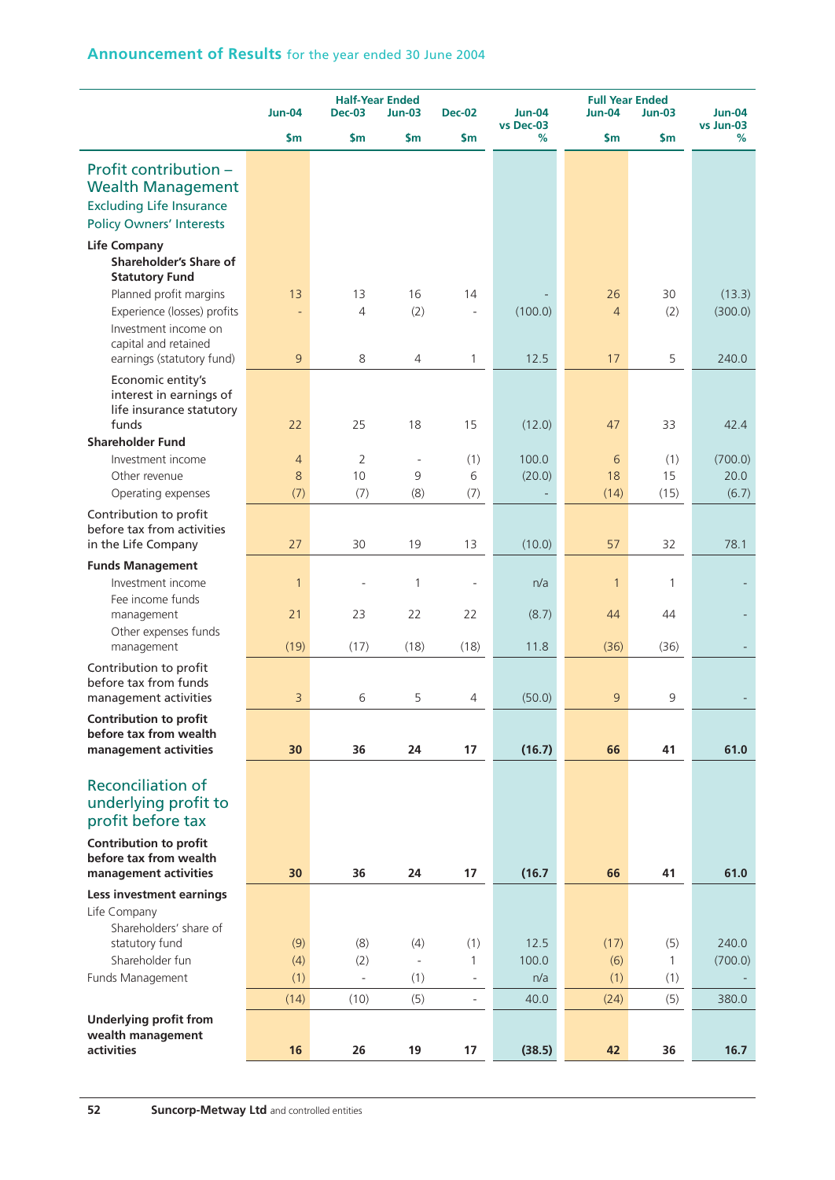## Announcement of Results for the year ended 30 June 2004

| | Half-Year Ended | | | | | Full Year Ended | | |
|---|---|---|---|---|---|---|---|---|
| | Jun-04 | Dec-03 | Jun-03 | Dec-02 | Jun-04 vs Dec-03 | Jun-04 | Jun-03 | Jun-04 vs Jun-03 |
| | $m | $m | $m | $m | % | $m | $m | % |
| **Profit contribution – Wealth Management Excluding Life Insurance Policy Owners' Interests** | | | | | | | | |
| **Life Company** | | | | | | | | |
| **Shareholder's Share of Statutory Fund** | | | | | | | | |
| Planned profit margins | 13 | 13 | 16 | 14 | - | 26 | 30 | (13.3) |
| Experience (losses) profits | - | 4 | (2) | - | (100.0) | 4 | (2) | (300.0) |
| Investment income on capital and retained earnings (statutory fund) | 9 | 8 | 4 | 1 | 12.5 | 17 | 5 | 240.0 |
| Economic entity's interest in earnings of life insurance statutory funds | 22 | 25 | 18 | 15 | (12.0) | 47 | 33 | 42.4 |
| **Shareholder Fund** | | | | | | | | |
| Investment income | 4 | 2 | - | (1) | 100.0 | 6 | (1) | (700.0) |
| Other revenue | 8 | 10 | 9 | 6 | (20.0) | 18 | 15 | 20.0 |
| Operating expenses | (7) | (7) | (8) | (7) | - | (14) | (15) | (6.7) |
| Contribution to profit before tax from activities in the Life Company | 27 | 30 | 19 | 13 | (10.0) | 57 | 32 | 78.1 |
| **Funds Management** | | | | | | | | |
| Investment income | 1 | - | 1 | - | n/a | 1 | 1 | - |
| Fee income funds management | 21 | 23 | 22 | 22 | (8.7) | 44 | 44 | - |
| Other expenses funds management | (19) | (17) | (18) | (18) | 11.8 | (36) | (36) | - |
| Contribution to profit before tax from funds management activities | 3 | 6 | 5 | 4 | (50.0) | 9 | 9 | - |
| **Contribution to profit before tax from wealth management activities** | **30** | **36** | **24** | **17** | **(16.7)** | **66** | **41** | **61.0** |
| **Reconciliation of underlying profit to profit before tax** | | | | | | | | |
| **Contribution to profit before tax from wealth management activities** | **30** | **36** | **24** | **17** | **(16.7** | **66** | **41** | **61.0** |
| **Less investment earnings** | | | | | | | | |
| Life Company | | | | | | | | |
| Shareholders' share of statutory fund | (9) | (8) | (4) | (1) | 12.5 | (17) | (5) | 240.0 |
| Shareholder fun | (4) | (2) | - | 1 | 100.0 | (6) | 1 | (700.0) |
| Funds Management | (1) | - | (1) | - | n/a | (1) | (1) | - |
| | (14) | (10) | (5) | - | 40.0 | (24) | (5) | 380.0 |
| **Underlying profit from wealth management activities** | **16** | **26** | **19** | **17** | **(38.5)** | **42** | **36** | **16.7** |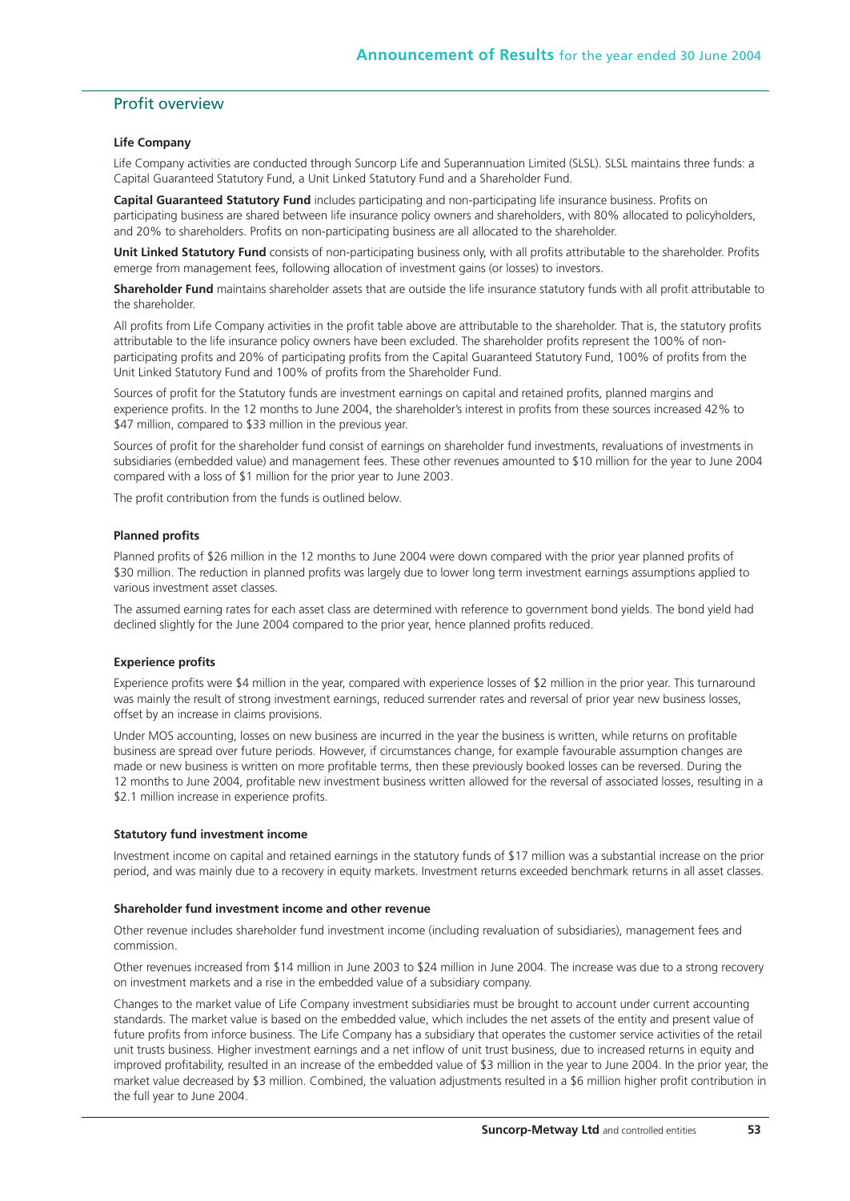## Profit overview

### Life Company

Life Company activities are conducted through Suncorp Life and Superannuation Limited (SLSL). SLSL maintains three funds: a Capital Guaranteed Statutory Fund, a Unit Linked Statutory Fund and a Shareholder Fund.

**Capital Guaranteed Statutory Fund** includes participating and non-participating life insurance business. Profits on participating business are shared between life insurance policy owners and shareholders, with 80% allocated to policyholders, and 20% to shareholders. Profits on non-participating business are all allocated to the shareholder.

**Unit Linked Statutory Fund** consists of non-participating business only, with all profits attributable to the shareholder. Profits emerge from management fees, following allocation of investment gains (or losses) to investors.

**Shareholder Fund** maintains shareholder assets that are outside the life insurance statutory funds with all profit attributable to the shareholder.

All profits from Life Company activities in the profit table above are attributable to the shareholder. That is, the statutory profits attributable to the life insurance policy owners have been excluded. The shareholder profits represent the 100% of non-participating profits and 20% of participating profits from the Capital Guaranteed Statutory Fund, 100% of profits from the Unit Linked Statutory Fund and 100% of profits from the Shareholder Fund.

Sources of profit for the Statutory funds are investment earnings on capital and retained profits, planned margins and experience profits. In the 12 months to June 2004, the shareholder's interest in profits from these sources increased 42% to $47 million, compared to $33 million in the previous year.

Sources of profit for the shareholder fund consist of earnings on shareholder fund investments, revaluations of investments in subsidiaries (embedded value) and management fees. These other revenues amounted to $10 million for the year to June 2004 compared with a loss of $1 million for the prior year to June 2003.

The profit contribution from the funds is outlined below.

### Planned profits

Planned profits of $26 million in the 12 months to June 2004 were down compared with the prior year planned profits of $30 million. The reduction in planned profits was largely due to lower long term investment earnings assumptions applied to various investment asset classes.

The assumed earning rates for each asset class are determined with reference to government bond yields. The bond yield had declined slightly for the June 2004 compared to the prior year, hence planned profits reduced.

### Experience profits

Experience profits were $4 million in the year, compared with experience losses of $2 million in the prior year. This turnaround was mainly the result of strong investment earnings, reduced surrender rates and reversal of prior year new business losses, offset by an increase in claims provisions.

Under MOS accounting, losses on new business are incurred in the year the business is written, while returns on profitable business are spread over future periods. However, if circumstances change, for example favourable assumption changes are made or new business is written on more profitable terms, then these previously booked losses can be reversed. During the 12 months to June 2004, profitable new investment business written allowed for the reversal of associated losses, resulting in a $2.1 million increase in experience profits.

### Statutory fund investment income

Investment income on capital and retained earnings in the statutory funds of $17 million was a substantial increase on the prior period, and was mainly due to a recovery in equity markets. Investment returns exceeded benchmark returns in all asset classes.

### Shareholder fund investment income and other revenue

Other revenue includes shareholder fund investment income (including revaluation of subsidiaries), management fees and commission.

Other revenues increased from $14 million in June 2003 to $24 million in June 2004. The increase was due to a strong recovery on investment markets and a rise in the embedded value of a subsidiary company.

Changes to the market value of Life Company investment subsidiaries must be brought to account under current accounting standards. The market value is based on the embedded value, which includes the net assets of the entity and present value of future profits from inforce business. The Life Company has a subsidiary that operates the customer service activities of the retail unit trusts business. Higher investment earnings and a net inflow of unit trust business, due to increased returns in equity and improved profitability, resulted in an increase of the embedded value of $3 million in the year to June 2004. In the prior year, the market value decreased by $3 million. Combined, the valuation adjustments resulted in a $6 million higher profit contribution in the full year to June 2004.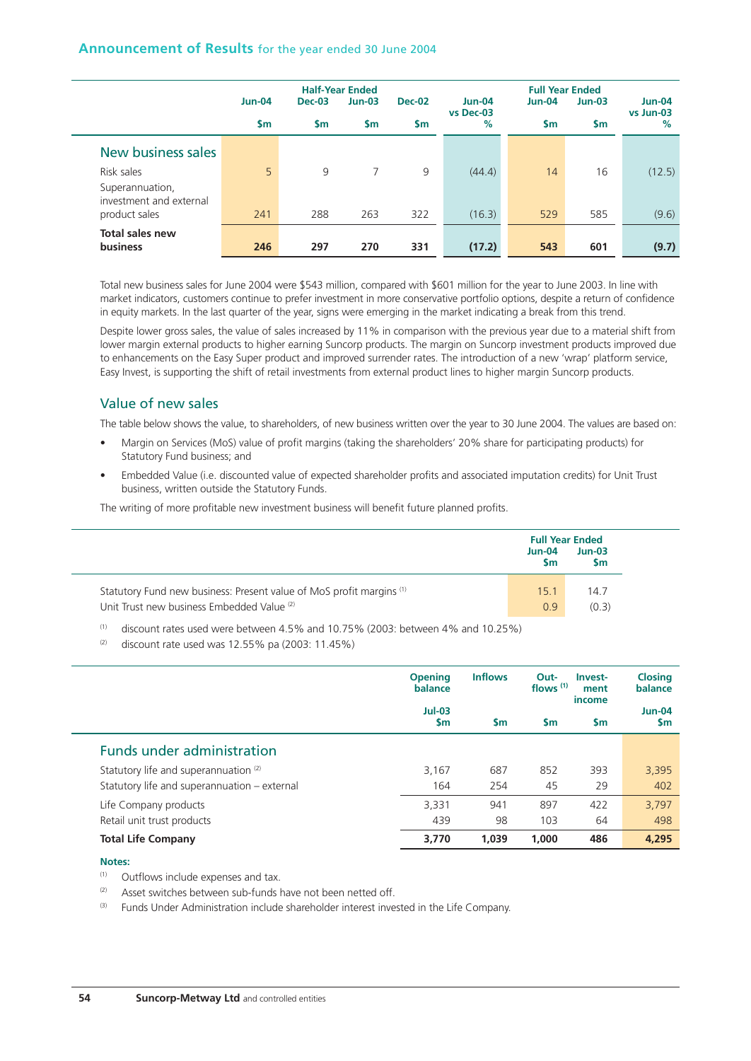## Announcement of Results for the year ended 30 June 2004

| | Jun-04 | Half-Year Ended Dec-03 | Jun-03 | Dec-02 | Jun-04 vs Dec-03 | Full Year Ended Jun-04 | Jun-03 | Jun-04 vs Jun-03 |
|---|---|---|---|---|---|---|---|---|
| | $m | $m | $m | $m | % | $m | $m | % |
| **New business sales** | | | | | | | | |
| Risk sales | 5 | 9 | 7 | 9 | (44.4) | 14 | 16 | (12.5) |
| Superannuation, investment and external product sales | 241 | 288 | 263 | 322 | (16.3) | 529 | 585 | (9.6) |
| **Total sales new business** | **246** | **297** | **270** | **331** | **(17.2)** | **543** | **601** | **(9.7)** |

Total new business sales for June 2004 were $543 million, compared with $601 million for the year to June 2003. In line with market indicators, customers continue to prefer investment in more conservative portfolio options, despite a return of confidence in equity markets. In the last quarter of the year, signs were emerging in the market indicating a break from this trend.

Despite lower gross sales, the value of sales increased by 11% in comparison with the previous year due to a material shift from lower margin external products to higher earning Suncorp products. The margin on Suncorp investment products improved due to enhancements on the Easy Super product and improved surrender rates. The introduction of a new 'wrap' platform service, Easy Invest, is supporting the shift of retail investments from external product lines to higher margin Suncorp products.

### Value of new sales

The table below shows the value, to shareholders, of new business written over the year to 30 June 2004. The values are based on:

- Margin on Services (MoS) value of profit margins (taking the shareholders' 20% share for participating products) for Statutory Fund business; and
- Embedded Value (i.e. discounted value of expected shareholder profits and associated imputation credits) for Unit Trust business, written outside the Statutory Funds.

The writing of more profitable new investment business will benefit future planned profits.

| | Full Year Ended Jun-04 | Jun-03 |
|---|---|---|
| | $m | $m |
| Statutory Fund new business: Present value of MoS profit margins [1] | 15.1 | 14.7 |
| Unit Trust new business Embedded Value [2] | 0.9 | (0.3) |

[1] discount rates used were between 4.5% and 10.75% (2003: between 4% and 10.25%)

[2] discount rate used was 12.55% pa (2003: 11.45%)

| | Opening balance Jul-03 | Inflows | Out-flows [1] | Investment income | Closing balance Jun-04 |
|---|---|---|---|---|---|
| | $m | $m | $m | $m | $m |
| **Funds under administration** | | | | | |
| Statutory life and superannuation [2] | 3,167 | 687 | 852 | 393 | 3,395 |
| Statutory life and superannuation – external | 164 | 254 | 45 | 29 | 402 |
| Life Company products | 3,331 | 941 | 897 | 422 | 3,797 |
| Retail unit trust products | 439 | 98 | 103 | 64 | 498 |
| **Total Life Company** | **3,770** | **1,039** | **1,000** | **486** | **4,295** |

**Notes:**

[1] Outflows include expenses and tax.

[2] Asset switches between sub-funds have not been netted off.

[3] Funds Under Administration include shareholder interest invested in the Life Company.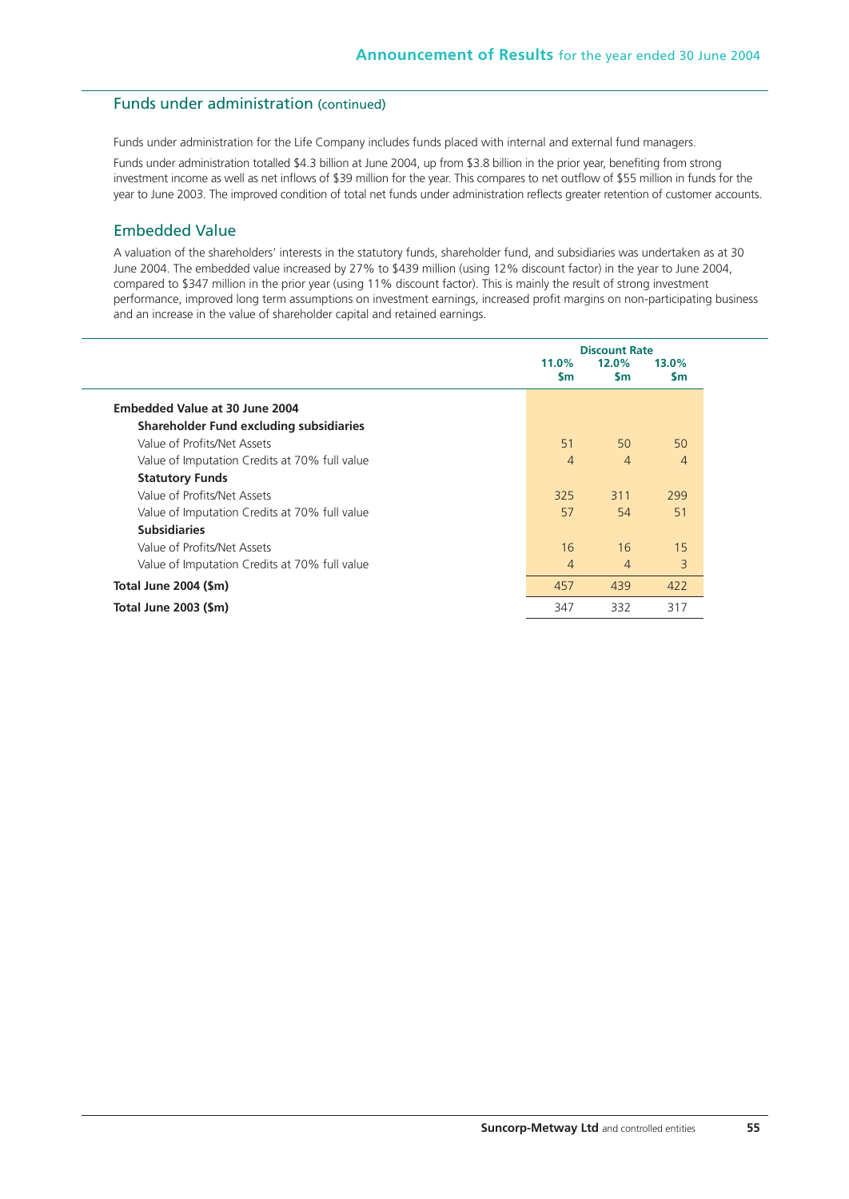## Funds under administration (continued)

Funds under administration for the Life Company includes funds placed with internal and external fund managers.

Funds under administration totalled $4.3 billion at June 2004, up from $3.8 billion in the prior year, benefiting from strong investment income as well as net inflows of $39 million for the year. This compares to net outflow of $55 million in funds for the year to June 2003. The improved condition of total net funds under administration reflects greater retention of customer accounts.

## Embedded Value

A valuation of the shareholders' interests in the statutory funds, shareholder fund, and subsidiaries was undertaken as at 30 June 2004. The embedded value increased by 27% to $439 million (using 12% discount factor) in the year to June 2004, compared to $347 million in the prior year (using 11% discount factor). This is mainly the result of strong investment performance, improved long term assumptions on investment earnings, increased profit margins on non-participating business and an increase in the value of shareholder capital and retained earnings.

| | Discount Rate | | |
|---|---|---|---|
| | 11.0% $m | 12.0% $m | 13.0% $m |
| **Embedded Value at 30 June 2004** | | | |
| **Shareholder Fund excluding subsidiaries** | | | |
| Value of Profits/Net Assets | 51 | 50 | 50 |
| Value of Imputation Credits at 70% full value | 4 | 4 | 4 |
| **Statutory Funds** | | | |
| Value of Profits/Net Assets | 325 | 311 | 299 |
| Value of Imputation Credits at 70% full value | 57 | 54 | 51 |
| **Subsidiaries** | | | |
| Value of Profits/Net Assets | 16 | 16 | 15 |
| Value of Imputation Credits at 70% full value | 4 | 4 | 3 |
| **Total June 2004 ($m)** | 457 | 439 | 422 |
| **Total June 2003 ($m)** | 347 | 332 | 317 |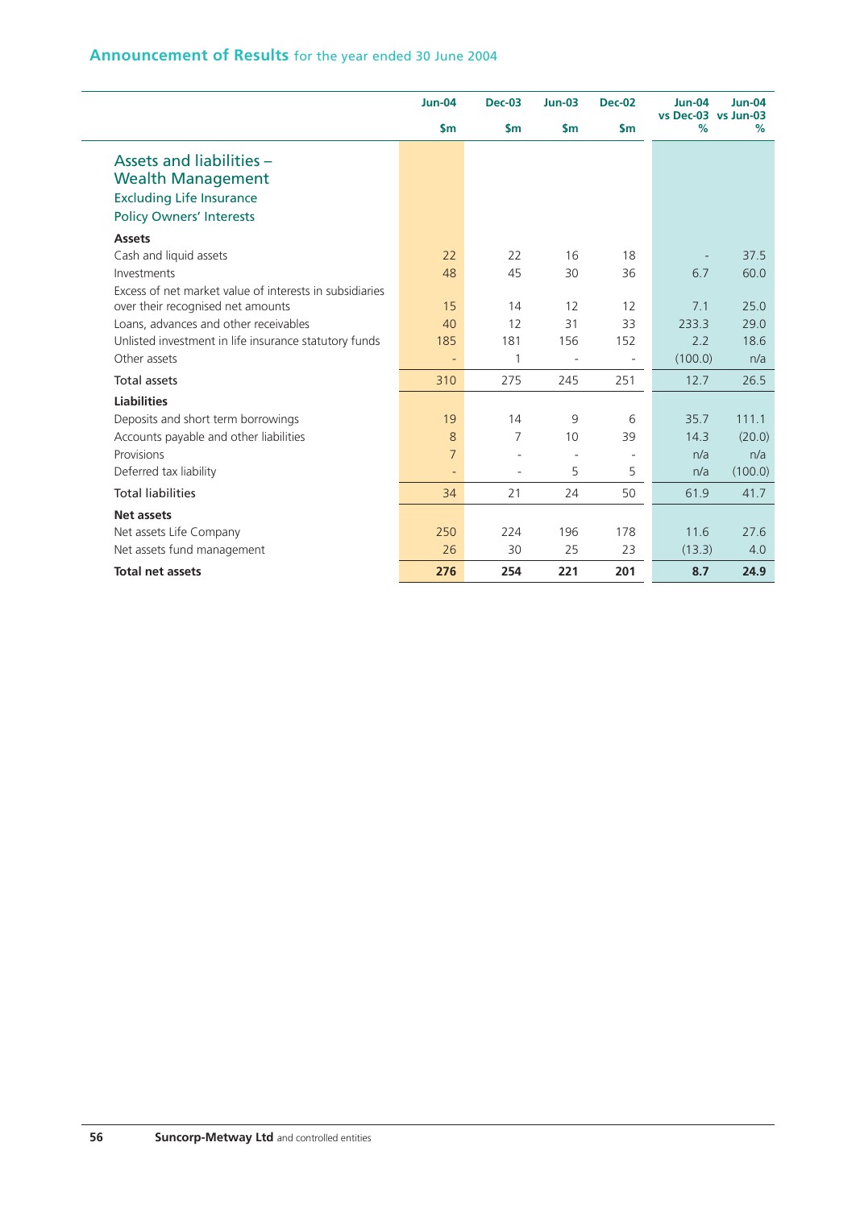## Announcement of Results for the year ended 30 June 2004

|  | Jun-04 | Dec-03 | Jun-03 | Dec-02 | Jun-04 vs Dec-03 | Jun-04 vs Jun-03 |
|---|---|---|---|---|---|---|
|  | $m | $m | $m | $m | % | % |
| **Assets and liabilities – Wealth Management Excluding Life Insurance Policy Owners' Interests** | | | | | | |
| **Assets** | | | | | | |
| Cash and liquid assets | 22 | 22 | 16 | 18 | - | 37.5 |
| Investments | 48 | 45 | 30 | 36 | 6.7 | 60.0 |
| Excess of net market value of interests in subsidiaries over their recognised net amounts | 15 | 14 | 12 | 12 | 7.1 | 25.0 |
| Loans, advances and other receivables | 40 | 12 | 31 | 33 | 233.3 | 29.0 |
| Unlisted investment in life insurance statutory funds | 185 | 181 | 156 | 152 | 2.2 | 18.6 |
| Other assets | - | 1 | - | - | (100.0) | n/a |
| Total assets | 310 | 275 | 245 | 251 | 12.7 | 26.5 |
| **Liabilities** | | | | | | |
| Deposits and short term borrowings | 19 | 14 | 9 | 6 | 35.7 | 111.1 |
| Accounts payable and other liabilities | 8 | 7 | 10 | 39 | 14.3 | (20.0) |
| Provisions | 7 | - | - | - | n/a | n/a |
| Deferred tax liability | - | - | 5 | 5 | n/a | (100.0) |
| Total liabilities | 34 | 21 | 24 | 50 | 61.9 | 41.7 |
| **Net assets** | | | | | | |
| Net assets Life Company | 250 | 224 | 196 | 178 | 11.6 | 27.6 |
| Net assets fund management | 26 | 30 | 25 | 23 | (13.3) | 4.0 |
| **Total net assets** | **276** | **254** | **221** | **201** | **8.7** | **24.9** |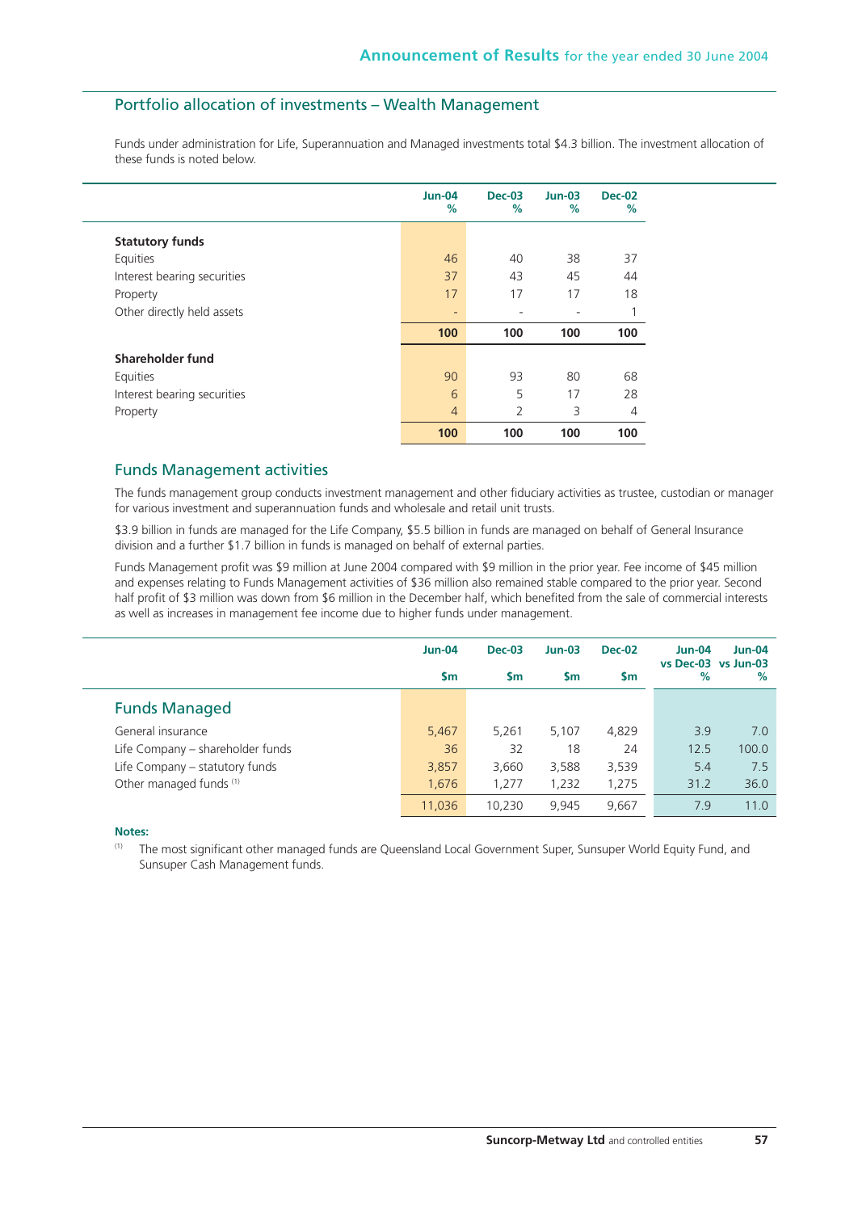## Portfolio allocation of investments – Wealth Management

Funds under administration for Life, Superannuation and Managed investments total $4.3 billion. The investment allocation of these funds is noted below.

| | Jun-04 % | Dec-03 % | Jun-03 % | Dec-02 % |
|---|---|---|---|---|
| **Statutory funds** | | | | |
| Equities | 46 | 40 | 38 | 37 |
| Interest bearing securities | 37 | 43 | 45 | 44 |
| Property | 17 | 17 | 17 | 18 |
| Other directly held assets | - | - | - | 1 |
| | **100** | **100** | **100** | **100** |
| **Shareholder fund** | | | | |
| Equities | 90 | 93 | 80 | 68 |
| Interest bearing securities | 6 | 5 | 17 | 28 |
| Property | 4 | 2 | 3 | 4 |
| | **100** | **100** | **100** | **100** |

## Funds Management activities

The funds management group conducts investment management and other fiduciary activities as trustee, custodian or manager for various investment and superannuation funds and wholesale and retail unit trusts.

$3.9 billion in funds are managed for the Life Company, $5.5 billion in funds are managed on behalf of General Insurance division and a further $1.7 billion in funds is managed on behalf of external parties.

Funds Management profit was $9 million at June 2004 compared with $9 million in the prior year. Fee income of $45 million and expenses relating to Funds Management activities of $36 million also remained stable compared to the prior year. Second half profit of $3 million was down from $6 million in the December half, which benefited from the sale of commercial interests as well as increases in management fee income due to higher funds under management.

| | Jun-04 $m | Dec-03 $m | Jun-03 $m | Dec-02 $m | Jun-04 vs Dec-03 % | Jun-04 vs Jun-03 % |
|---|---|---|---|---|---|---|
| **Funds Managed** | | | | | | |
| General insurance | 5,467 | 5,261 | 5,107 | 4,829 | 3.9 | 7.0 |
| Life Company – shareholder funds | 36 | 32 | 18 | 24 | 12.5 | 100.0 |
| Life Company – statutory funds | 3,857 | 3,660 | 3,588 | 3,539 | 5.4 | 7.5 |
| Other managed funds [1] | 1,676 | 1,277 | 1,232 | 1,275 | 31.2 | 36.0 |
| | 11,036 | 10,230 | 9,945 | 9,667 | 7.9 | 11.0 |

**Notes:**

[1] The most significant other managed funds are Queensland Local Government Super, Sunsuper World Equity Fund, and Sunsuper Cash Management funds.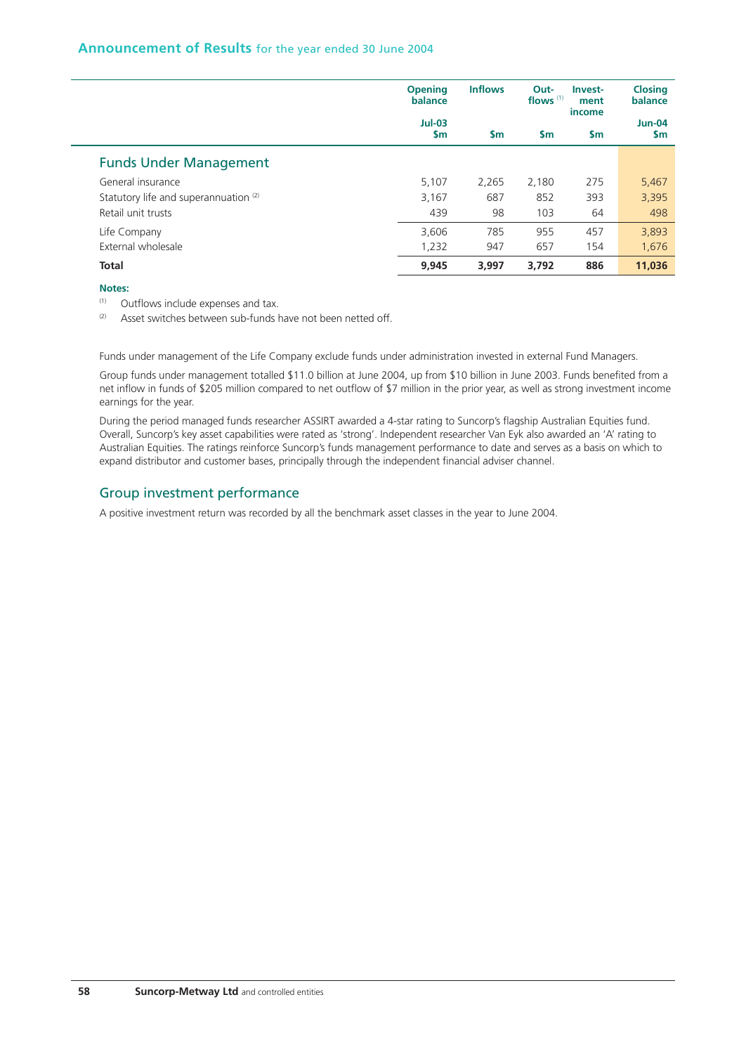# Announcement of Results for the year ended 30 June 2004

| | Opening balance Jul-03 $m | Inflows $m | Out-flows [1] $m | Invest-ment income $m | Closing balance Jun-04 $m |
|---|---|---|---|---|---|
| **Funds Under Management** | | | | | |
| General insurance | 5,107 | 2,265 | 2,180 | 275 | 5,467 |
| Statutory life and superannuation [2] | 3,167 | 687 | 852 | 393 | 3,395 |
| Retail unit trusts | 439 | 98 | 103 | 64 | 498 |
| Life Company | 3,606 | 785 | 955 | 457 | 3,893 |
| External wholesale | 1,232 | 947 | 657 | 154 | 1,676 |
| **Total** | **9,945** | **3,997** | **3,792** | **886** | **11,036** |

**Notes:**

[1] Outflows include expenses and tax.

[2] Asset switches between sub-funds have not been netted off.

Funds under management of the Life Company exclude funds under administration invested in external Fund Managers.

Group funds under management totalled $11.0 billion at June 2004, up from $10 billion in June 2003. Funds benefited from a net inflow in funds of $205 million compared to net outflow of $7 million in the prior year, as well as strong investment income earnings for the year.

During the period managed funds researcher ASSIRT awarded a 4-star rating to Suncorp's flagship Australian Equities fund. Overall, Suncorp's key asset capabilities were rated as 'strong'. Independent researcher Van Eyk also awarded an 'A' rating to Australian Equities. The ratings reinforce Suncorp's funds management performance to date and serves as a basis on which to expand distributor and customer bases, principally through the independent financial adviser channel.

## Group investment performance

A positive investment return was recorded by all the benchmark asset classes in the year to June 2004.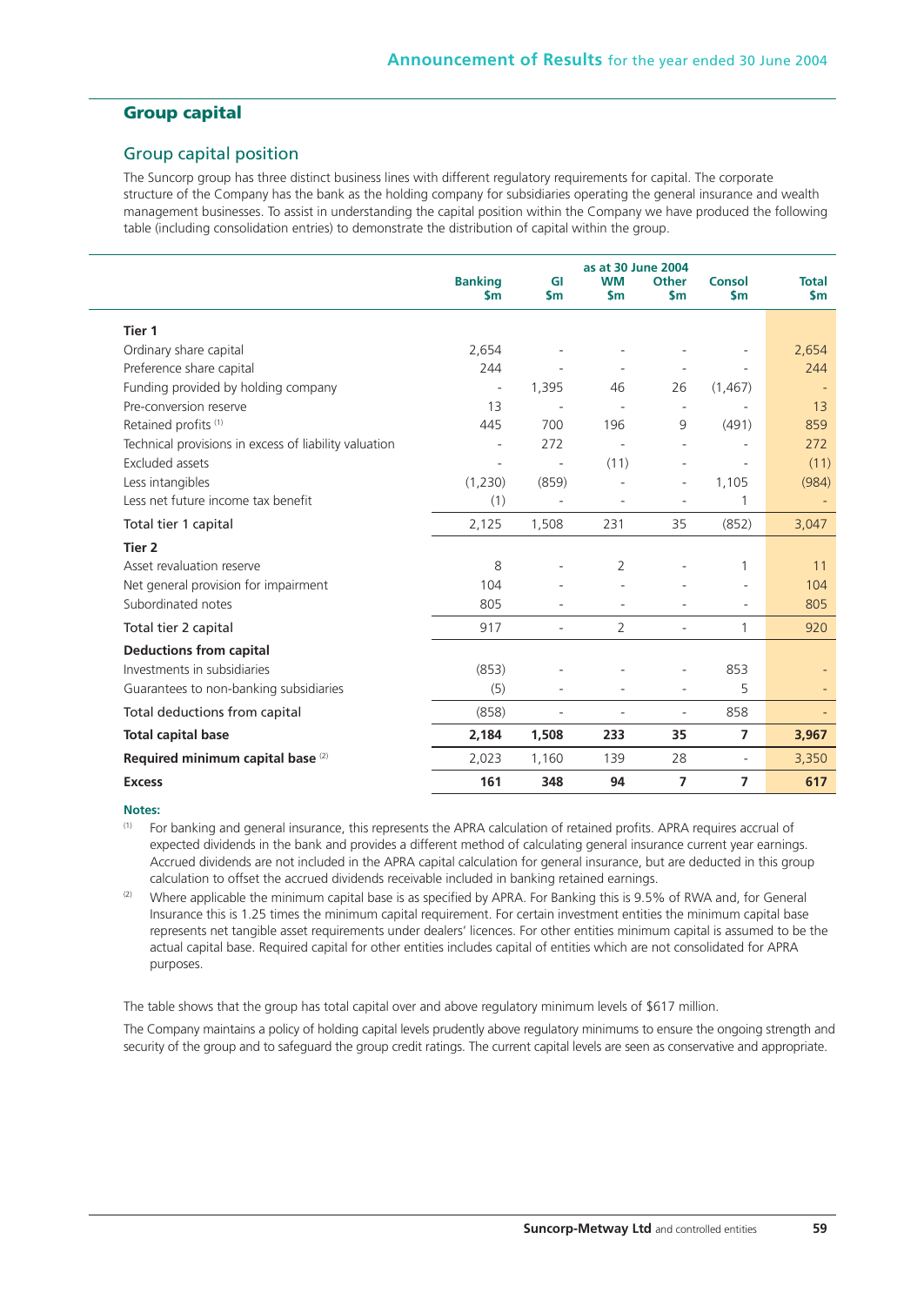## Group capital

### Group capital position

The Suncorp group has three distinct business lines with different regulatory requirements for capital. The corporate structure of the Company has the bank as the holding company for subsidiaries operating the general insurance and wealth management businesses. To assist in understanding the capital position within the Company we have produced the following table (including consolidation entries) to demonstrate the distribution of capital within the group.

| | as at 30 June 2004 | | | | | |
|---|---|---|---|---|---|---|
| | Banking $m | GI $m | WM $m | Other $m | Consol $m | Total $m |
| **Tier 1** | | | | | | |
| Ordinary share capital | 2,654 | - | - | - | - | 2,654 |
| Preference share capital | 244 | - | - | - | - | 244 |
| Funding provided by holding company | - | 1,395 | 46 | 26 | (1,467) | - |
| Pre-conversion reserve | 13 | - | - | - | - | 13 |
| Retained profits [1] | 445 | 700 | 196 | 9 | (491) | 859 |
| Technical provisions in excess of liability valuation | - | 272 | - | - | - | 272 |
| Excluded assets | - | - | (11) | - | - | (11) |
| Less intangibles | (1,230) | (859) | - | - | 1,105 | (984) |
| Less net future income tax benefit | (1) | - | - | - | 1 | - |
| Total tier 1 capital | 2,125 | 1,508 | 231 | 35 | (852) | 3,047 |
| **Tier 2** | | | | | | |
| Asset revaluation reserve | 8 | - | 2 | - | 1 | 11 |
| Net general provision for impairment | 104 | - | - | - | - | 104 |
| Subordinated notes | 805 | - | - | - | - | 805 |
| Total tier 2 capital | 917 | - | 2 | - | 1 | 920 |
| **Deductions from capital** | | | | | | |
| Investments in subsidiaries | (853) | - | - | - | 853 | - |
| Guarantees to non-banking subsidiaries | (5) | - | - | - | 5 | - |
| Total deductions from capital | (858) | - | - | - | 858 | - |
| **Total capital base** | **2,184** | **1,508** | **233** | **35** | **7** | **3,967** |
| **Required minimum capital base** [2] | 2,023 | 1,160 | 139 | 28 | - | 3,350 |
| **Excess** | **161** | **348** | **94** | **7** | **7** | **617** |

**Notes:**

[1] For banking and general insurance, this represents the APRA calculation of retained profits. APRA requires accrual of expected dividends in the bank and provides a different method of calculating general insurance current year earnings. Accrued dividends are not included in the APRA capital calculation for general insurance, but are deducted in this group calculation to offset the accrued dividends receivable included in banking retained earnings.

[2] Where applicable the minimum capital base is as specified by APRA. For Banking this is 9.5% of RWA and, for General Insurance this is 1.25 times the minimum capital requirement. For certain investment entities the minimum capital base represents net tangible asset requirements under dealers' licences. For other entities minimum capital is assumed to be the actual capital base. Required capital for other entities includes capital of entities which are not consolidated for APRA purposes.

The table shows that the group has total capital over and above regulatory minimum levels of $617 million.

The Company maintains a policy of holding capital levels prudently above regulatory minimums to ensure the ongoing strength and security of the group and to safeguard the group credit ratings. The current capital levels are seen as conservative and appropriate.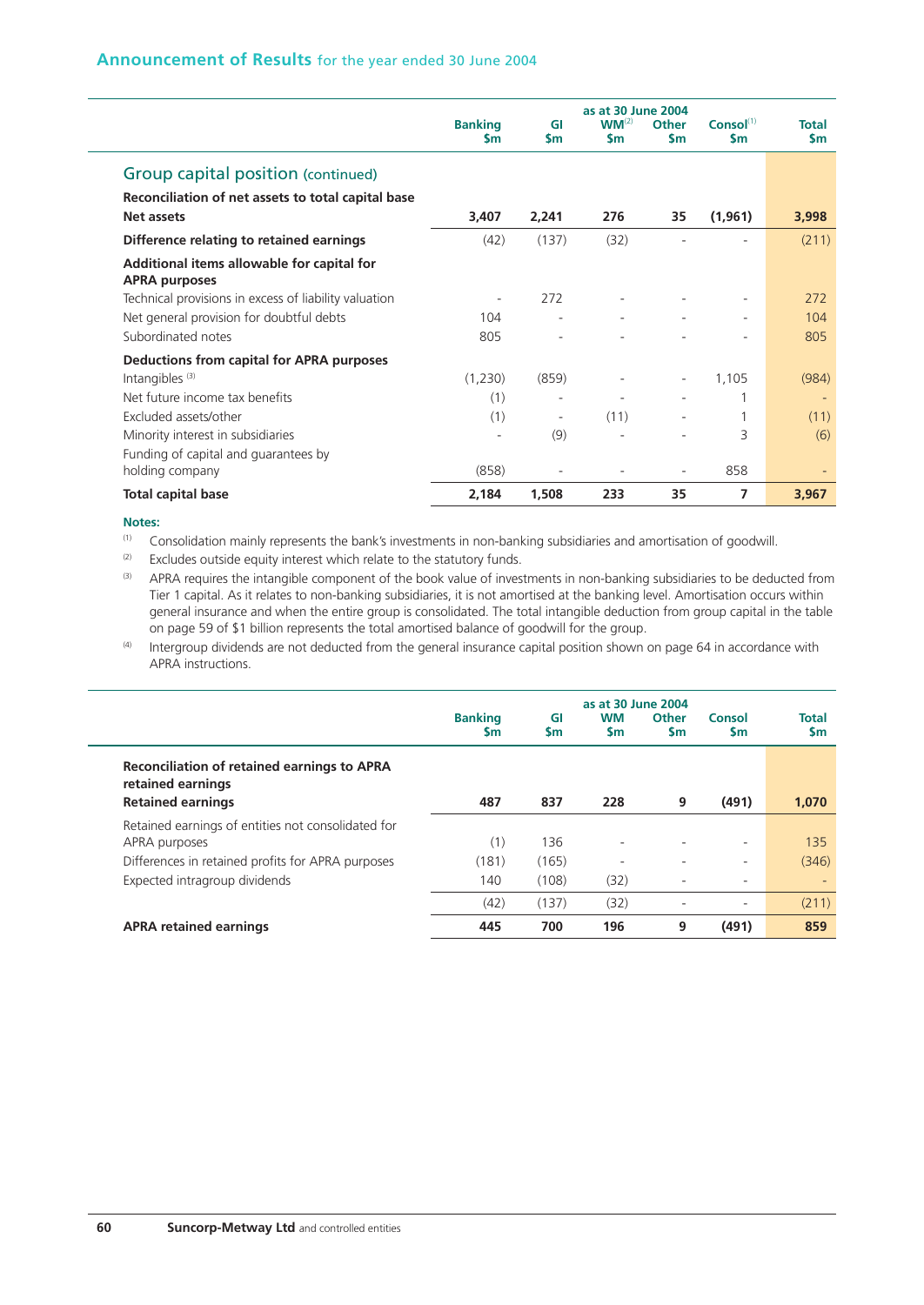## Announcement of Results for the year ended 30 June 2004

### Group capital position (continued)

| | Banking $m | GI $m | WM[2] $m | Other $m | Consol[1] $m | Total $m |
|---|---|---|---|---|---|---|
| | as at 30 June 2004 | | | | | |
| **Reconciliation of net assets to total capital base** | | | | | | |
| **Net assets** | **3,407** | **2,241** | **276** | **35** | **(1,961)** | **3,998** |
| **Difference relating to retained earnings** | (42) | (137) | (32) | - | - | (211) |
| **Additional items allowable for capital for APRA purposes** | | | | | | |
| Technical provisions in excess of liability valuation | - | 272 | - | - | - | 272 |
| Net general provision for doubtful debts | 104 | - | - | - | - | 104 |
| Subordinated notes | 805 | - | - | - | - | 805 |
| **Deductions from capital for APRA purposes** | | | | | | |
| Intangibles [3] | (1,230) | (859) | - | - | 1,105 | (984) |
| Net future income tax benefits | (1) | - | - | - | 1 | - |
| Excluded assets/other | (1) | - | (11) | - | 1 | (11) |
| Minority interest in subsidiaries | - | (9) | - | - | 3 | (6) |
| Funding of capital and guarantees by holding company | (858) | - | - | - | 858 | - |
| **Total capital base** | **2,184** | **1,508** | **233** | **35** | **7** | **3,967** |

**Notes:**

[1] Consolidation mainly represents the bank's investments in non-banking subsidiaries and amortisation of goodwill.

[2] Excludes outside equity interest which relate to the statutory funds.

[3] APRA requires the intangible component of the book value of investments in non-banking subsidiaries to be deducted from Tier 1 capital. As it relates to non-banking subsidiaries, it is not amortised at the banking level. Amortisation occurs within general insurance and when the entire group is consolidated. The total intangible deduction from group capital in the table on page 59 of $1 billion represents the total amortised balance of goodwill for the group.

[4] Intergroup dividends are not deducted from the general insurance capital position shown on page 64 in accordance with APRA instructions.

| | Banking $m | GI $m | WM $m | Other $m | Consol $m | Total $m |
|---|---|---|---|---|---|---|
| | as at 30 June 2004 | | | | | |
| **Reconciliation of retained earnings to APRA retained earnings** | | | | | | |
| **Retained earnings** | **487** | **837** | **228** | **9** | **(491)** | **1,070** |
| Retained earnings of entities not consolidated for APRA purposes | (1) | 136 | - | - | - | 135 |
| Differences in retained profits for APRA purposes | (181) | (165) | - | - | - | (346) |
| Expected intragroup dividends | 140 | (108) | (32) | - | - | - |
| | (42) | (137) | (32) | - | - | (211) |
| **APRA retained earnings** | **445** | **700** | **196** | **9** | **(491)** | **859** |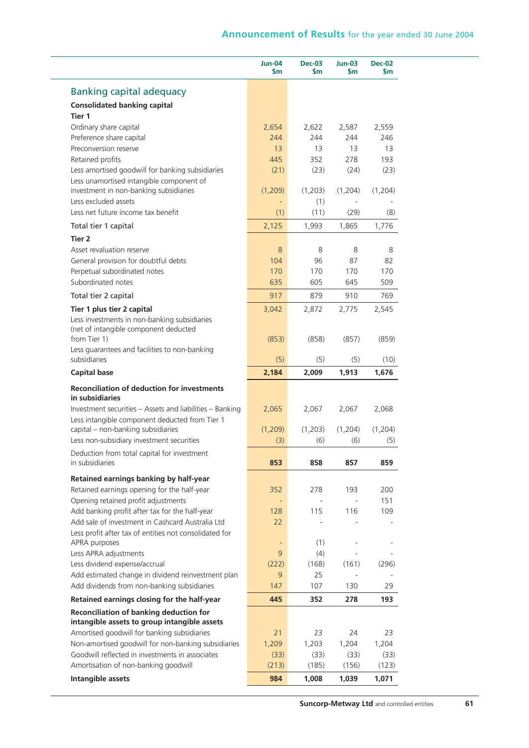## Banking capital adequacy

| | Jun-04 $m | Dec-03 $m | Jun-03 $m | Dec-02 $m |
|---|---|---|---|---|
| **Consolidated banking capital** | | | | |
| **Tier 1** | | | | |
| Ordinary share capital | 2,654 | 2,622 | 2,587 | 2,559 |
| Preference share capital | 244 | 244 | 244 | 246 |
| Preconversion reserve | 13 | 13 | 13 | 13 |
| Retained profits | 445 | 352 | 278 | 193 |
| Less amortised goodwill for banking subsidiaries | (21) | (23) | (24) | (23) |
| Less unamortised intangible component of investment in non-banking subsidiaries | (1,209) | (1,203) | (1,204) | (1,204) |
| Less excluded assets | - | (1) | - | - |
| Less net future income tax benefit | (1) | (11) | (29) | (8) |
| Total tier 1 capital | 2,125 | 1,993 | 1,865 | 1,776 |
| **Tier 2** | | | | |
| Asset revaluation reserve | 8 | 8 | 8 | 8 |
| General provision for doubtful debts | 104 | 96 | 87 | 82 |
| Perpetual subordinated notes | 170 | 170 | 170 | 170 |
| Subordinated notes | 635 | 605 | 645 | 509 |
| Total tier 2 capital | 917 | 879 | 910 | 769 |
| **Tier 1 plus tier 2 capital** | 3,042 | 2,872 | 2,775 | 2,545 |
| Less investments in non-banking subsidiaries (net of intangible component deducted from Tier 1) | (853) | (858) | (857) | (859) |
| Less guarantees and facilities to non-banking subsidiaries | (5) | (5) | (5) | (10) |
| **Capital base** | **2,184** | **2,009** | **1,913** | **1,676** |
| **Reconciliation of deduction for investments in subsidiaries** | | | | |
| Investment securities – Assets and liabilities – Banking | 2,065 | 2,067 | 2,067 | 2,068 |
| Less intangible component deducted from Tier 1 capital – non-banking subsidiaries | (1,209) | (1,203) | (1,204) | (1,204) |
| Less non-subsidiary investment securities | (3) | (6) | (6) | (5) |
| Deduction from total capital for investment in subsidiaries | **853** | **858** | **857** | **859** |
| **Retained earnings banking by half-year** | | | | |
| Retained earnings opening for the half-year | 352 | 278 | 193 | 200 |
| Opening retained profit adjustments | - | - | - | 151 |
| Add banking profit after tax for the half-year | 128 | 115 | 116 | 109 |
| Add sale of investment in Cashcard Australia Ltd | 22 | - | - | - |
| Less profit after tax of entities not consolidated for APRA purposes | - | (1) | - | - |
| Less APRA adjustments | 9 | (4) | - | - |
| Less dividend expense/accrual | (222) | (168) | (161) | (296) |
| Add estimated change in dividend reinvestment plan | 9 | 25 | - | - |
| Add dividends from non-banking subsidiaries | 147 | 107 | 130 | 29 |
| **Retained earnings closing for the half-year** | **445** | **352** | **278** | **193** |
| **Reconciliation of banking deduction for intangible assets to group intangible assets** | | | | |
| Amortised goodwill for banking subsidiaries | 21 | 23 | 24 | 23 |
| Non-amortised goodwill for non-banking subsidiaries | 1,209 | 1,203 | 1,204 | 1,204 |
| Goodwill reflected in investments in associates | (33) | (33) | (33) | (33) |
| Amortisation of non-banking goodwill | (213) | (185) | (156) | (123) |
| **Intangible assets** | **984** | **1,008** | **1,039** | **1,071** |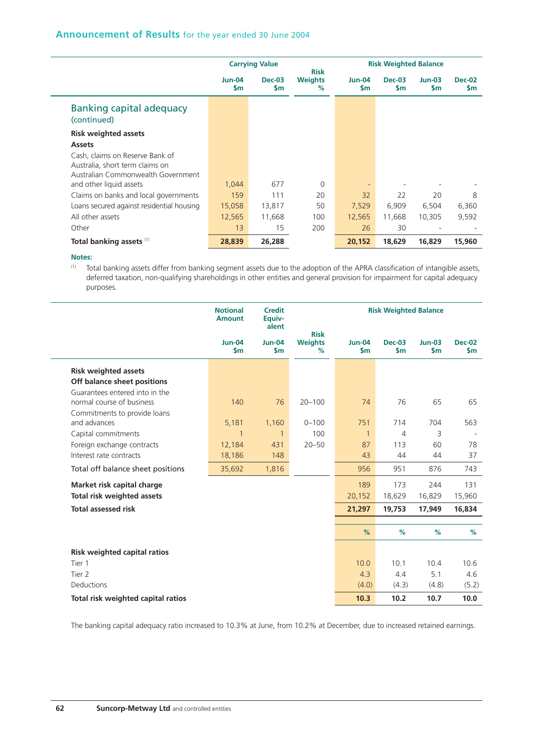## Banking capital adequacy (continued)

| | Carrying Value | | Risk Weights | Risk Weighted Balance | | | |
|---|---|---|---|---|---|---|---|
| | Jun-04 $m | Dec-03 $m | % | Jun-04 $m | Dec-03 $m | Jun-03 $m | Dec-02 $m |
| **Risk weighted assets** | | | | | | | |
| **Assets** | | | | | | | |
| Cash, claims on Reserve Bank of Australia, short term claims on Australian Commonwealth Government and other liquid assets | 1,044 | 677 | 0 | - | - | - | - |
| Claims on banks and local governments | 159 | 111 | 20 | 32 | 22 | 20 | 8 |
| Loans secured against residential housing | 15,058 | 13,817 | 50 | 7,529 | 6,909 | 6,504 | 6,360 |
| All other assets | 12,565 | 11,668 | 100 | 12,565 | 11,668 | 10,305 | 9,592 |
| Other | 13 | 15 | 200 | 26 | 30 | - | - |
| **Total banking assets** [1] | **28,839** | **26,288** | | **20,152** | **18,629** | **16,829** | **15,960** |

**Notes:**

[1] Total banking assets differ from banking segment assets due to the adoption of the APRA classification of intangible assets, deferred taxation, non-qualifying shareholdings in other entities and general provision for impairment for capital adequacy purposes.

| | Notional Amount | Credit Equivalent | Risk Weights | Risk Weighted Balance | | | |
|---|---|---|---|---|---|---|---|
| | Jun-04 $m | Jun-04 $m | % | Jun-04 $m | Dec-03 $m | Jun-03 $m | Dec-02 $m |
| **Risk weighted assets** | | | | | | | |
| **Off balance sheet positions** | | | | | | | |
| Guarantees entered into in the normal course of business | 140 | 76 | 20–100 | 74 | 76 | 65 | 65 |
| Commitments to provide loans and advances | 5,181 | 1,160 | 0–100 | 751 | 714 | 704 | 563 |
| Capital commitments | 1 | 1 | 100 | 1 | 4 | 3 | - |
| Foreign exchange contracts | 12,184 | 431 | 20–50 | 87 | 113 | 60 | 78 |
| Interest rate contracts | 18,186 | 148 | | 43 | 44 | 44 | 37 |
| Total off balance sheet positions | 35,692 | 1,816 | | 956 | 951 | 876 | 743 |
| **Market risk capital charge** | | | | 189 | 173 | 244 | 131 |
| **Total risk weighted assets** | | | | 20,152 | 18,629 | 16,829 | 15,960 |
| **Total assessed risk** | | | | **21,297** | **19,753** | **17,949** | **16,834** |
| | | | | % | % | % | % |
| **Risk weighted capital ratios** | | | | | | | |
| Tier 1 | | | | 10.0 | 10.1 | 10.4 | 10.6 |
| Tier 2 | | | | 4.3 | 4.4 | 5.1 | 4.6 |
| Deductions | | | | (4.0) | (4.3) | (4.8) | (5.2) |
| **Total risk weighted capital ratios** | | | | **10.3** | **10.2** | **10.7** | **10.0** |

The banking capital adequacy ratio increased to 10.3% at June, from 10.2% at December, due to increased retained earnings.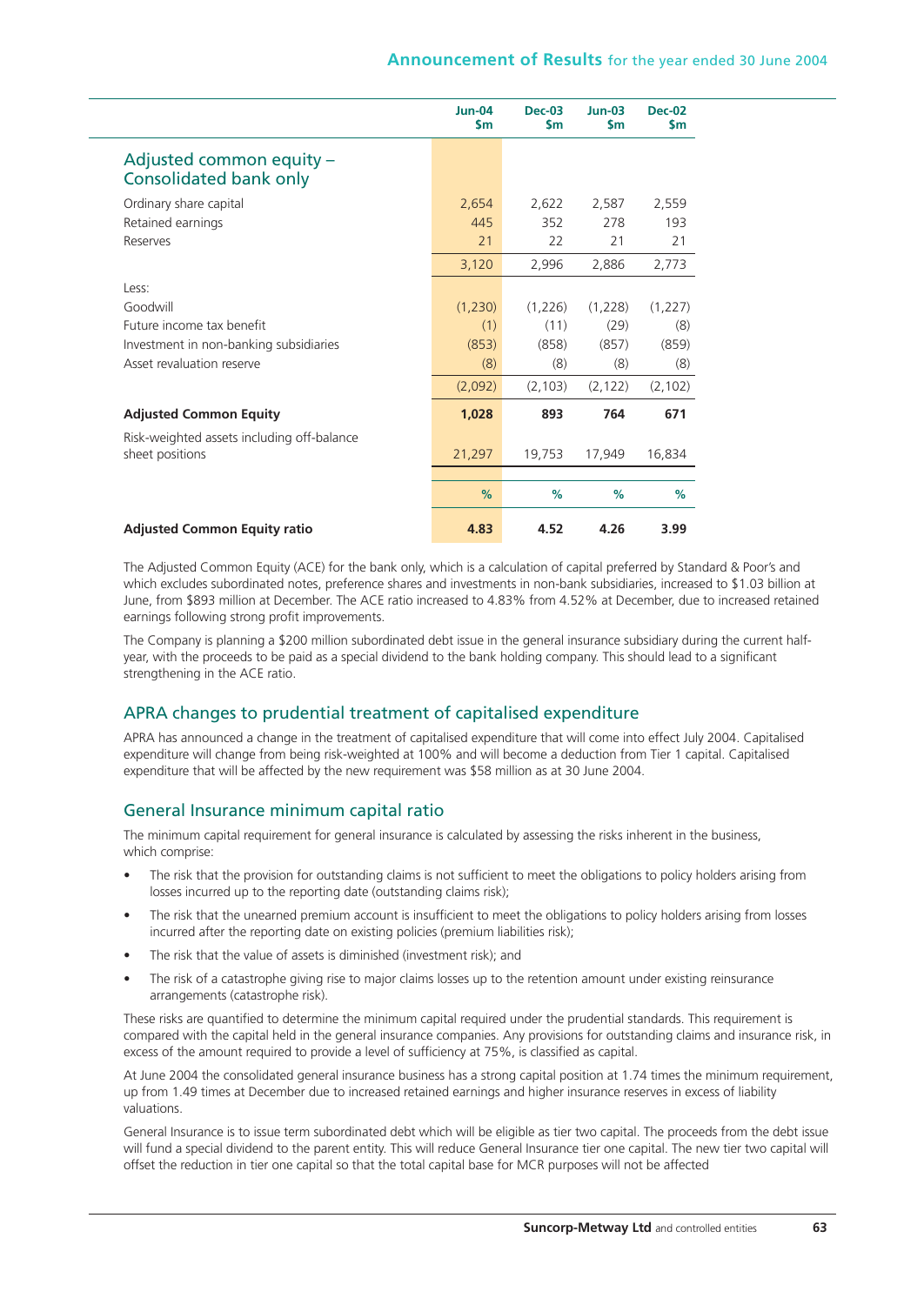| | Jun-04 $m | Dec-03 $m | Jun-03 $m | Dec-02 $m |
|---|---|---|---|---|
| **Adjusted common equity – Consolidated bank only** | | | | |
| Ordinary share capital | 2,654 | 2,622 | 2,587 | 2,559 |
| Retained earnings | 445 | 352 | 278 | 193 |
| Reserves | 21 | 22 | 21 | 21 |
| | 3,120 | 2,996 | 2,886 | 2,773 |
| Less: | | | | |
| Goodwill | (1,230) | (1,226) | (1,228) | (1,227) |
| Future income tax benefit | (1) | (11) | (29) | (8) |
| Investment in non-banking subsidiaries | (853) | (858) | (857) | (859) |
| Asset revaluation reserve | (8) | (8) | (8) | (8) |
| | (2,092) | (2,103) | (2,122) | (2,102) |
| **Adjusted Common Equity** | **1,028** | **893** | **764** | **671** |
| Risk-weighted assets including off-balance sheet positions | 21,297 | 19,753 | 17,949 | 16,834 |
| | % | % | % | % |
| **Adjusted Common Equity ratio** | **4.83** | **4.52** | **4.26** | **3.99** |

The Adjusted Common Equity (ACE) for the bank only, which is a calculation of capital preferred by Standard & Poor's and which excludes subordinated notes, preference shares and investments in non-bank subsidiaries, increased to $1.03 billion at June, from $893 million at December. The ACE ratio increased to 4.83% from 4.52% at December, due to increased retained earnings following strong profit improvements.

The Company is planning a $200 million subordinated debt issue in the general insurance subsidiary during the current half-year, with the proceeds to be paid as a special dividend to the bank holding company. This should lead to a significant strengthening in the ACE ratio.

## APRA changes to prudential treatment of capitalised expenditure

APRA has announced a change in the treatment of capitalised expenditure that will come into effect July 2004. Capitalised expenditure will change from being risk-weighted at 100% and will become a deduction from Tier 1 capital. Capitalised expenditure that will be affected by the new requirement was $58 million as at 30 June 2004.

## General Insurance minimum capital ratio

The minimum capital requirement for general insurance is calculated by assessing the risks inherent in the business, which comprise:

- The risk that the provision for outstanding claims is not sufficient to meet the obligations to policy holders arising from losses incurred up to the reporting date (outstanding claims risk);
- The risk that the unearned premium account is insufficient to meet the obligations to policy holders arising from losses incurred after the reporting date on existing policies (premium liabilities risk);
- The risk that the value of assets is diminished (investment risk); and
- The risk of a catastrophe giving rise to major claims losses up to the retention amount under existing reinsurance arrangements (catastrophe risk).

These risks are quantified to determine the minimum capital required under the prudential standards. This requirement is compared with the capital held in the general insurance companies. Any provisions for outstanding claims and insurance risk, in excess of the amount required to provide a level of sufficiency at 75%, is classified as capital.

At June 2004 the consolidated general insurance business has a strong capital position at 1.74 times the minimum requirement, up from 1.49 times at December due to increased retained earnings and higher insurance reserves in excess of liability valuations.

General Insurance is to issue term subordinated debt which will be eligible as tier two capital. The proceeds from the debt issue will fund a special dividend to the parent entity. This will reduce General Insurance tier one capital. The new tier two capital will offset the reduction in tier one capital so that the total capital base for MCR purposes will not be affected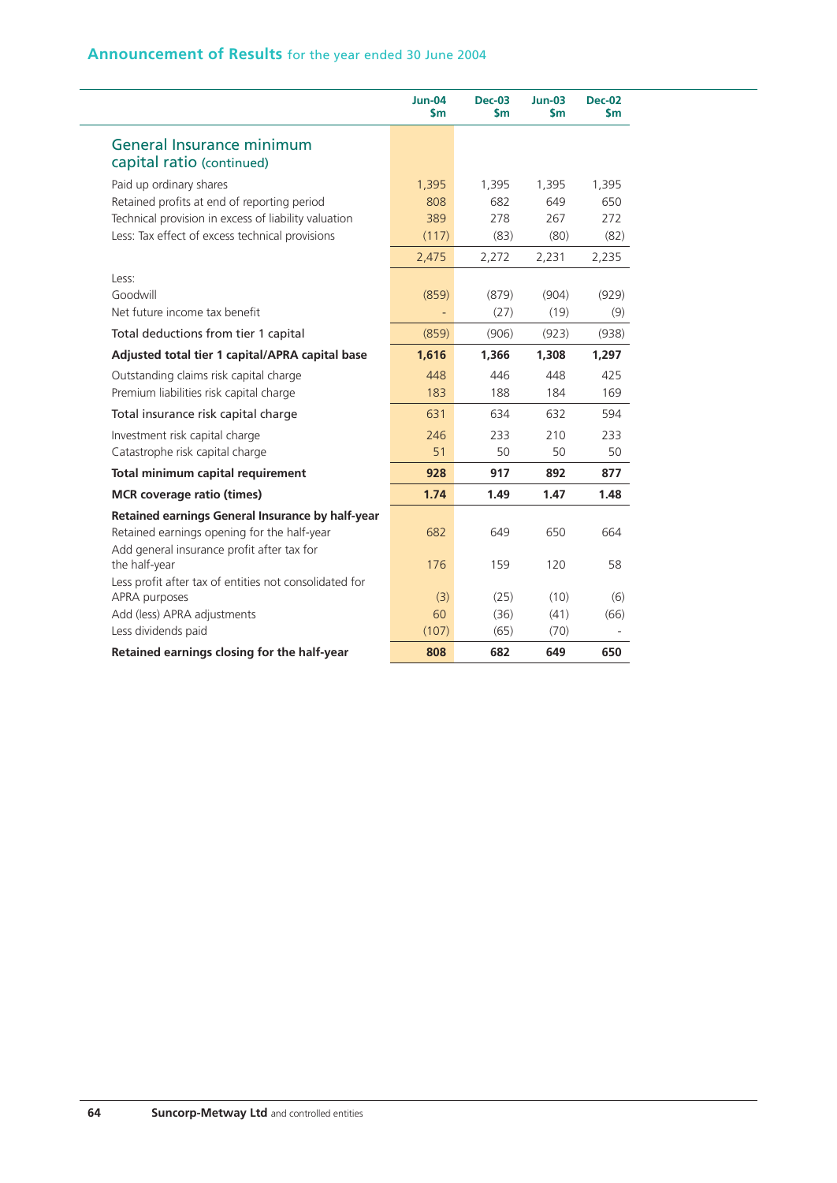## Announcement of Results for the year ended 30 June 2004

| | Jun-04 $m | Dec-03 $m | Jun-03 $m | Dec-02 $m |
|---|---|---|---|---|
| **General Insurance minimum capital ratio (continued)** | | | | |
| Paid up ordinary shares | 1,395 | 1,395 | 1,395 | 1,395 |
| Retained profits at end of reporting period | 808 | 682 | 649 | 650 |
| Technical provision in excess of liability valuation | 389 | 278 | 267 | 272 |
| Less: Tax effect of excess technical provisions | (117) | (83) | (80) | (82) |
| | 2,475 | 2,272 | 2,231 | 2,235 |
| Less: | | | | |
| Goodwill | (859) | (879) | (904) | (929) |
| Net future income tax benefit | - | (27) | (19) | (9) |
| Total deductions from tier 1 capital | (859) | (906) | (923) | (938) |
| **Adjusted total tier 1 capital/APRA capital base** | **1,616** | **1,366** | **1,308** | **1,297** |
| Outstanding claims risk capital charge | 448 | 446 | 448 | 425 |
| Premium liabilities risk capital charge | 183 | 188 | 184 | 169 |
| Total insurance risk capital charge | 631 | 634 | 632 | 594 |
| Investment risk capital charge | 246 | 233 | 210 | 233 |
| Catastrophe risk capital charge | 51 | 50 | 50 | 50 |
| **Total minimum capital requirement** | **928** | **917** | **892** | **877** |
| **MCR coverage ratio (times)** | **1.74** | **1.49** | **1.47** | **1.48** |
| **Retained earnings General Insurance by half-year** | | | | |
| Retained earnings opening for the half-year | 682 | 649 | 650 | 664 |
| Add general insurance profit after tax for the half-year | 176 | 159 | 120 | 58 |
| Less profit after tax of entities not consolidated for APRA purposes | (3) | (25) | (10) | (6) |
| Add (less) APRA adjustments | 60 | (36) | (41) | (66) |
| Less dividends paid | (107) | (65) | (70) | - |
| **Retained earnings closing for the half-year** | **808** | **682** | **649** | **650** |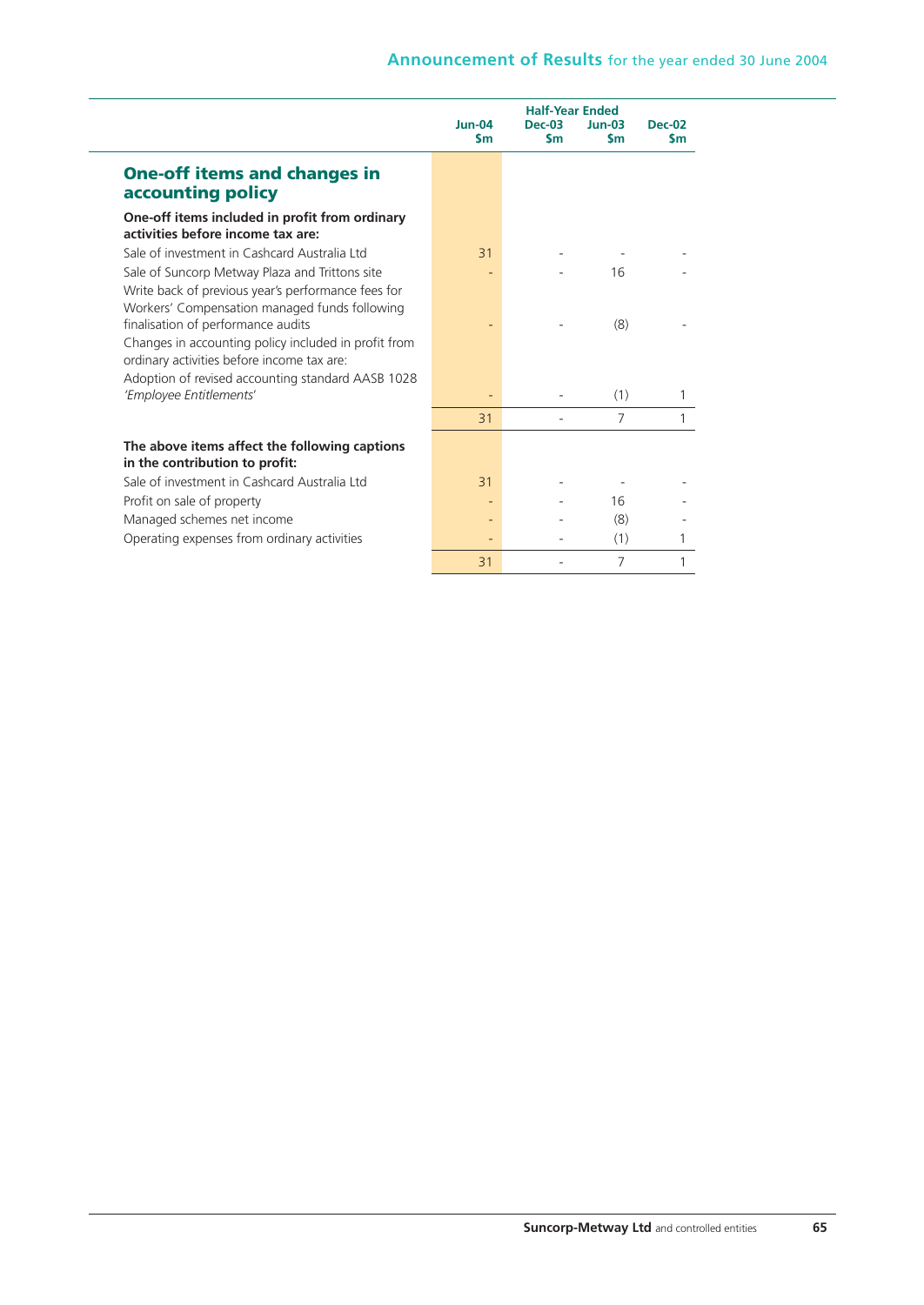## One-off items and changes in accounting policy

| | Jun-04 $m | Half-Year Ended Dec-03 $m | Jun-03 $m | Dec-02 $m |
|---|---|---|---|---|
| **One-off items included in profit from ordinary activities before income tax are:** | | | | |
| Sale of investment in Cashcard Australia Ltd | 31 | - | - | - |
| Sale of Suncorp Metway Plaza and Trittons site | - | - | 16 | - |
| Write back of previous year's performance fees for Workers' Compensation managed funds following finalisation of performance audits | - | - | (8) | - |
| Changes in accounting policy included in profit from ordinary activities before income tax are: | | | | |
| Adoption of revised accounting standard AASB 1028 *'Employee Entitlements'* | - | - | (1) | 1 |
| | 31 | - | 7 | 1 |
| **The above items affect the following captions in the contribution to profit:** | | | | |
| Sale of investment in Cashcard Australia Ltd | 31 | - | - | - |
| Profit on sale of property | - | - | 16 | - |
| Managed schemes net income | - | - | (8) | - |
| Operating expenses from ordinary activities | - | - | (1) | 1 |
| | 31 | - | 7 | 1 |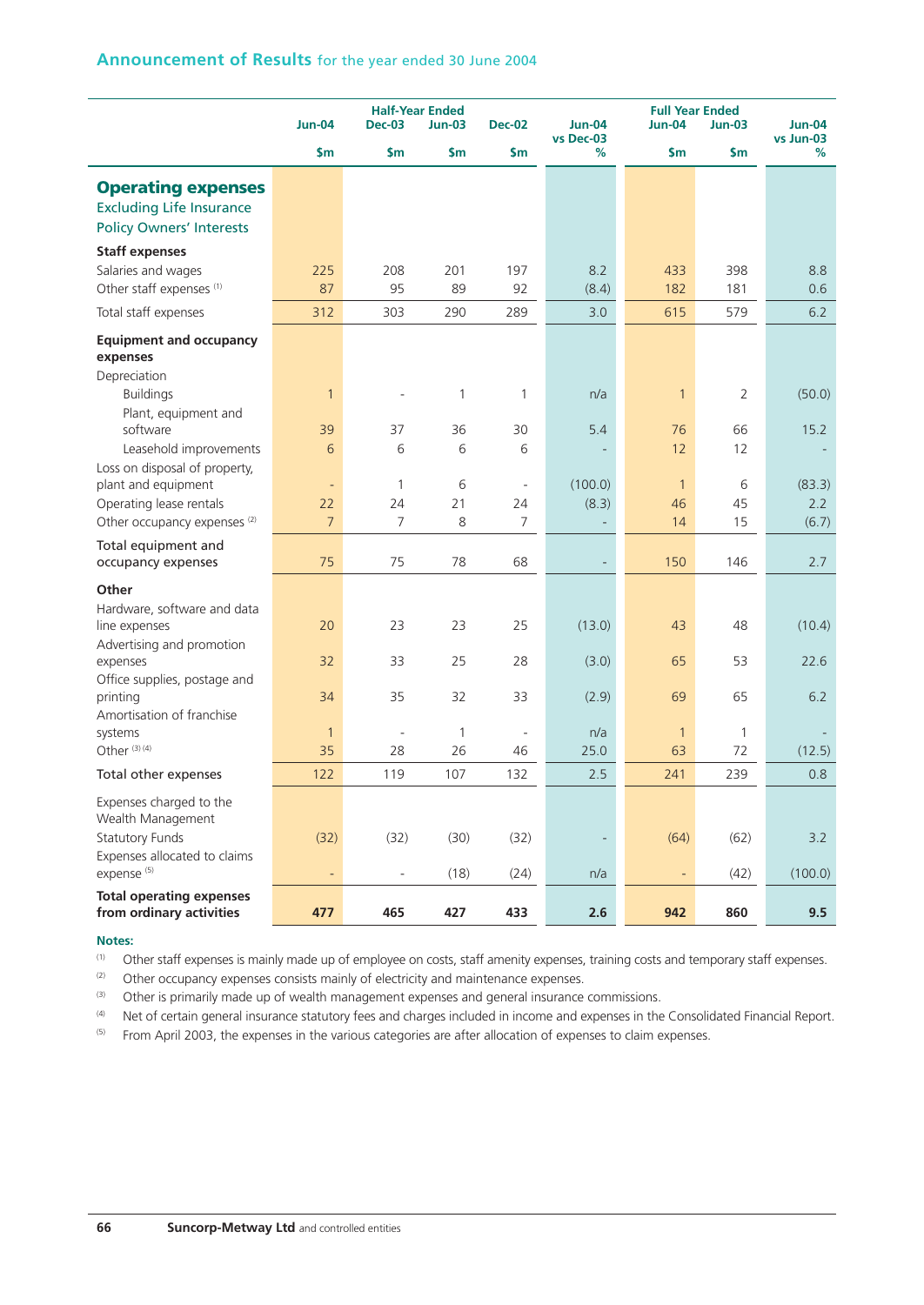## Announcement of Results for the year ended 30 June 2004

| | Half-Year Ended | | | | | Full Year Ended | | |
|---|---|---|---|---|---|---|---|---|
| | Jun-04 | Dec-03 | Jun-03 | Dec-02 | Jun-04 vs Dec-03 | Jun-04 | Jun-03 | Jun-04 vs Jun-03 |
| | $m | $m | $m | $m | % | $m | $m | % |
| **Operating expenses** Excluding Life Insurance Policy Owners' Interests | | | | | | | | |
| **Staff expenses** | | | | | | | | |
| Salaries and wages | 225 | 208 | 201 | 197 | 8.2 | 433 | 398 | 8.8 |
| Other staff expenses [1] | 87 | 95 | 89 | 92 | (8.4) | 182 | 181 | 0.6 |
| Total staff expenses | 312 | 303 | 290 | 289 | 3.0 | 615 | 579 | 6.2 |
| **Equipment and occupancy expenses** | | | | | | | | |
| Depreciation | | | | | | | | |
| Buildings | 1 | - | 1 | 1 | n/a | 1 | 2 | (50.0) |
| Plant, equipment and software | 39 | 37 | 36 | 30 | 5.4 | 76 | 66 | 15.2 |
| Leasehold improvements | 6 | 6 | 6 | 6 | - | 12 | 12 | - |
| Loss on disposal of property, plant and equipment | - | 1 | 6 | - | (100.0) | 1 | 6 | (83.3) |
| Operating lease rentals | 22 | 24 | 21 | 24 | (8.3) | 46 | 45 | 2.2 |
| Other occupancy expenses [2] | 7 | 7 | 8 | 7 | - | 14 | 15 | (6.7) |
| Total equipment and occupancy expenses | 75 | 75 | 78 | 68 | - | 150 | 146 | 2.7 |
| **Other** | | | | | | | | |
| Hardware, software and data line expenses | 20 | 23 | 23 | 25 | (13.0) | 43 | 48 | (10.4) |
| Advertising and promotion expenses | 32 | 33 | 25 | 28 | (3.0) | 65 | 53 | 22.6 |
| Office supplies, postage and printing | 34 | 35 | 32 | 33 | (2.9) | 69 | 65 | 6.2 |
| Amortisation of franchise systems | 1 | - | 1 | - | n/a | 1 | 1 | - |
| Other [3][4] | 35 | 28 | 26 | 46 | 25.0 | 63 | 72 | (12.5) |
| Total other expenses | 122 | 119 | 107 | 132 | 2.5 | 241 | 239 | 0.8 |
| Expenses charged to the Wealth Management Statutory Funds | (32) | (32) | (30) | (32) | - | (64) | (62) | 3.2 |
| Expenses allocated to claims expense [5] | - | - | (18) | (24) | n/a | - | (42) | (100.0) |
| **Total operating expenses from ordinary activities** | **477** | **465** | **427** | **433** | **2.6** | **942** | **860** | **9.5** |

**Notes:**

(1) Other staff expenses is mainly made up of employee on costs, staff amenity expenses, training costs and temporary staff expenses.

(2) Other occupancy expenses consists mainly of electricity and maintenance expenses.

(3) Other is primarily made up of wealth management expenses and general insurance commissions.

(4) Net of certain general insurance statutory fees and charges included in income and expenses in the Consolidated Financial Report.

(5) From April 2003, the expenses in the various categories are after allocation of expenses to claim expenses.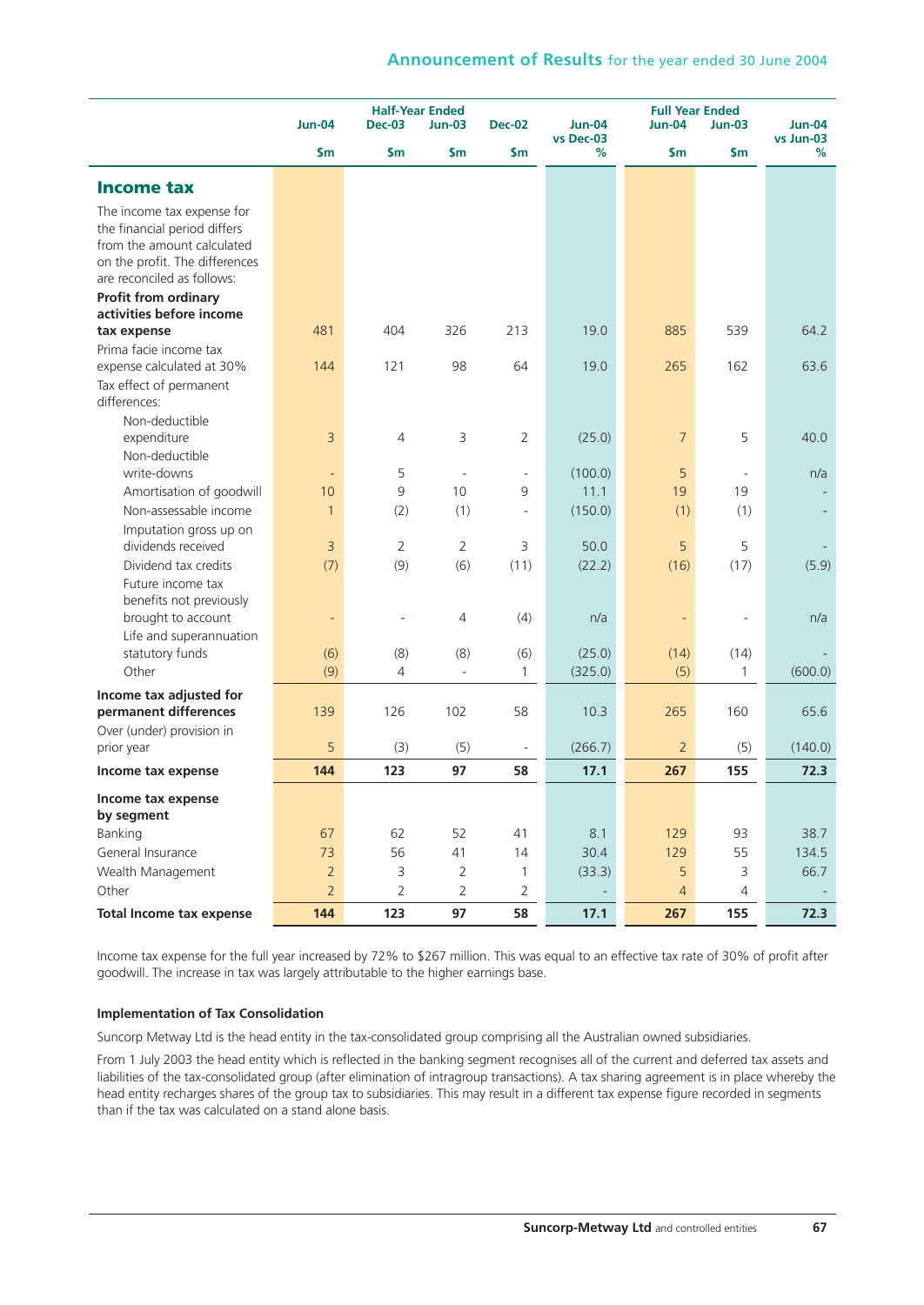## Income tax

| | Half-Year Ended | | | | | Full Year Ended | | |
|---|---|---|---|---|---|---|---|---|
| | Jun-04 | Dec-03 | Jun-03 | Dec-02 | Jun-04 vs Dec-03 | Jun-04 | Jun-03 | Jun-04 vs Jun-03 |
| | $m | $m | $m | $m | % | $m | $m | % |
| The income tax expense for the financial period differs from the amount calculated on the profit. The differences are reconciled as follows: | | | | | | | | |
| **Profit from ordinary activities before income tax expense** | 481 | 404 | 326 | 213 | 19.0 | 885 | 539 | 64.2 |
| Prima facie income tax expense calculated at 30% | 144 | 121 | 98 | 64 | 19.0 | 265 | 162 | 63.6 |
| Tax effect of permanent differences: | | | | | | | | |
| Non-deductible expenditure | 3 | 4 | 3 | 2 | (25.0) | 7 | 5 | 40.0 |
| Non-deductible write-downs | - | 5 | - | - | (100.0) | 5 | - | n/a |
| Amortisation of goodwill | 10 | 9 | 10 | 9 | 11.1 | 19 | 19 | - |
| Non-assessable income | 1 | (2) | (1) | - | (150.0) | (1) | (1) | - |
| Imputation gross up on dividends received | 3 | 2 | 2 | 3 | 50.0 | 5 | 5 | - |
| Dividend tax credits | (7) | (9) | (6) | (11) | (22.2) | (16) | (17) | (5.9) |
| Future income tax benefits not previously brought to account | - | - | 4 | (4) | n/a | - | - | n/a |
| Life and superannuation statutory funds | (6) | (8) | (8) | (6) | (25.0) | (14) | (14) | - |
| Other | (9) | 4 | - | 1 | (325.0) | (5) | 1 | (600.0) |
| **Income tax adjusted for permanent differences** | 139 | 126 | 102 | 58 | 10.3 | 265 | 160 | 65.6 |
| Over (under) provision in prior year | 5 | (3) | (5) | - | (266.7) | 2 | (5) | (140.0) |
| **Income tax expense** | **144** | **123** | **97** | **58** | **17.1** | **267** | **155** | **72.3** |
| **Income tax expense by segment** | | | | | | | | |
| Banking | 67 | 62 | 52 | 41 | 8.1 | 129 | 93 | 38.7 |
| General Insurance | 73 | 56 | 41 | 14 | 30.4 | 129 | 55 | 134.5 |
| Wealth Management | 2 | 3 | 2 | 1 | (33.3) | 5 | 3 | 66.7 |
| Other | 2 | 2 | 2 | 2 | - | 4 | 4 | - |
| **Total Income tax expense** | **144** | **123** | **97** | **58** | **17.1** | **267** | **155** | **72.3** |

Income tax expense for the full year increased by 72% to $267 million. This was equal to an effective tax rate of 30% of profit after goodwill. The increase in tax was largely attributable to the higher earnings base.

**Implementation of Tax Consolidation**

Suncorp Metway Ltd is the head entity in the tax-consolidated group comprising all the Australian owned subsidiaries.

From 1 July 2003 the head entity which is reflected in the banking segment recognises all of the current and deferred tax assets and liabilities of the tax-consolidated group (after elimination of intragroup transactions). A tax sharing agreement is in place whereby the head entity recharges shares of the group tax to subsidiaries. This may result in a different tax expense figure recorded in segments than if the tax was calculated on a stand alone basis.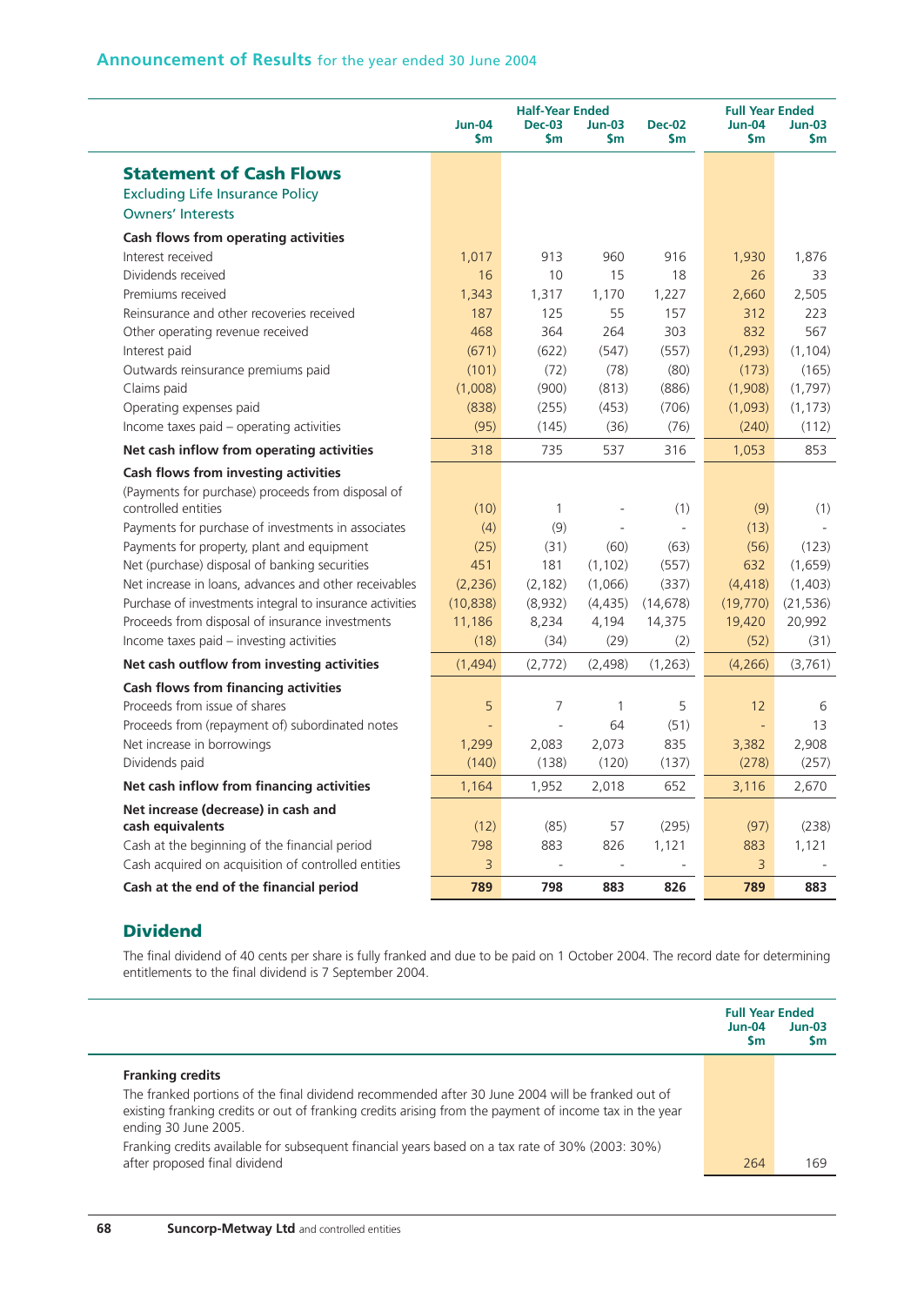## Announcement of Results for the year ended 30 June 2004

| | Half-Year Ended | | | | Full Year Ended | |
|---|---|---|---|---|---|---|
| | Jun-04 $m | Dec-03 $m | Jun-03 $m | Dec-02 $m | Jun-04 $m | Jun-03 $m |
| **Statement of Cash Flows** | | | | | | |
| Excluding Life Insurance Policy Owners' Interests | | | | | | |
| **Cash flows from operating activities** | | | | | | |
| Interest received | 1,017 | 913 | 960 | 916 | 1,930 | 1,876 |
| Dividends received | 16 | 10 | 15 | 18 | 26 | 33 |
| Premiums received | 1,343 | 1,317 | 1,170 | 1,227 | 2,660 | 2,505 |
| Reinsurance and other recoveries received | 187 | 125 | 55 | 157 | 312 | 223 |
| Other operating revenue received | 468 | 364 | 264 | 303 | 832 | 567 |
| Interest paid | (671) | (622) | (547) | (557) | (1,293) | (1,104) |
| Outwards reinsurance premiums paid | (101) | (72) | (78) | (80) | (173) | (165) |
| Claims paid | (1,008) | (900) | (813) | (886) | (1,908) | (1,797) |
| Operating expenses paid | (838) | (255) | (453) | (706) | (1,093) | (1,173) |
| Income taxes paid – operating activities | (95) | (145) | (36) | (76) | (240) | (112) |
| **Net cash inflow from operating activities** | 318 | 735 | 537 | 316 | 1,053 | 853 |
| **Cash flows from investing activities** | | | | | | |
| (Payments for purchase) proceeds from disposal of controlled entities | (10) | 1 | - | (1) | (9) | (1) |
| Payments for purchase of investments in associates | (4) | (9) | - | - | (13) | - |
| Payments for property, plant and equipment | (25) | (31) | (60) | (63) | (56) | (123) |
| Net (purchase) disposal of banking securities | 451 | 181 | (1,102) | (557) | 632 | (1,659) |
| Net increase in loans, advances and other receivables | (2,236) | (2,182) | (1,066) | (337) | (4,418) | (1,403) |
| Purchase of investments integral to insurance activities | (10,838) | (8,932) | (4,435) | (14,678) | (19,770) | (21,536) |
| Proceeds from disposal of insurance investments | 11,186 | 8,234 | 4,194 | 14,375 | 19,420 | 20,992 |
| Income taxes paid – investing activities | (18) | (34) | (29) | (2) | (52) | (31) |
| **Net cash outflow from investing activities** | (1,494) | (2,772) | (2,498) | (1,263) | (4,266) | (3,761) |
| **Cash flows from financing activities** | | | | | | |
| Proceeds from issue of shares | 5 | 7 | 1 | 5 | 12 | 6 |
| Proceeds from (repayment of) subordinated notes | - | - | 64 | (51) | - | 13 |
| Net increase in borrowings | 1,299 | 2,083 | 2,073 | 835 | 3,382 | 2,908 |
| Dividends paid | (140) | (138) | (120) | (137) | (278) | (257) |
| **Net cash inflow from financing activities** | 1,164 | 1,952 | 2,018 | 652 | 3,116 | 2,670 |
| **Net increase (decrease) in cash and cash equivalents** | (12) | (85) | 57 | (295) | (97) | (238) |
| Cash at the beginning of the financial period | 798 | 883 | 826 | 1,121 | 883 | 1,121 |
| Cash acquired on acquisition of controlled entities | 3 | - | - | - | 3 | - |
| **Cash at the end of the financial period** | **789** | **798** | **883** | **826** | **789** | **883** |

## Dividend

The final dividend of 40 cents per share is fully franked and due to be paid on 1 October 2004. The record date for determining entitlements to the final dividend is 7 September 2004.

| | Full Year Ended | |
|---|---|---|
| | Jun-04 $m | Jun-03 $m |
| **Franking credits** | | |
| The franked portions of the final dividend recommended after 30 June 2004 will be franked out of existing franking credits or out of franking credits arising from the payment of income tax in the year ending 30 June 2005. | | |
| Franking credits available for subsequent financial years based on a tax rate of 30% (2003: 30%) after proposed final dividend | 264 | 169 |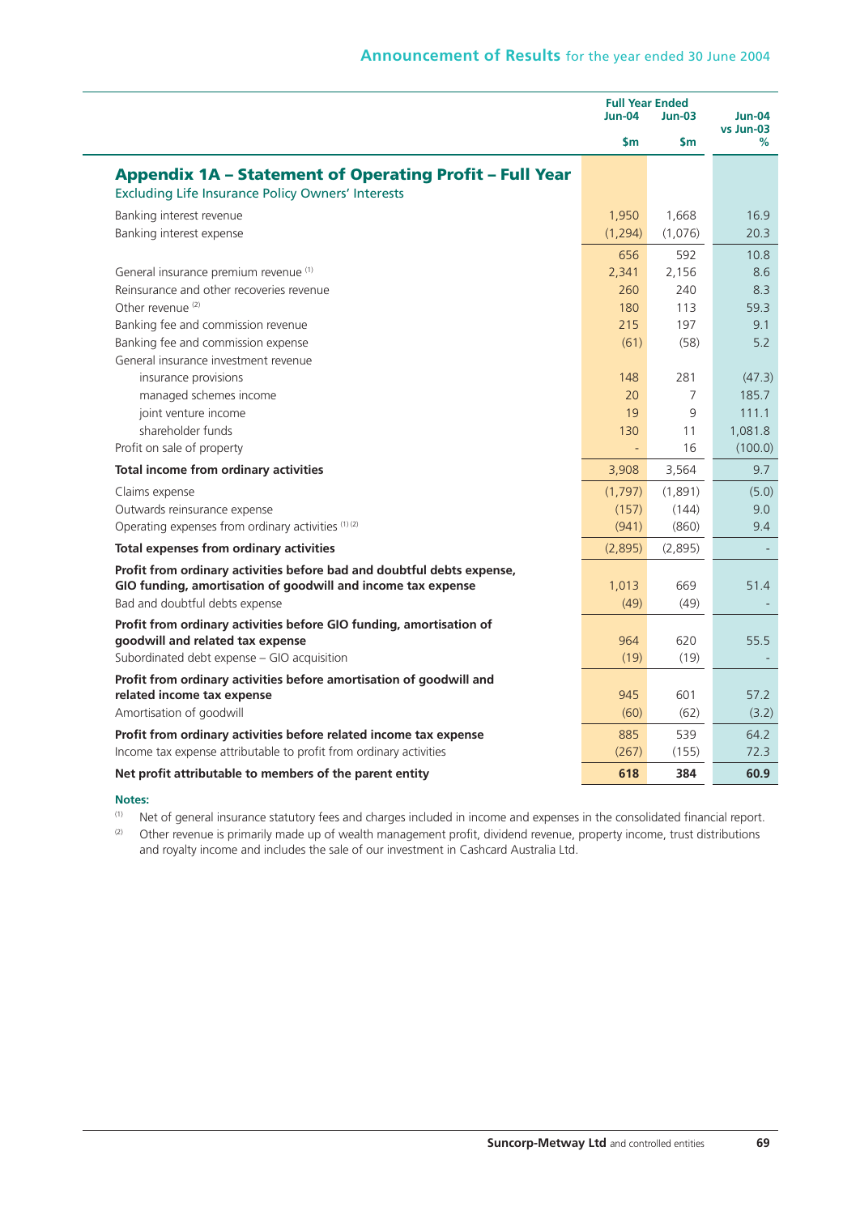## Appendix 1A – Statement of Operating Profit – Full Year

Excluding Life Insurance Policy Owners' Interests

| | Full Year Ended Jun-04 | Jun-03 | Jun-04 vs Jun-03 |
|---|---|---|---|
| | $m | $m | % |
| Banking interest revenue | 1,950 | 1,668 | 16.9 |
| Banking interest expense | (1,294) | (1,076) | 20.3 |
| | 656 | 592 | 10.8 |
| General insurance premium revenue [1] | 2,341 | 2,156 | 8.6 |
| Reinsurance and other recoveries revenue | 260 | 240 | 8.3 |
| Other revenue [2] | 180 | 113 | 59.3 |
| Banking fee and commission revenue | 215 | 197 | 9.1 |
| Banking fee and commission expense | (61) | (58) | 5.2 |
| General insurance investment revenue | | | |
| insurance provisions | 148 | 281 | (47.3) |
| managed schemes income | 20 | 7 | 185.7 |
| joint venture income | 19 | 9 | 111.1 |
| shareholder funds | 130 | 11 | 1,081.8 |
| Profit on sale of property | - | 16 | (100.0) |
| **Total income from ordinary activities** | 3,908 | 3,564 | 9.7 |
| Claims expense | (1,797) | (1,891) | (5.0) |
| Outwards reinsurance expense | (157) | (144) | 9.0 |
| Operating expenses from ordinary activities [1] [2] | (941) | (860) | 9.4 |
| **Total expenses from ordinary activities** | (2,895) | (2,895) | - |
| **Profit from ordinary activities before bad and doubtful debts expense, GIO funding, amortisation of goodwill and income tax expense** | 1,013 | 669 | 51.4 |
| Bad and doubtful debts expense | (49) | (49) | - |
| **Profit from ordinary activities before GIO funding, amortisation of goodwill and related tax expense** | 964 | 620 | 55.5 |
| Subordinated debt expense – GIO acquisition | (19) | (19) | - |
| **Profit from ordinary activities before amortisation of goodwill and related income tax expense** | 945 | 601 | 57.2 |
| Amortisation of goodwill | (60) | (62) | (3.2) |
| **Profit from ordinary activities before related income tax expense** | 885 | 539 | 64.2 |
| Income tax expense attributable to profit from ordinary activities | (267) | (155) | 72.3 |
| **Net profit attributable to members of the parent entity** | **618** | **384** | **60.9** |

**Notes:**

[1] Net of general insurance statutory fees and charges included in income and expenses in the consolidated financial report.

[2] Other revenue is primarily made up of wealth management profit, dividend revenue, property income, trust distributions and royalty income and includes the sale of our investment in Cashcard Australia Ltd.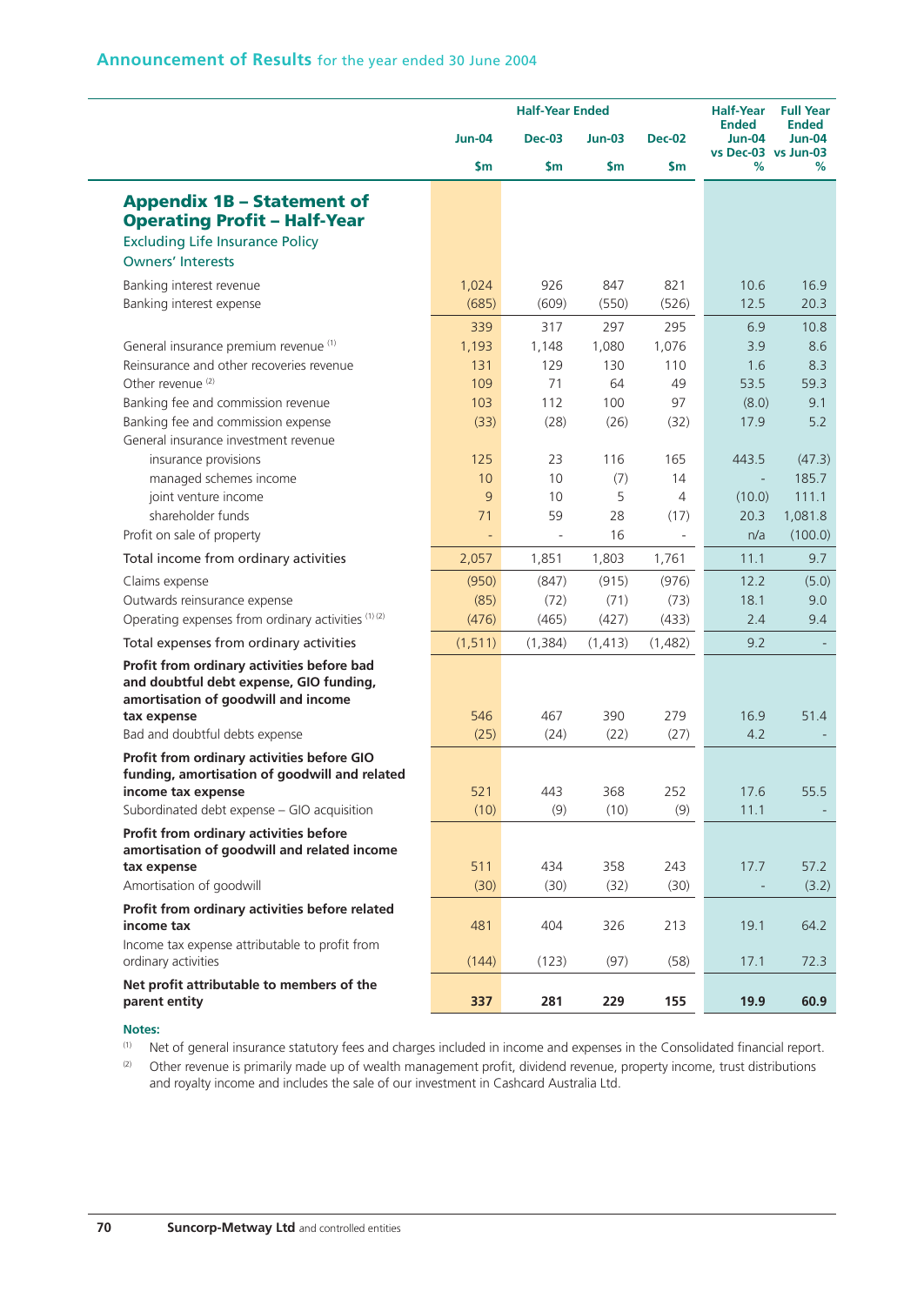## Announcement of Results for the year ended 30 June 2004

| | Half-Year Ended | | | | Half-Year Ended Jun-04 vs Dec-03 | Full Year Ended Jun-04 vs Jun-03 |
|---|---|---|---|---|---|---|
| | Jun-04 | Dec-03 | Jun-03 | Dec-02 | | |
| | $m | $m | $m | $m | % | % |
| **Appendix 1B – Statement of Operating Profit – Half-Year** Excluding Life Insurance Policy Owners' Interests | | | | | | |
| Banking interest revenue | 1,024 | 926 | 847 | 821 | 10.6 | 16.9 |
| Banking interest expense | (685) | (609) | (550) | (526) | 12.5 | 20.3 |
| | 339 | 317 | 297 | 295 | 6.9 | 10.8 |
| General insurance premium revenue [1] | 1,193 | 1,148 | 1,080 | 1,076 | 3.9 | 8.6 |
| Reinsurance and other recoveries revenue | 131 | 129 | 130 | 110 | 1.6 | 8.3 |
| Other revenue [2] | 109 | 71 | 64 | 49 | 53.5 | 59.3 |
| Banking fee and commission revenue | 103 | 112 | 100 | 97 | (8.0) | 9.1 |
| Banking fee and commission expense | (33) | (28) | (26) | (32) | 17.9 | 5.2 |
| General insurance investment revenue | | | | | | |
| insurance provisions | 125 | 23 | 116 | 165 | 443.5 | (47.3) |
| managed schemes income | 10 | 10 | (7) | 14 | - | 185.7 |
| joint venture income | 9 | 10 | 5 | 4 | (10.0) | 111.1 |
| shareholder funds | 71 | 59 | 28 | (17) | 20.3 | 1,081.8 |
| Profit on sale of property | - | - | 16 | - | n/a | (100.0) |
| Total income from ordinary activities | 2,057 | 1,851 | 1,803 | 1,761 | 11.1 | 9.7 |
| Claims expense | (950) | (847) | (915) | (976) | 12.2 | (5.0) |
| Outwards reinsurance expense | (85) | (72) | (71) | (73) | 18.1 | 9.0 |
| Operating expenses from ordinary activities [1] [2] | (476) | (465) | (427) | (433) | 2.4 | 9.4 |
| Total expenses from ordinary activities | (1,511) | (1,384) | (1,413) | (1,482) | 9.2 | - |
| **Profit from ordinary activities before bad and doubtful debt expense, GIO funding, amortisation of goodwill and income tax expense** | 546 | 467 | 390 | 279 | 16.9 | 51.4 |
| Bad and doubtful debts expense | (25) | (24) | (22) | (27) | 4.2 | - |
| **Profit from ordinary activities before GIO funding, amortisation of goodwill and related income tax expense** | 521 | 443 | 368 | 252 | 17.6 | 55.5 |
| Subordinated debt expense – GIO acquisition | (10) | (9) | (10) | (9) | 11.1 | - |
| **Profit from ordinary activities before amortisation of goodwill and related income tax expense** | 511 | 434 | 358 | 243 | 17.7 | 57.2 |
| Amortisation of goodwill | (30) | (30) | (32) | (30) | - | (3.2) |
| **Profit from ordinary activities before related income tax** | 481 | 404 | 326 | 213 | 19.1 | 64.2 |
| Income tax expense attributable to profit from ordinary activities | (144) | (123) | (97) | (58) | 17.1 | 72.3 |
| **Net profit attributable to members of the parent entity** | **337** | **281** | **229** | **155** | **19.9** | **60.9** |

**Notes:**

[1] Net of general insurance statutory fees and charges included in income and expenses in the Consolidated financial report.

[2] Other revenue is primarily made up of wealth management profit, dividend revenue, property income, trust distributions and royalty income and includes the sale of our investment in Cashcard Australia Ltd.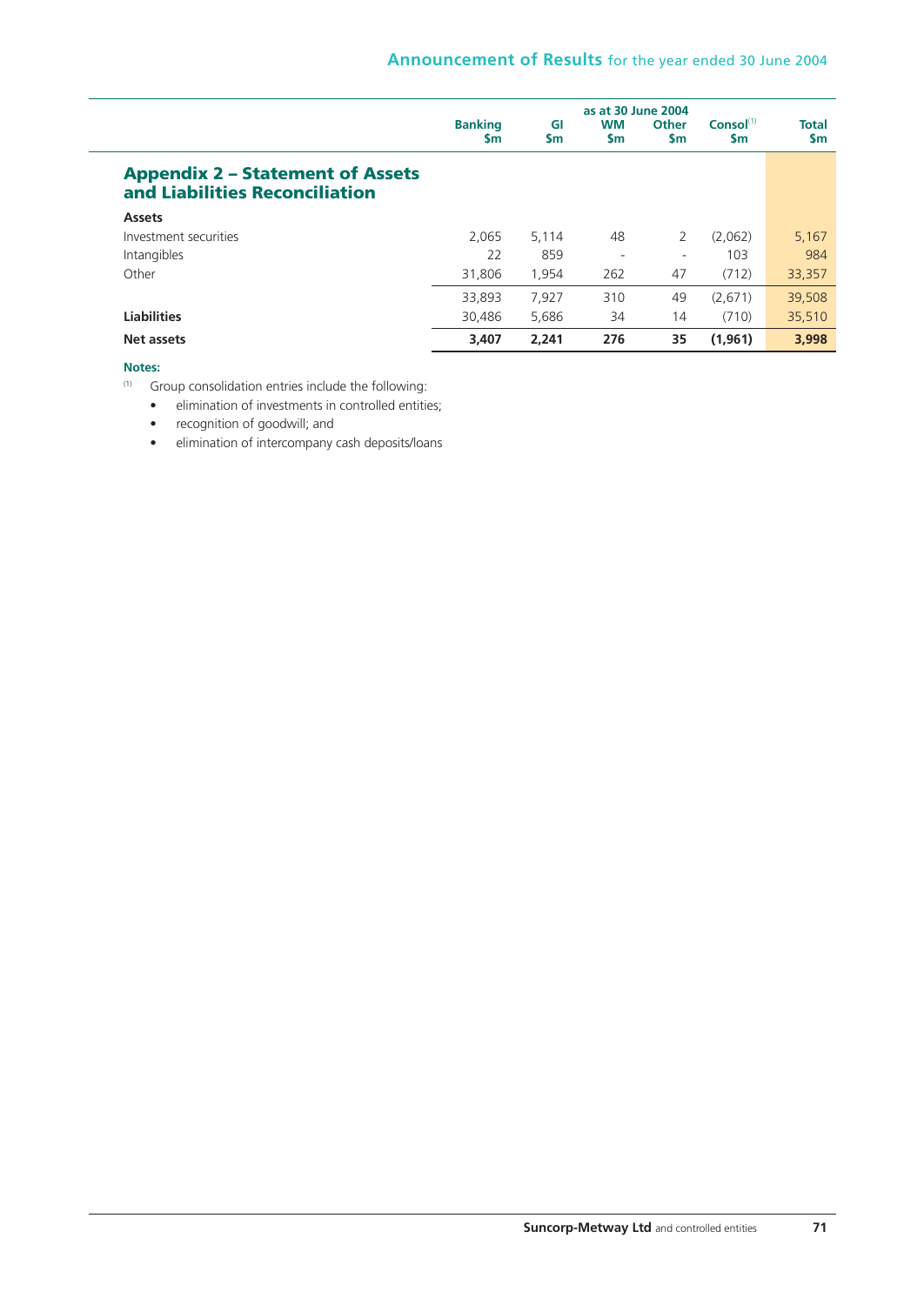## Appendix 2 – Statement of Assets and Liabilities Reconciliation

| | as at 30 June 2004 | | | | | |
|---|---|---|---|---|---|---|
| | Banking $m | GI $m | WM $m | Other $m | Consol[1] $m | Total $m |
| **Assets** | | | | | | |
| Investment securities | 2,065 | 5,114 | 48 | 2 | (2,062) | 5,167 |
| Intangibles | 22 | 859 | - | - | 103 | 984 |
| Other | 31,806 | 1,954 | 262 | 47 | (712) | 33,357 |
| | 33,893 | 7,927 | 310 | 49 | (2,671) | 39,508 |
| **Liabilities** | 30,486 | 5,686 | 34 | 14 | (710) | 35,510 |
| **Net assets** | **3,407** | **2,241** | **276** | **35** | **(1,961)** | **3,998** |

**Notes:**

[1] Group consolidation entries include the following:

- elimination of investments in controlled entities;
- recognition of goodwill; and
- elimination of intercompany cash deposits/loans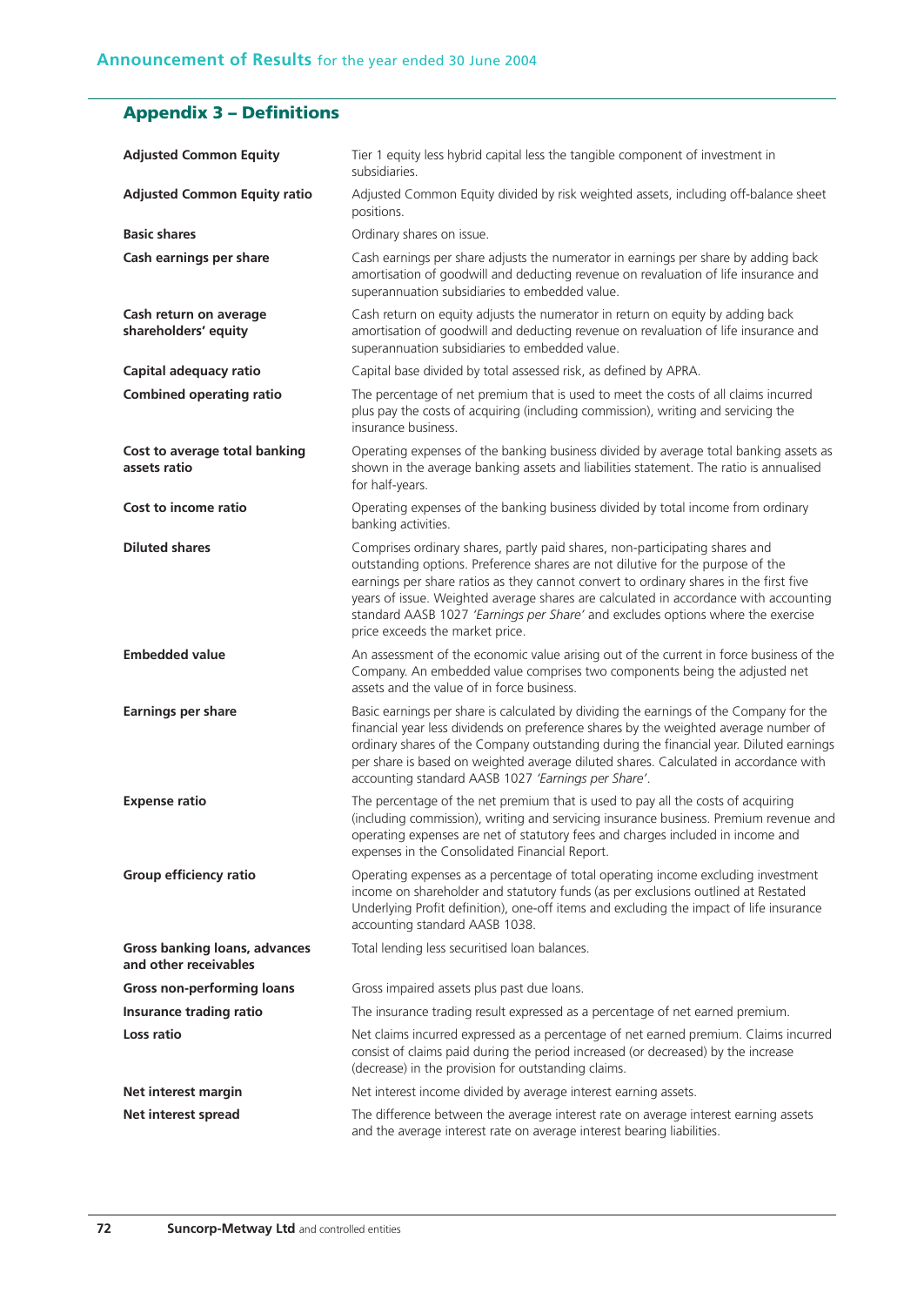## Appendix 3 – Definitions

| | |
|---|---|
| **Adjusted Common Equity** | Tier 1 equity less hybrid capital less the tangible component of investment in subsidiaries. |
| **Adjusted Common Equity ratio** | Adjusted Common Equity divided by risk weighted assets, including off-balance sheet positions. |
| **Basic shares** | Ordinary shares on issue. |
| **Cash earnings per share** | Cash earnings per share adjusts the numerator in earnings per share by adding back amortisation of goodwill and deducting revenue on revaluation of life insurance and superannuation subsidiaries to embedded value. |
| **Cash return on average shareholders' equity** | Cash return on equity adjusts the numerator in return on equity by adding back amortisation of goodwill and deducting revenue on revaluation of life insurance and superannuation subsidiaries to embedded value. |
| **Capital adequacy ratio** | Capital base divided by total assessed risk, as defined by APRA. |
| **Combined operating ratio** | The percentage of net premium that is used to meet the costs of all claims incurred plus pay the costs of acquiring (including commission), writing and servicing the insurance business. |
| **Cost to average total banking assets ratio** | Operating expenses of the banking business divided by average total banking assets as shown in the average banking assets and liabilities statement. The ratio is annualised for half-years. |
| **Cost to income ratio** | Operating expenses of the banking business divided by total income from ordinary banking activities. |
| **Diluted shares** | Comprises ordinary shares, partly paid shares, non-participating shares and outstanding options. Preference shares are not dilutive for the purpose of the earnings per share ratios as they cannot convert to ordinary shares in the first five years of issue. Weighted average shares are calculated in accordance with accounting standard AASB 1027 *'Earnings per Share'* and excludes options where the exercise price exceeds the market price. |
| **Embedded value** | An assessment of the economic value arising out of the current in force business of the Company. An embedded value comprises two components being the adjusted net assets and the value of in force business. |
| **Earnings per share** | Basic earnings per share is calculated by dividing the earnings of the Company for the financial year less dividends on preference shares by the weighted average number of ordinary shares of the Company outstanding during the financial year. Diluted earnings per share is based on weighted average diluted shares. Calculated in accordance with accounting standard AASB 1027 *'Earnings per Share'*. |
| **Expense ratio** | The percentage of the net premium that is used to pay all the costs of acquiring (including commission), writing and servicing insurance business. Premium revenue and operating expenses are net of statutory fees and charges included in income and expenses in the Consolidated Financial Report. |
| **Group efficiency ratio** | Operating expenses as a percentage of total operating income excluding investment income on shareholder and statutory funds (as per exclusions outlined at Restated Underlying Profit definition), one-off items and excluding the impact of life insurance accounting standard AASB 1038. |
| **Gross banking loans, advances and other receivables** | Total lending less securitised loan balances. |
| **Gross non-performing loans** | Gross impaired assets plus past due loans. |
| **Insurance trading ratio** | The insurance trading result expressed as a percentage of net earned premium. |
| **Loss ratio** | Net claims incurred expressed as a percentage of net earned premium. Claims incurred consist of claims paid during the period increased (or decreased) by the increase (decrease) in the provision for outstanding claims. |
| **Net interest margin** | Net interest income divided by average interest earning assets. |
| **Net interest spread** | The difference between the average interest rate on average interest earning assets and the average interest rate on average interest bearing liabilities. |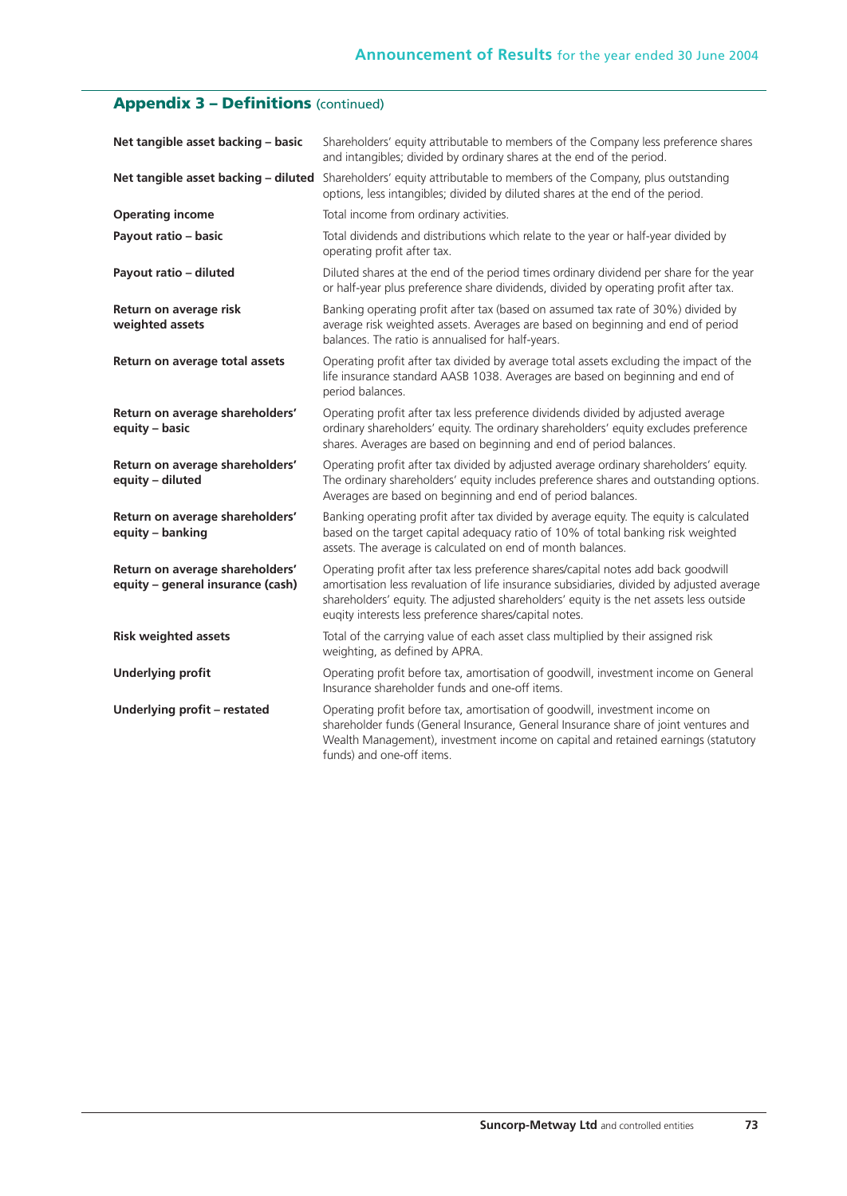## Appendix 3 – Definitions (continued)

| | |
|---|---|
| **Net tangible asset backing – basic** | Shareholders' equity attributable to members of the Company less preference shares and intangibles; divided by ordinary shares at the end of the period. |
| **Net tangible asset backing – diluted** | Shareholders' equity attributable to members of the Company, plus outstanding options, less intangibles; divided by diluted shares at the end of the period. |
| **Operating income** | Total income from ordinary activities. |
| **Payout ratio – basic** | Total dividends and distributions which relate to the year or half-year divided by operating profit after tax. |
| **Payout ratio – diluted** | Diluted shares at the end of the period times ordinary dividend per share for the year or half-year plus preference share dividends, divided by operating profit after tax. |
| **Return on average risk weighted assets** | Banking operating profit after tax (based on assumed tax rate of 30%) divided by average risk weighted assets. Averages are based on beginning and end of period balances. The ratio is annualised for half-years. |
| **Return on average total assets** | Operating profit after tax divided by average total assets excluding the impact of the life insurance standard AASB 1038. Averages are based on beginning and end of period balances. |
| **Return on average shareholders' equity – basic** | Operating profit after tax less preference dividends divided by adjusted average ordinary shareholders' equity. The ordinary shareholders' equity excludes preference shares. Averages are based on beginning and end of period balances. |
| **Return on average shareholders' equity – diluted** | Operating profit after tax divided by adjusted average ordinary shareholders' equity. The ordinary shareholders' equity includes preference shares and outstanding options. Averages are based on beginning and end of period balances. |
| **Return on average shareholders' equity – banking** | Banking operating profit after tax divided by average equity. The equity is calculated based on the target capital adequacy ratio of 10% of total banking risk weighted assets. The average is calculated on end of month balances. |
| **Return on average shareholders' equity – general insurance (cash)** | Operating profit after tax less preference shares/capital notes add back goodwill amortisation less revaluation of life insurance subsidiaries, divided by adjusted average shareholders' equity. The adjusted shareholders' equity is the net assets less outside euqity interests less preference shares/capital notes. |
| **Risk weighted assets** | Total of the carrying value of each asset class multiplied by their assigned risk weighting, as defined by APRA. |
| **Underlying profit** | Operating profit before tax, amortisation of goodwill, investment income on General Insurance shareholder funds and one-off items. |
| **Underlying profit – restated** | Operating profit before tax, amortisation of goodwill, investment income on shareholder funds (General Insurance, General Insurance share of joint ventures and Wealth Management), investment income on capital and retained earnings (statutory funds) and one-off items. |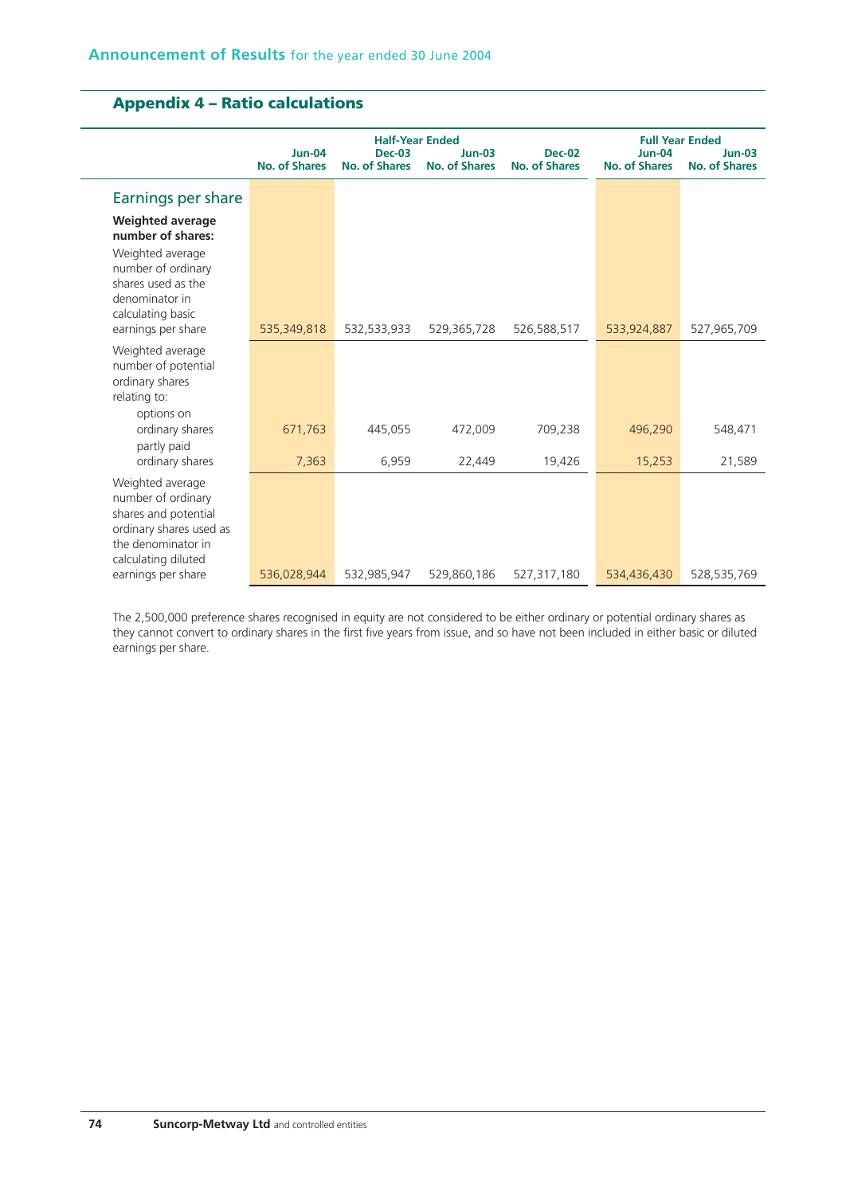## Appendix 4 – Ratio calculations

| | Half-Year Ended | | | | Full Year Ended | |
|---|---|---|---|---|---|---|
| | Jun-04<br>No. of Shares | Dec-03<br>No. of Shares | Jun-03<br>No. of Shares | Dec-02<br>No. of Shares | Jun-04<br>No. of Shares | Jun-03<br>No. of Shares |
| **Earnings per share** | | | | | | |
| **Weighted average number of shares:** | | | | | | |
| Weighted average number of ordinary shares used as the denominator in calculating basic earnings per share | 535,349,818 | 532,533,933 | 529,365,728 | 526,588,517 | 533,924,887 | 527,965,709 |
| Weighted average number of potential ordinary shares relating to: | | | | | | |
| options on ordinary shares | 671,763 | 445,055 | 472,009 | 709,238 | 496,290 | 548,471 |
| partly paid ordinary shares | 7,363 | 6,959 | 22,449 | 19,426 | 15,253 | 21,589 |
| Weighted average number of ordinary shares and potential ordinary shares used as the denominator in calculating diluted earnings per share | 536,028,944 | 532,985,947 | 529,860,186 | 527,317,180 | 534,436,430 | 528,535,769 |

The 2,500,000 preference shares recognised in equity are not considered to be either ordinary or potential ordinary shares as they cannot convert to ordinary shares in the first five years from issue, and so have not been included in either basic or diluted earnings per share.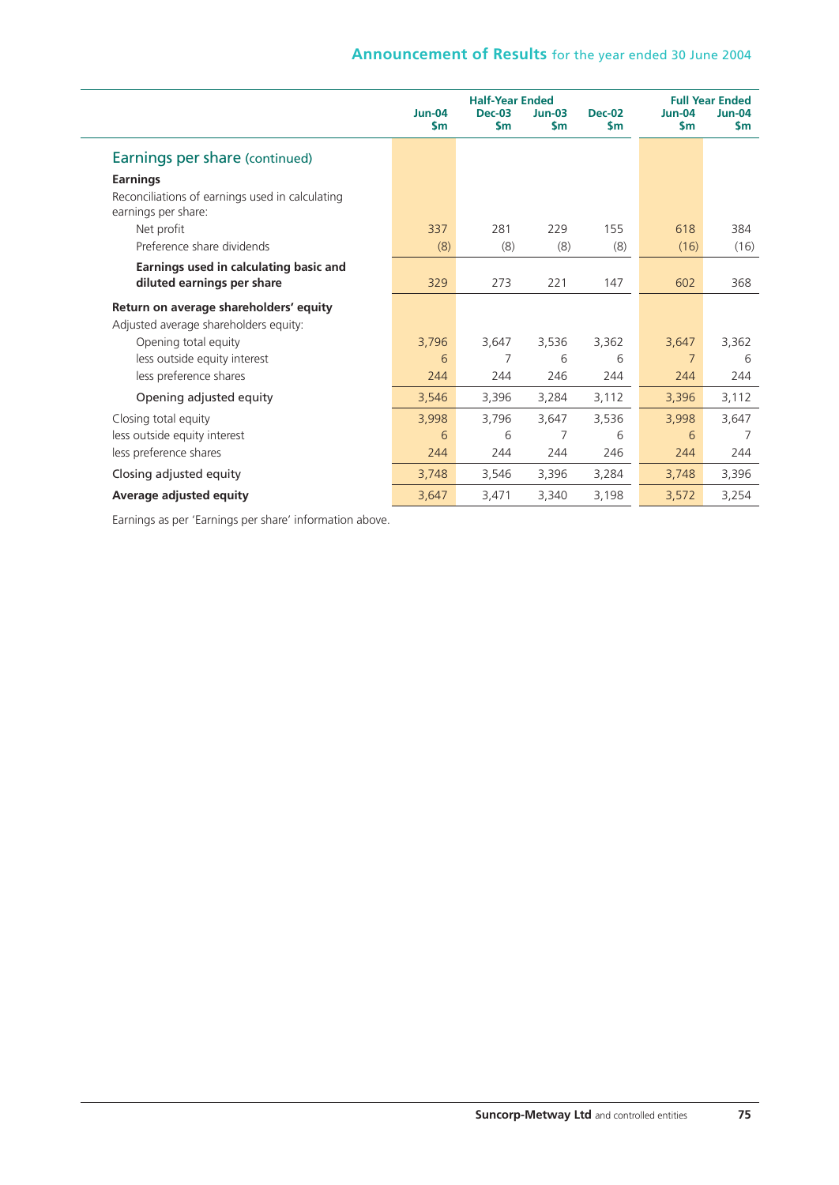## Earnings per share (continued)

| | Half-Year Ended | | | | Full Year Ended | |
|---|---|---|---|---|---|---|
| | Jun-04 $m | Dec-03 $m | Jun-03 $m | Dec-02 $m | Jun-04 $m | Jun-04 $m |
| **Earnings** | | | | | | |
| Reconciliations of earnings used in calculating earnings per share: | | | | | | |
| Net profit | 337 | 281 | 229 | 155 | 618 | 384 |
| Preference share dividends | (8) | (8) | (8) | (8) | (16) | (16) |
| **Earnings used in calculating basic and diluted earnings per share** | 329 | 273 | 221 | 147 | 602 | 368 |
| **Return on average shareholders' equity** | | | | | | |
| Adjusted average shareholders equity: | | | | | | |
| Opening total equity | 3,796 | 3,647 | 3,536 | 3,362 | 3,647 | 3,362 |
| less outside equity interest | 6 | 7 | 6 | 6 | 7 | 6 |
| less preference shares | 244 | 244 | 246 | 244 | 244 | 244 |
| Opening adjusted equity | 3,546 | 3,396 | 3,284 | 3,112 | 3,396 | 3,112 |
| Closing total equity | 3,998 | 3,796 | 3,647 | 3,536 | 3,998 | 3,647 |
| less outside equity interest | 6 | 6 | 7 | 6 | 6 | 7 |
| less preference shares | 244 | 244 | 244 | 246 | 244 | 244 |
| Closing adjusted equity | 3,748 | 3,546 | 3,396 | 3,284 | 3,748 | 3,396 |
| **Average adjusted equity** | 3,647 | 3,471 | 3,340 | 3,198 | 3,572 | 3,254 |

Earnings as per 'Earnings per share' information above.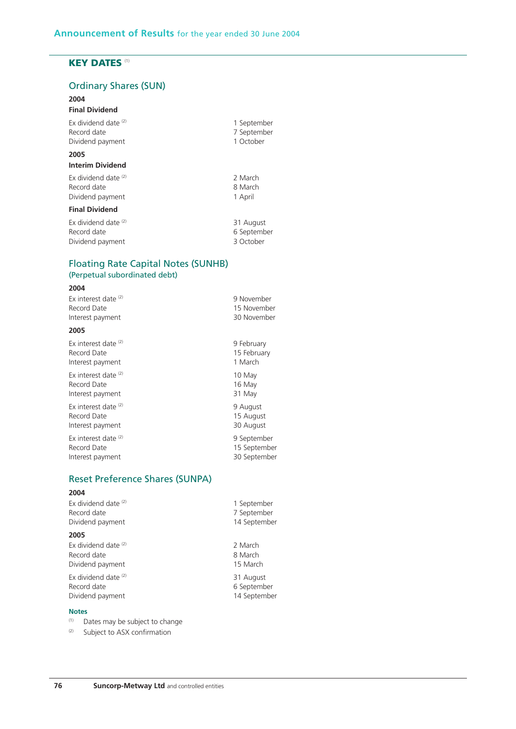## KEY DATES [1]

### Ordinary Shares (SUN)

**2004**

**Final Dividend**

| | |
|---|---|
| Ex dividend date [2] | 1 September |
| Record date | 7 September |
| Dividend payment | 1 October |

**2005**

**Interim Dividend**

| | |
|---|---|
| Ex dividend date [2] | 2 March |
| Record date | 8 March |
| Dividend payment | 1 April |

**Final Dividend**

| | |
|---|---|
| Ex dividend date [2] | 31 August |
| Record date | 6 September |
| Dividend payment | 3 October |

### Floating Rate Capital Notes (SUNHB)

(Perpetual subordinated debt)

**2004**

| | |
|---|---|
| Ex interest date [2] | 9 November |
| Record Date | 15 November |
| Interest payment | 30 November |

**2005**

| | |
|---|---|
| Ex interest date [2] | 9 February |
| Record Date | 15 February |
| Interest payment | 1 March |
| Ex interest date [2] | 10 May |
| Record Date | 16 May |
| Interest payment | 31 May |
| Ex interest date [2] | 9 August |
| Record Date | 15 August |
| Interest payment | 30 August |
| Ex interest date [2] | 9 September |
| Record Date | 15 September |
| Interest payment | 30 September |

### Reset Preference Shares (SUNPA)

**2004**

| | |
|---|---|
| Ex dividend date [2] | 1 September |
| Record date | 7 September |
| Dividend payment | 14 September |

**2005**

| | |
|---|---|
| Ex dividend date [2] | 2 March |
| Record date | 8 March |
| Dividend payment | 15 March |
| Ex dividend date [2] | 31 August |
| Record date | 6 September |
| Dividend payment | 14 September |

**Notes**

[1] Dates may be subject to change

[2] Subject to ASX confirmation